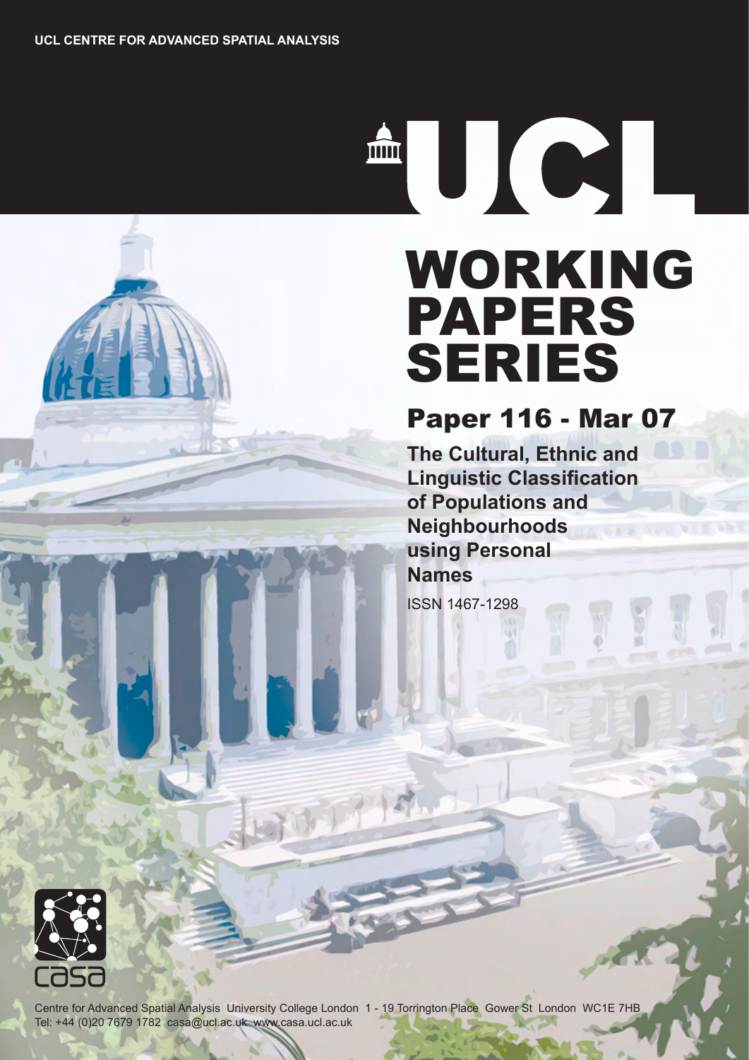UCL CENTRE FOR ADVANCED SPATIAL ANALYSIS

UCL

# WORKING PAPERS SERIES

## Paper 116 - Mar 07

**The Cultural, Ethnic and Linguistic Classification of Populations and Neighbourhoods using Personal Names**

ISSN 1467-1298

casa

Centre for Advanced Spatial Analysis University College London 1 - 19 Torrington Place Gower St London WC1E 7HB
Tel: +44 (0)20 7679 1782 casa@ucl.ac.uk www.casa.ucl.ac.uk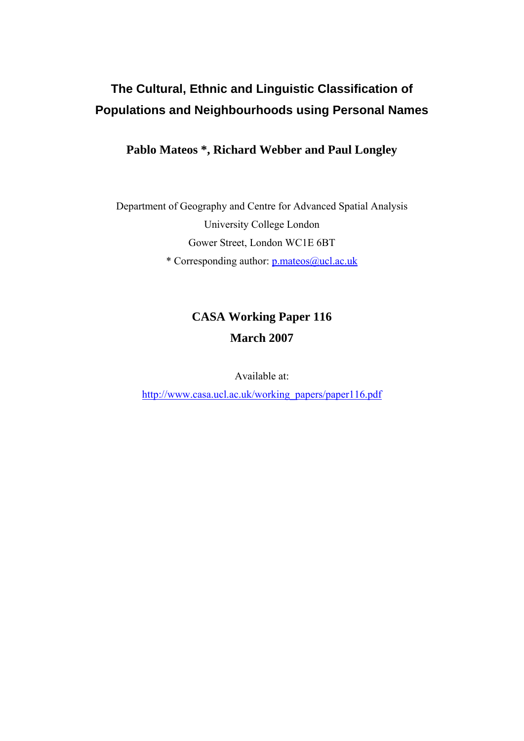# The Cultural, Ethnic and Linguistic Classification of Populations and Neighbourhoods using Personal Names

**Pablo Mateos *, Richard Webber and Paul Longley**

Department of Geography and Centre for Advanced Spatial Analysis
University College London
Gower Street, London WC1E 6BT
* Corresponding author: p.mateos@ucl.ac.uk

**CASA Working Paper 116**

**March 2007**

Available at:

http://www.casa.ucl.ac.uk/working_papers/paper116.pdf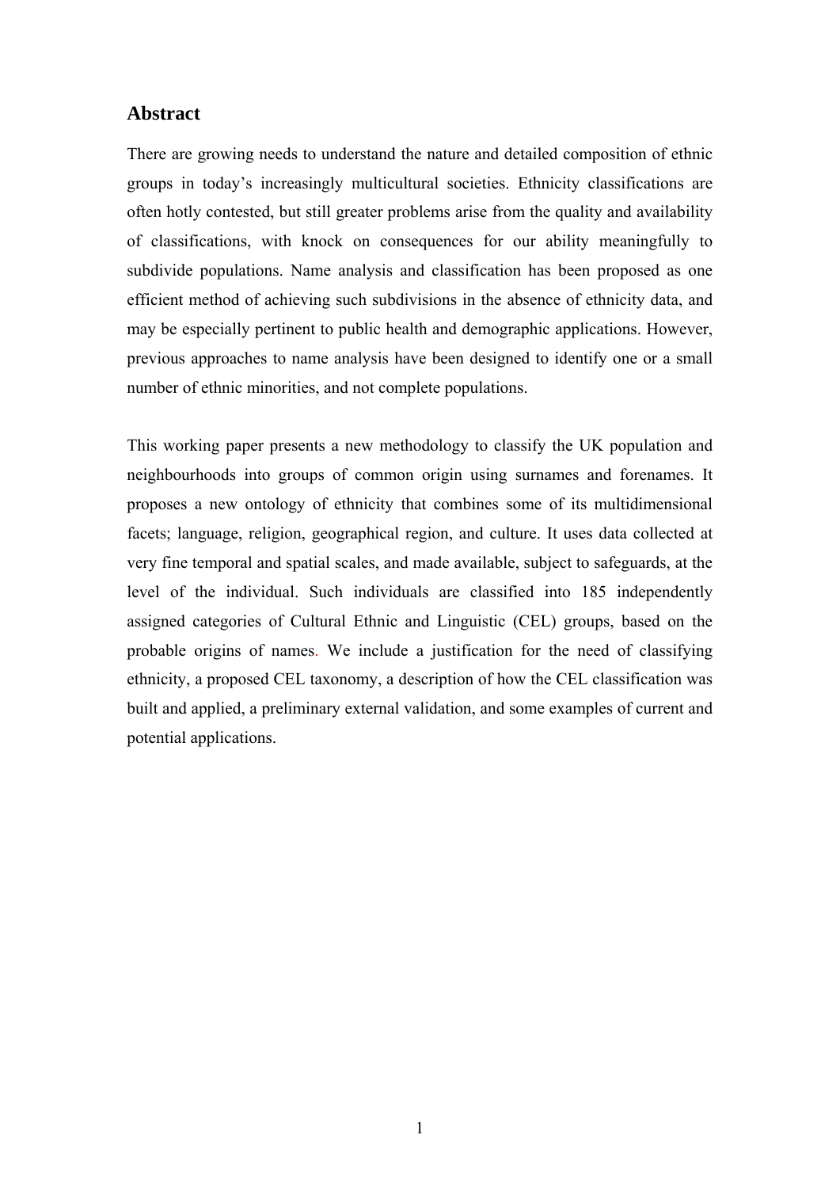## Abstract

There are growing needs to understand the nature and detailed composition of ethnic groups in today's increasingly multicultural societies. Ethnicity classifications are often hotly contested, but still greater problems arise from the quality and availability of classifications, with knock on consequences for our ability meaningfully to subdivide populations. Name analysis and classification has been proposed as one efficient method of achieving such subdivisions in the absence of ethnicity data, and may be especially pertinent to public health and demographic applications. However, previous approaches to name analysis have been designed to identify one or a small number of ethnic minorities, and not complete populations.

This working paper presents a new methodology to classify the UK population and neighbourhoods into groups of common origin using surnames and forenames. It proposes a new ontology of ethnicity that combines some of its multidimensional facets; language, religion, geographical region, and culture. It uses data collected at very fine temporal and spatial scales, and made available, subject to safeguards, at the level of the individual. Such individuals are classified into 185 independently assigned categories of Cultural Ethnic and Linguistic (CEL) groups, based on the probable origins of names. We include a justification for the need of classifying ethnicity, a proposed CEL taxonomy, a description of how the CEL classification was built and applied, a preliminary external validation, and some examples of current and potential applications.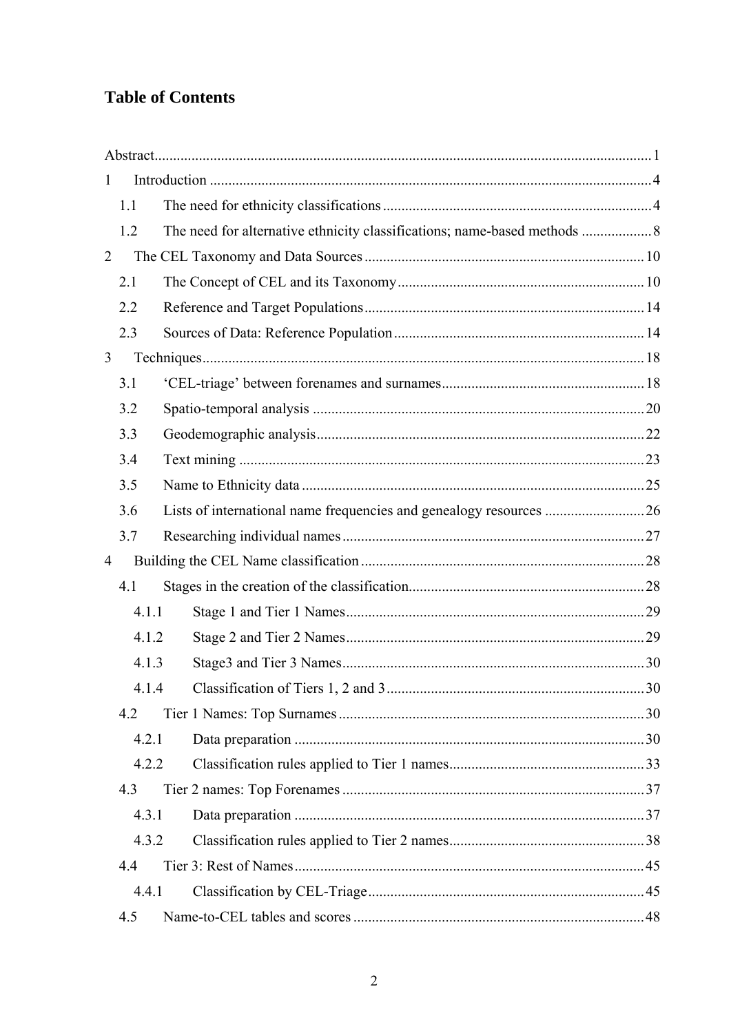# Table of Contents

Abstract ..... 1

1 Introduction ..... 4

  1.1 The need for ethnicity classifications ..... 4

  1.2 The need for alternative ethnicity classifications; name-based methods ..... 8

2 The CEL Taxonomy and Data Sources ..... 10

  2.1 The Concept of CEL and its Taxonomy ..... 10

  2.2 Reference and Target Populations ..... 14

  2.3 Sources of Data: Reference Population ..... 14

3 Techniques ..... 18

  3.1 'CEL-triage' between forenames and surnames ..... 18

  3.2 Spatio-temporal analysis ..... 20

  3.3 Geodemographic analysis ..... 22

  3.4 Text mining ..... 23

  3.5 Name to Ethnicity data ..... 25

  3.6 Lists of international name frequencies and genealogy resources ..... 26

  3.7 Researching individual names ..... 27

4 Building the CEL Name classification ..... 28

  4.1 Stages in the creation of the classification ..... 28

    4.1.1 Stage 1 and Tier 1 Names ..... 29

    4.1.2 Stage 2 and Tier 2 Names ..... 29

    4.1.3 Stage3 and Tier 3 Names ..... 30

    4.1.4 Classification of Tiers 1, 2 and 3 ..... 30

  4.2 Tier 1 Names: Top Surnames ..... 30

    4.2.1 Data preparation ..... 30

    4.2.2 Classification rules applied to Tier 1 names ..... 33

  4.3 Tier 2 names: Top Forenames ..... 37

    4.3.1 Data preparation ..... 37

    4.3.2 Classification rules applied to Tier 2 names ..... 38

  4.4 Tier 3: Rest of Names ..... 45

    4.4.1 Classification by CEL-Triage ..... 45

  4.5 Name-to-CEL tables and scores ..... 48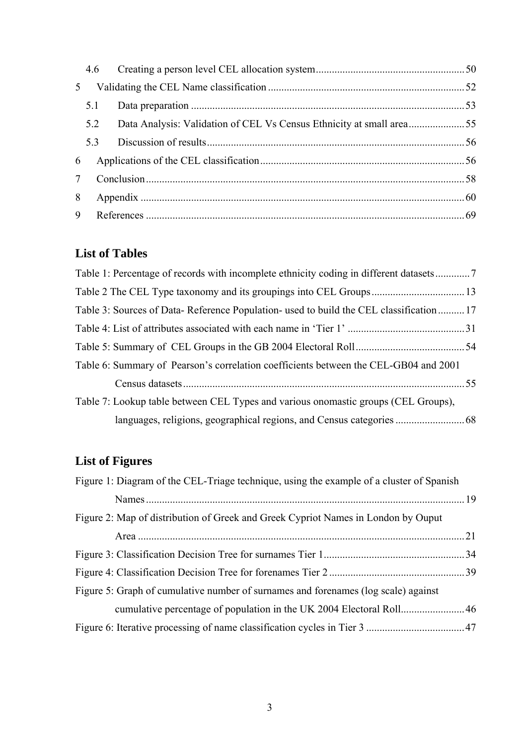4.6 Creating a person level CEL allocation system ........................................................ 50

5 Validating the CEL Name classification .......................................................................... 52

5.1 Data preparation ...................................................................................................... 53

5.2 Data Analysis: Validation of CEL Vs Census Ethnicity at small area ..................... 55

5.3 Discussion of results ................................................................................................ 56

6 Applications of the CEL classification ............................................................................ 56

7 Conclusion ....................................................................................................................... 58

8 Appendix ......................................................................................................................... 60

9 References ....................................................................................................................... 69

## List of Tables

Table 1: Percentage of records with incomplete ethnicity coding in different datasets ............. 7

Table 2 The CEL Type taxonomy and its groupings into CEL Groups ................................... 13

Table 3: Sources of Data- Reference Population- used to build the CEL classification .......... 17

Table 4: List of attributes associated with each name in ‘Tier 1’ ............................................ 31

Table 5: Summary of CEL Groups in the GB 2004 Electoral Roll ......................................... 54

Table 6: Summary of Pearson’s correlation coefficients between the CEL-GB04 and 2001 Census datasets ......................................................................................................... 55

Table 7: Lookup table between CEL Types and various onomastic groups (CEL Groups), languages, religions, geographical regions, and Census categories .......................... 68

## List of Figures

Figure 1: Diagram of the CEL-Triage technique, using the example of a cluster of Spanish Names ....................................................................................................................... 19

Figure 2: Map of distribution of Greek and Greek Cypriot Names in London by Ouput Area ......................................................................................................................... 21

Figure 3: Classification Decision Tree for surnames Tier 1 ..................................................... 34

Figure 4: Classification Decision Tree for forenames Tier 2 ................................................... 39

Figure 5: Graph of cumulative number of surnames and forenames (log scale) against cumulative percentage of population in the UK 2004 Electoral Roll........................ 46

Figure 6: Iterative processing of name classification cycles in Tier 3 ..................................... 47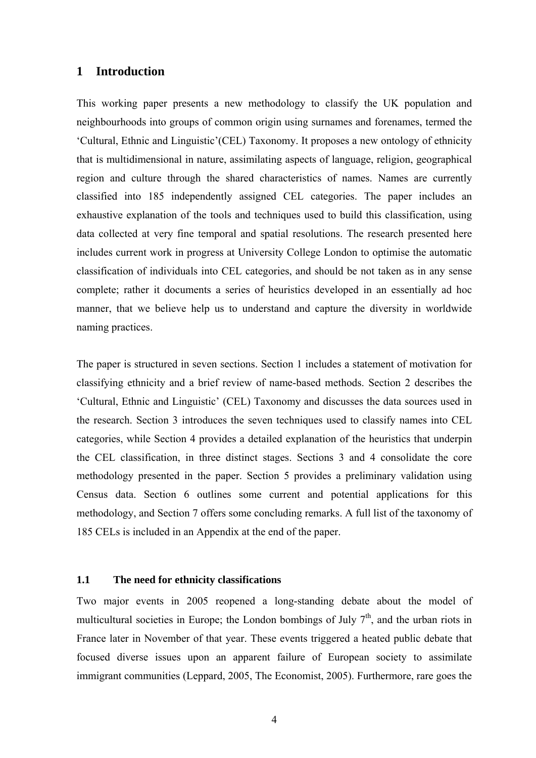# 1 Introduction

This working paper presents a new methodology to classify the UK population and neighbourhoods into groups of common origin using surnames and forenames, termed the 'Cultural, Ethnic and Linguistic'(CEL) Taxonomy. It proposes a new ontology of ethnicity that is multidimensional in nature, assimilating aspects of language, religion, geographical region and culture through the shared characteristics of names. Names are currently classified into 185 independently assigned CEL categories. The paper includes an exhaustive explanation of the tools and techniques used to build this classification, using data collected at very fine temporal and spatial resolutions. The research presented here includes current work in progress at University College London to optimise the automatic classification of individuals into CEL categories, and should be not taken as in any sense complete; rather it documents a series of heuristics developed in an essentially ad hoc manner, that we believe help us to understand and capture the diversity in worldwide naming practices.

The paper is structured in seven sections. Section 1 includes a statement of motivation for classifying ethnicity and a brief review of name-based methods. Section 2 describes the 'Cultural, Ethnic and Linguistic' (CEL) Taxonomy and discusses the data sources used in the research. Section 3 introduces the seven techniques used to classify names into CEL categories, while Section 4 provides a detailed explanation of the heuristics that underpin the CEL classification, in three distinct stages. Sections 3 and 4 consolidate the core methodology presented in the paper. Section 5 provides a preliminary validation using Census data. Section 6 outlines some current and potential applications for this methodology, and Section 7 offers some concluding remarks. A full list of the taxonomy of 185 CELs is included in an Appendix at the end of the paper.

## 1.1 The need for ethnicity classifications

Two major events in 2005 reopened a long-standing debate about the model of multicultural societies in Europe; the London bombings of July 7th, and the urban riots in France later in November of that year. These events triggered a heated public debate that focused diverse issues upon an apparent failure of European society to assimilate immigrant communities (Leppard, 2005, The Economist, 2005). Furthermore, rare goes the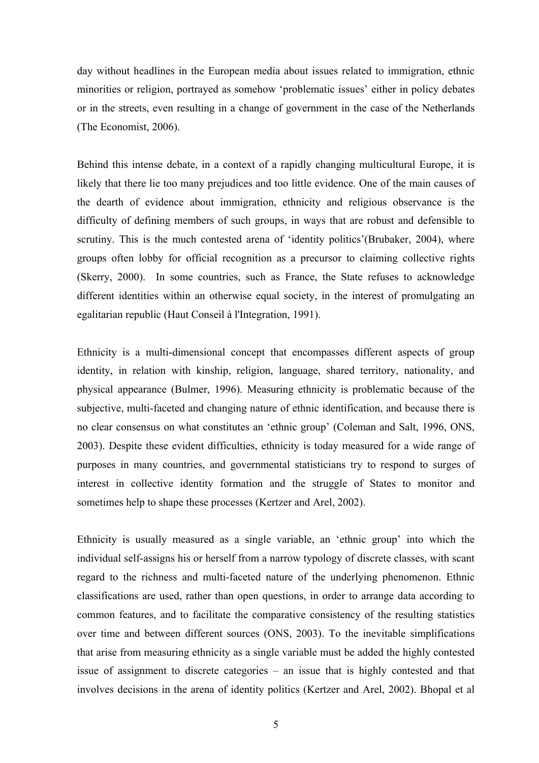day without headlines in the European media about issues related to immigration, ethnic minorities or religion, portrayed as somehow 'problematic issues' either in policy debates or in the streets, even resulting in a change of government in the case of the Netherlands (The Economist, 2006).

Behind this intense debate, in a context of a rapidly changing multicultural Europe, it is likely that there lie too many prejudices and too little evidence. One of the main causes of the dearth of evidence about immigration, ethnicity and religious observance is the difficulty of defining members of such groups, in ways that are robust and defensible to scrutiny. This is the much contested arena of 'identity politics'(Brubaker, 2004), where groups often lobby for official recognition as a precursor to claiming collective rights (Skerry, 2000). In some countries, such as France, the State refuses to acknowledge different identities within an otherwise equal society, in the interest of promulgating an egalitarian republic (Haut Conseil à l'Integration, 1991).

Ethnicity is a multi-dimensional concept that encompasses different aspects of group identity, in relation with kinship, religion, language, shared territory, nationality, and physical appearance (Bulmer, 1996). Measuring ethnicity is problematic because of the subjective, multi-faceted and changing nature of ethnic identification, and because there is no clear consensus on what constitutes an 'ethnic group' (Coleman and Salt, 1996, ONS, 2003). Despite these evident difficulties, ethnicity is today measured for a wide range of purposes in many countries, and governmental statisticians try to respond to surges of interest in collective identity formation and the struggle of States to monitor and sometimes help to shape these processes (Kertzer and Arel, 2002).

Ethnicity is usually measured as a single variable, an 'ethnic group' into which the individual self-assigns his or herself from a narrow typology of discrete classes, with scant regard to the richness and multi-faceted nature of the underlying phenomenon. Ethnic classifications are used, rather than open questions, in order to arrange data according to common features, and to facilitate the comparative consistency of the resulting statistics over time and between different sources (ONS, 2003). To the inevitable simplifications that arise from measuring ethnicity as a single variable must be added the highly contested issue of assignment to discrete categories – an issue that is highly contested and that involves decisions in the arena of identity politics (Kertzer and Arel, 2002). Bhopal et al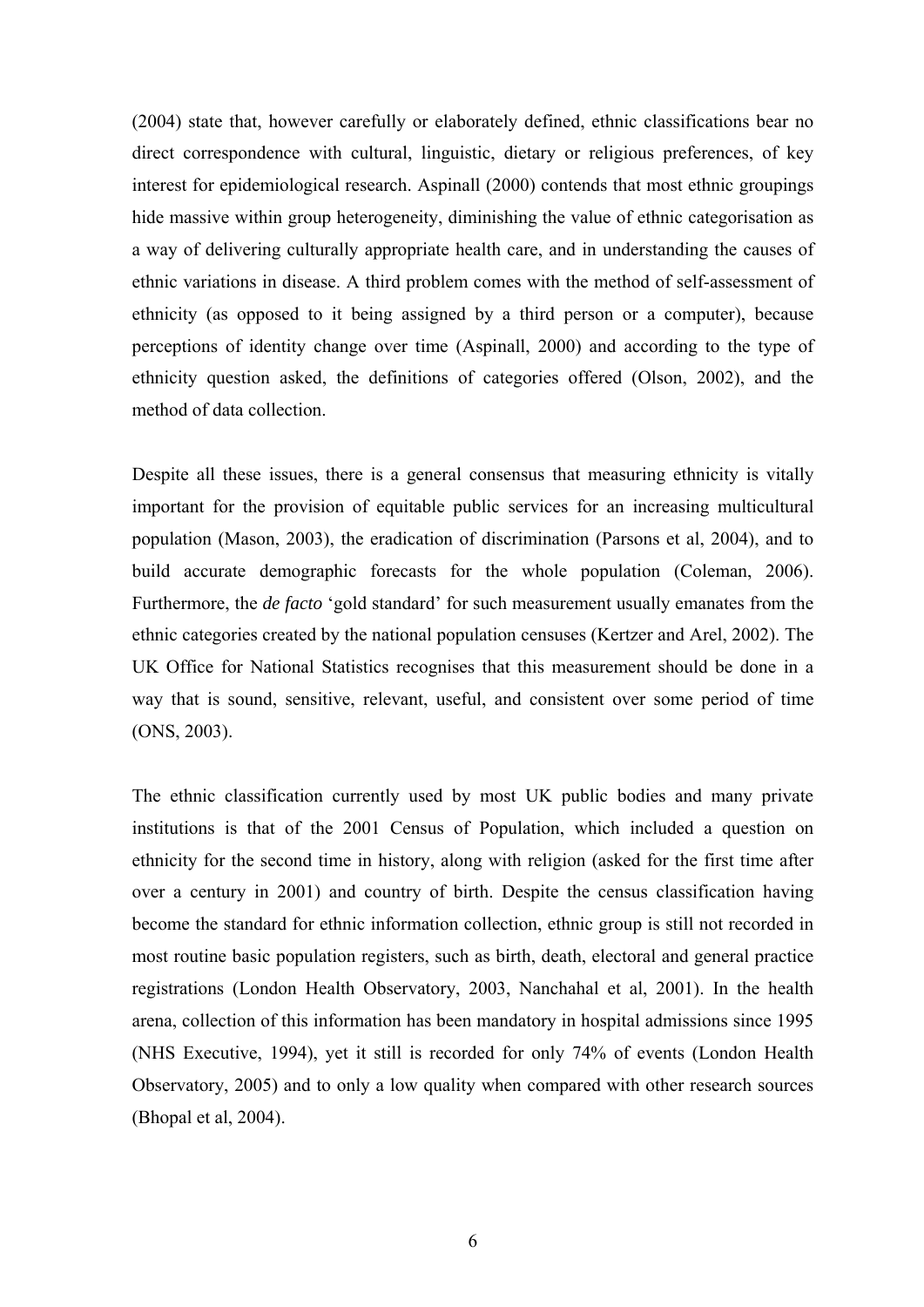(2004) state that, however carefully or elaborately defined, ethnic classifications bear no direct correspondence with cultural, linguistic, dietary or religious preferences, of key interest for epidemiological research. Aspinall (2000) contends that most ethnic groupings hide massive within group heterogeneity, diminishing the value of ethnic categorisation as a way of delivering culturally appropriate health care, and in understanding the causes of ethnic variations in disease. A third problem comes with the method of self-assessment of ethnicity (as opposed to it being assigned by a third person or a computer), because perceptions of identity change over time (Aspinall, 2000) and according to the type of ethnicity question asked, the definitions of categories offered (Olson, 2002), and the method of data collection.

Despite all these issues, there is a general consensus that measuring ethnicity is vitally important for the provision of equitable public services for an increasing multicultural population (Mason, 2003), the eradication of discrimination (Parsons et al, 2004), and to build accurate demographic forecasts for the whole population (Coleman, 2006). Furthermore, the *de facto* 'gold standard' for such measurement usually emanates from the ethnic categories created by the national population censuses (Kertzer and Arel, 2002). The UK Office for National Statistics recognises that this measurement should be done in a way that is sound, sensitive, relevant, useful, and consistent over some period of time (ONS, 2003).

The ethnic classification currently used by most UK public bodies and many private institutions is that of the 2001 Census of Population, which included a question on ethnicity for the second time in history, along with religion (asked for the first time after over a century in 2001) and country of birth. Despite the census classification having become the standard for ethnic information collection, ethnic group is still not recorded in most routine basic population registers, such as birth, death, electoral and general practice registrations (London Health Observatory, 2003, Nanchahal et al, 2001). In the health arena, collection of this information has been mandatory in hospital admissions since 1995 (NHS Executive, 1994), yet it still is recorded for only 74% of events (London Health Observatory, 2005) and to only a low quality when compared with other research sources (Bhopal et al, 2004).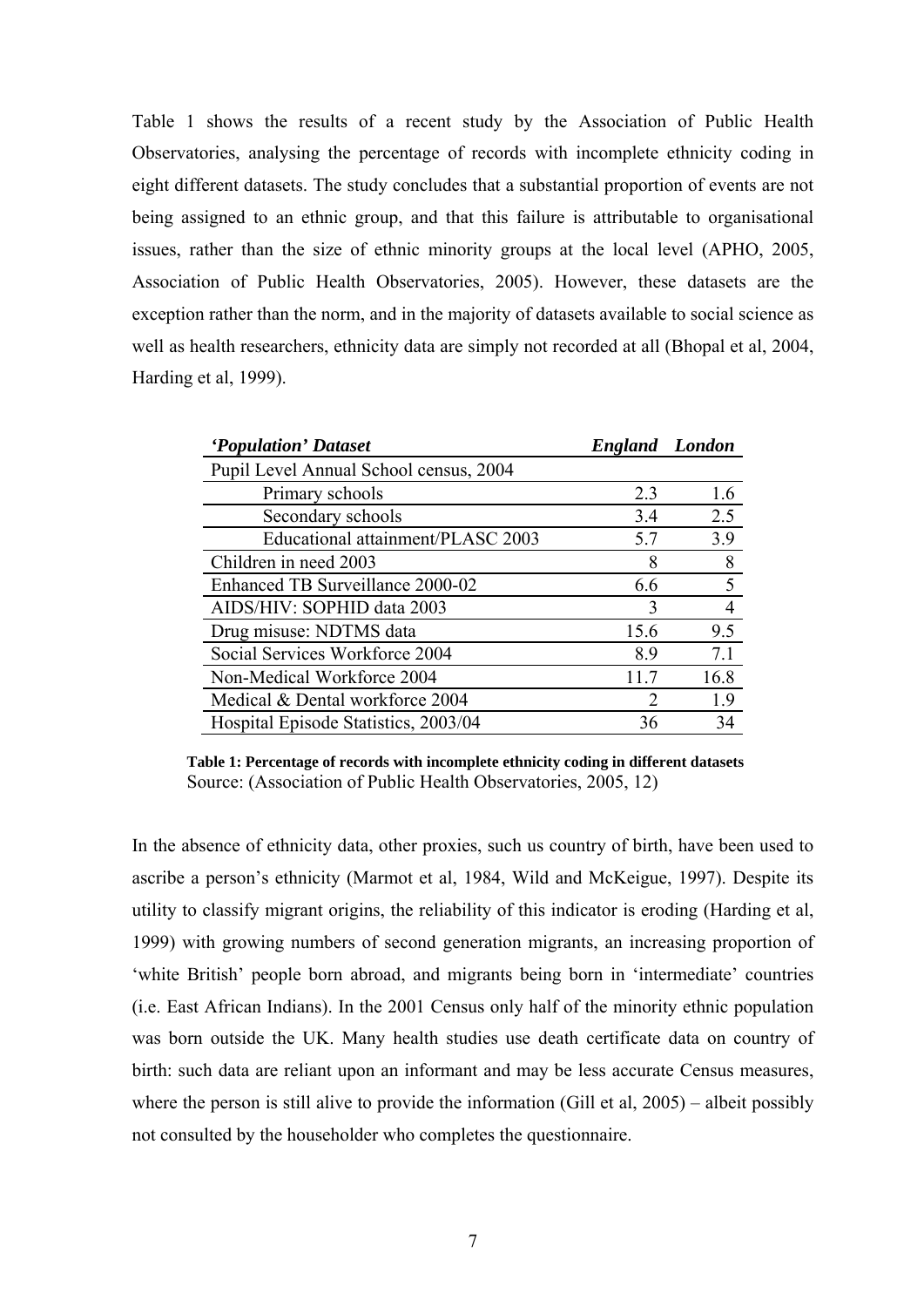Table 1 shows the results of a recent study by the Association of Public Health Observatories, analysing the percentage of records with incomplete ethnicity coding in eight different datasets. The study concludes that a substantial proportion of events are not being assigned to an ethnic group, and that this failure is attributable to organisational issues, rather than the size of ethnic minority groups at the local level (APHO, 2005, Association of Public Health Observatories, 2005). However, these datasets are the exception rather than the norm, and in the majority of datasets available to social science as well as health researchers, ethnicity data are simply not recorded at all (Bhopal et al, 2004, Harding et al, 1999).

| *'Population' Dataset* | *England* | *London* |
|---|---|---|
| Pupil Level Annual School census, 2004 | | |
| Primary schools | 2.3 | 1.6 |
| Secondary schools | 3.4 | 2.5 |
| Educational attainment/PLASC 2003 | 5.7 | 3.9 |
| Children in need 2003 | 8 | 8 |
| Enhanced TB Surveillance 2000-02 | 6.6 | 5 |
| AIDS/HIV: SOPHID data 2003 | 3 | 4 |
| Drug misuse: NDTMS data | 15.6 | 9.5 |
| Social Services Workforce 2004 | 8.9 | 7.1 |
| Non-Medical Workforce 2004 | 11.7 | 16.8 |
| Medical & Dental workforce 2004 | 2 | 1.9 |
| Hospital Episode Statistics, 2003/04 | 36 | 34 |

**Table 1: Percentage of records with incomplete ethnicity coding in different datasets**
Source: (Association of Public Health Observatories, 2005, 12)

In the absence of ethnicity data, other proxies, such us country of birth, have been used to ascribe a person's ethnicity (Marmot et al, 1984, Wild and McKeigue, 1997). Despite its utility to classify migrant origins, the reliability of this indicator is eroding (Harding et al, 1999) with growing numbers of second generation migrants, an increasing proportion of 'white British' people born abroad, and migrants being born in 'intermediate' countries (i.e. East African Indians). In the 2001 Census only half of the minority ethnic population was born outside the UK. Many health studies use death certificate data on country of birth: such data are reliant upon an informant and may be less accurate Census measures, where the person is still alive to provide the information (Gill et al, 2005) – albeit possibly not consulted by the householder who completes the questionnaire.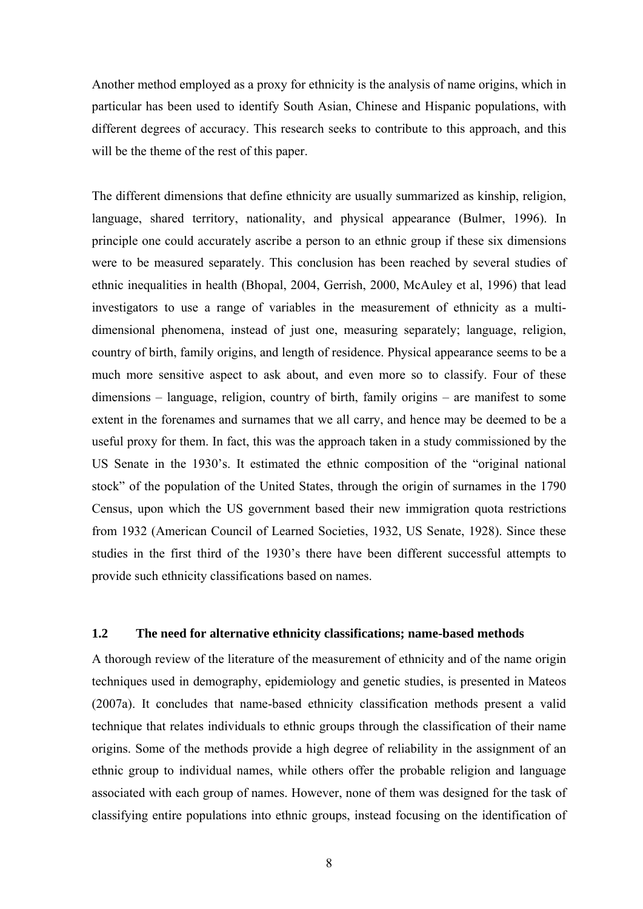Another method employed as a proxy for ethnicity is the analysis of name origins, which in particular has been used to identify South Asian, Chinese and Hispanic populations, with different degrees of accuracy. This research seeks to contribute to this approach, and this will be the theme of the rest of this paper.

The different dimensions that define ethnicity are usually summarized as kinship, religion, language, shared territory, nationality, and physical appearance (Bulmer, 1996). In principle one could accurately ascribe a person to an ethnic group if these six dimensions were to be measured separately. This conclusion has been reached by several studies of ethnic inequalities in health (Bhopal, 2004, Gerrish, 2000, McAuley et al, 1996) that lead investigators to use a range of variables in the measurement of ethnicity as a multi-dimensional phenomena, instead of just one, measuring separately; language, religion, country of birth, family origins, and length of residence. Physical appearance seems to be a much more sensitive aspect to ask about, and even more so to classify. Four of these dimensions – language, religion, country of birth, family origins – are manifest to some extent in the forenames and surnames that we all carry, and hence may be deemed to be a useful proxy for them. In fact, this was the approach taken in a study commissioned by the US Senate in the 1930's. It estimated the ethnic composition of the "original national stock" of the population of the United States, through the origin of surnames in the 1790 Census, upon which the US government based their new immigration quota restrictions from 1932 (American Council of Learned Societies, 1932, US Senate, 1928). Since these studies in the first third of the 1930's there have been different successful attempts to provide such ethnicity classifications based on names.

### 1.2 The need for alternative ethnicity classifications; name-based methods

A thorough review of the literature of the measurement of ethnicity and of the name origin techniques used in demography, epidemiology and genetic studies, is presented in Mateos (2007a). It concludes that name-based ethnicity classification methods present a valid technique that relates individuals to ethnic groups through the classification of their name origins. Some of the methods provide a high degree of reliability in the assignment of an ethnic group to individual names, while others offer the probable religion and language associated with each group of names. However, none of them was designed for the task of classifying entire populations into ethnic groups, instead focusing on the identification of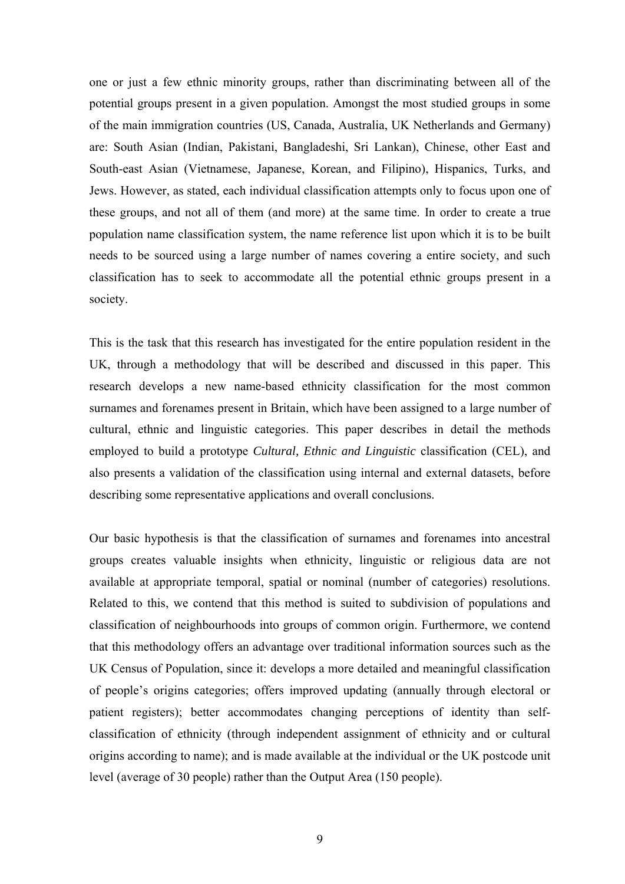one or just a few ethnic minority groups, rather than discriminating between all of the potential groups present in a given population. Amongst the most studied groups in some of the main immigration countries (US, Canada, Australia, UK Netherlands and Germany) are: South Asian (Indian, Pakistani, Bangladeshi, Sri Lankan), Chinese, other East and South-east Asian (Vietnamese, Japanese, Korean, and Filipino), Hispanics, Turks, and Jews. However, as stated, each individual classification attempts only to focus upon one of these groups, and not all of them (and more) at the same time. In order to create a true population name classification system, the name reference list upon which it is to be built needs to be sourced using a large number of names covering a entire society, and such classification has to seek to accommodate all the potential ethnic groups present in a society.

This is the task that this research has investigated for the entire population resident in the UK, through a methodology that will be described and discussed in this paper. This research develops a new name-based ethnicity classification for the most common surnames and forenames present in Britain, which have been assigned to a large number of cultural, ethnic and linguistic categories. This paper describes in detail the methods employed to build a prototype *Cultural, Ethnic and Linguistic* classification (CEL), and also presents a validation of the classification using internal and external datasets, before describing some representative applications and overall conclusions.

Our basic hypothesis is that the classification of surnames and forenames into ancestral groups creates valuable insights when ethnicity, linguistic or religious data are not available at appropriate temporal, spatial or nominal (number of categories) resolutions. Related to this, we contend that this method is suited to subdivision of populations and classification of neighbourhoods into groups of common origin. Furthermore, we contend that this methodology offers an advantage over traditional information sources such as the UK Census of Population, since it: develops a more detailed and meaningful classification of people's origins categories; offers improved updating (annually through electoral or patient registers); better accommodates changing perceptions of identity than self-classification of ethnicity (through independent assignment of ethnicity and or cultural origins according to name); and is made available at the individual or the UK postcode unit level (average of 30 people) rather than the Output Area (150 people).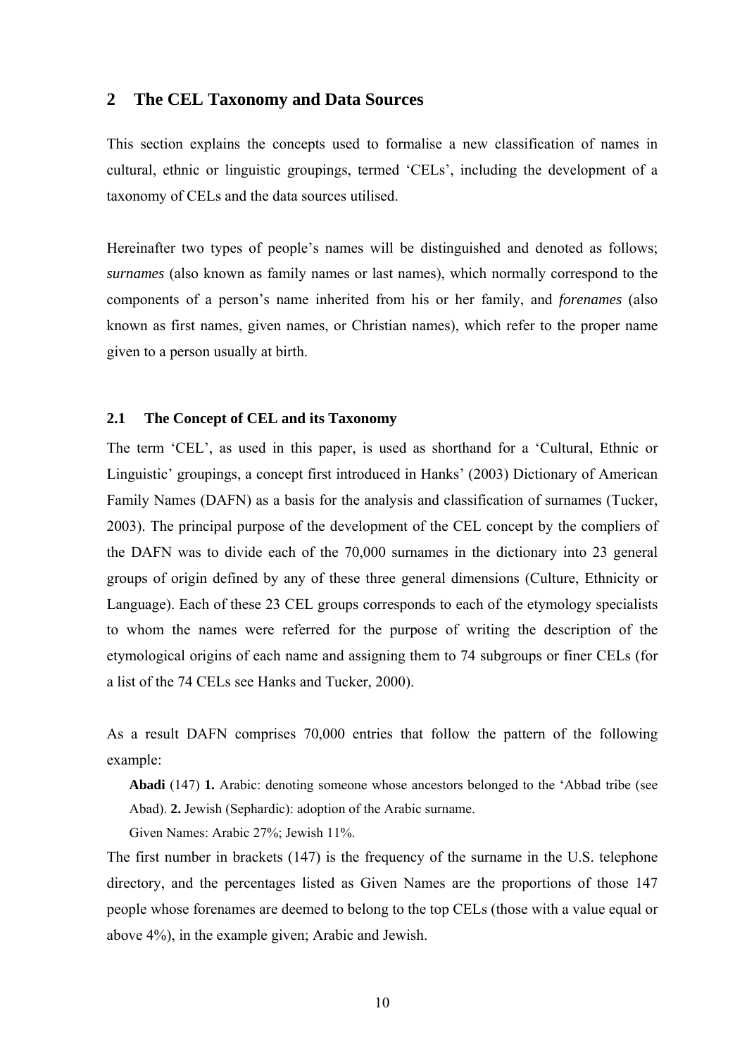## 2 The CEL Taxonomy and Data Sources

This section explains the concepts used to formalise a new classification of names in cultural, ethnic or linguistic groupings, termed 'CELs', including the development of a taxonomy of CELs and the data sources utilised.

Hereinafter two types of people's names will be distinguished and denoted as follows; *surnames* (also known as family names or last names), which normally correspond to the components of a person's name inherited from his or her family, and *forenames* (also known as first names, given names, or Christian names), which refer to the proper name given to a person usually at birth.

### 2.1 The Concept of CEL and its Taxonomy

The term 'CEL', as used in this paper, is used as shorthand for a 'Cultural, Ethnic or Linguistic' groupings, a concept first introduced in Hanks' (2003) Dictionary of American Family Names (DAFN) as a basis for the analysis and classification of surnames (Tucker, 2003). The principal purpose of the development of the CEL concept by the compliers of the DAFN was to divide each of the 70,000 surnames in the dictionary into 23 general groups of origin defined by any of these three general dimensions (Culture, Ethnicity or Language). Each of these 23 CEL groups corresponds to each of the etymology specialists to whom the names were referred for the purpose of writing the description of the etymological origins of each name and assigning them to 74 subgroups or finer CELs (for a list of the 74 CELs see Hanks and Tucker, 2000).

As a result DAFN comprises 70,000 entries that follow the pattern of the following example:

> **Abadi** (147) **1.** Arabic: denoting someone whose ancestors belonged to the 'Abbad tribe (see Abad). **2.** Jewish (Sephardic): adoption of the Arabic surname.
>
> Given Names: Arabic 27%; Jewish 11%.

The first number in brackets (147) is the frequency of the surname in the U.S. telephone directory, and the percentages listed as Given Names are the proportions of those 147 people whose forenames are deemed to belong to the top CELs (those with a value equal or above 4%), in the example given; Arabic and Jewish.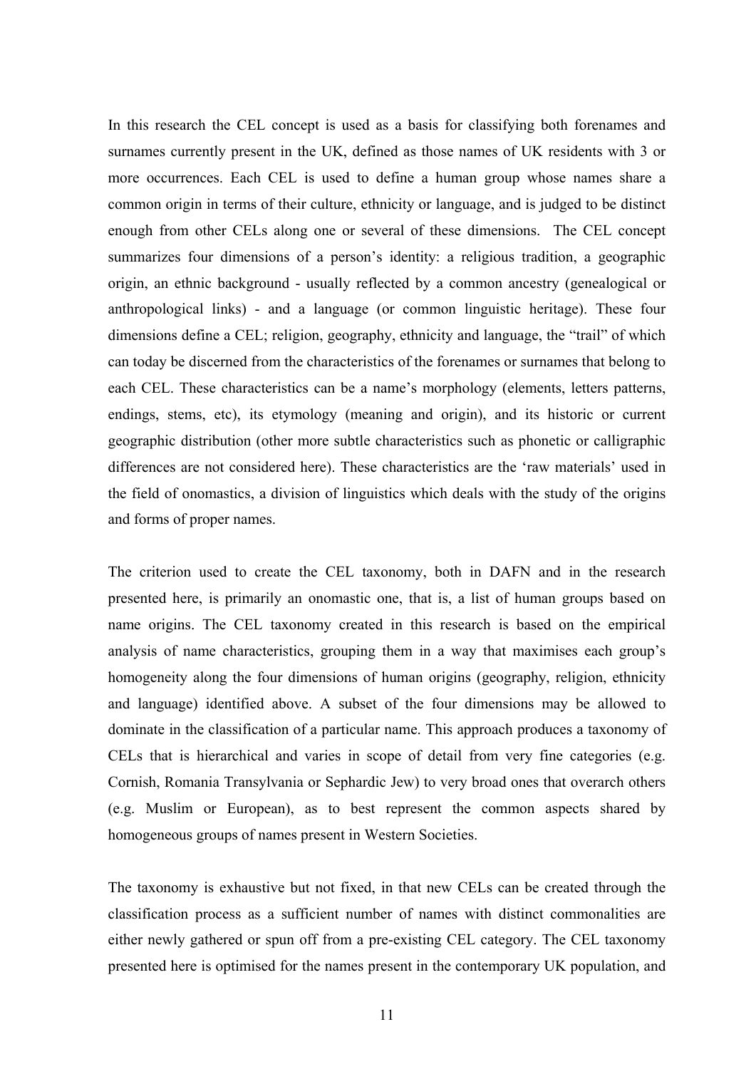In this research the CEL concept is used as a basis for classifying both forenames and surnames currently present in the UK, defined as those names of UK residents with 3 or more occurrences. Each CEL is used to define a human group whose names share a common origin in terms of their culture, ethnicity or language, and is judged to be distinct enough from other CELs along one or several of these dimensions. The CEL concept summarizes four dimensions of a person's identity: a religious tradition, a geographic origin, an ethnic background - usually reflected by a common ancestry (genealogical or anthropological links) - and a language (or common linguistic heritage). These four dimensions define a CEL; religion, geography, ethnicity and language, the "trail" of which can today be discerned from the characteristics of the forenames or surnames that belong to each CEL. These characteristics can be a name's morphology (elements, letters patterns, endings, stems, etc), its etymology (meaning and origin), and its historic or current geographic distribution (other more subtle characteristics such as phonetic or calligraphic differences are not considered here). These characteristics are the 'raw materials' used in the field of onomastics, a division of linguistics which deals with the study of the origins and forms of proper names.

The criterion used to create the CEL taxonomy, both in DAFN and in the research presented here, is primarily an onomastic one, that is, a list of human groups based on name origins. The CEL taxonomy created in this research is based on the empirical analysis of name characteristics, grouping them in a way that maximises each group's homogeneity along the four dimensions of human origins (geography, religion, ethnicity and language) identified above. A subset of the four dimensions may be allowed to dominate in the classification of a particular name. This approach produces a taxonomy of CELs that is hierarchical and varies in scope of detail from very fine categories (e.g. Cornish, Romania Transylvania or Sephardic Jew) to very broad ones that overarch others (e.g. Muslim or European), as to best represent the common aspects shared by homogeneous groups of names present in Western Societies.

The taxonomy is exhaustive but not fixed, in that new CELs can be created through the classification process as a sufficient number of names with distinct commonalities are either newly gathered or spun off from a pre-existing CEL category. The CEL taxonomy presented here is optimised for the names present in the contemporary UK population, and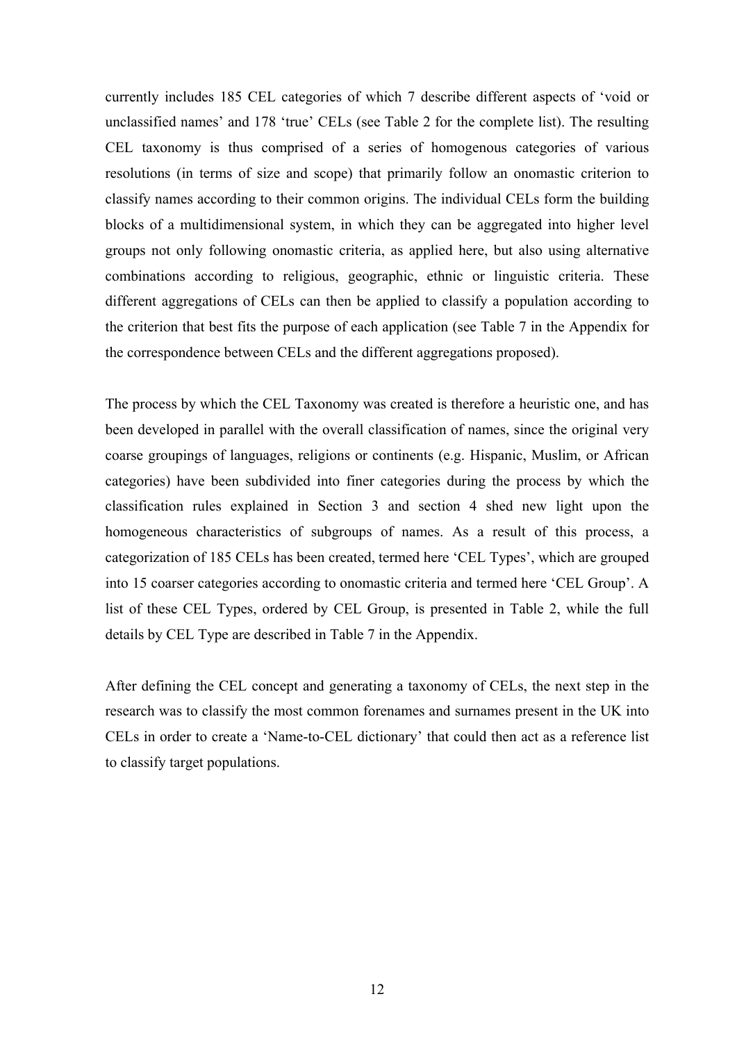currently includes 185 CEL categories of which 7 describe different aspects of 'void or unclassified names' and 178 'true' CELs (see Table 2 for the complete list). The resulting CEL taxonomy is thus comprised of a series of homogenous categories of various resolutions (in terms of size and scope) that primarily follow an onomastic criterion to classify names according to their common origins. The individual CELs form the building blocks of a multidimensional system, in which they can be aggregated into higher level groups not only following onomastic criteria, as applied here, but also using alternative combinations according to religious, geographic, ethnic or linguistic criteria. These different aggregations of CELs can then be applied to classify a population according to the criterion that best fits the purpose of each application (see Table 7 in the Appendix for the correspondence between CELs and the different aggregations proposed).

The process by which the CEL Taxonomy was created is therefore a heuristic one, and has been developed in parallel with the overall classification of names, since the original very coarse groupings of languages, religions or continents (e.g. Hispanic, Muslim, or African categories) have been subdivided into finer categories during the process by which the classification rules explained in Section 3 and section 4 shed new light upon the homogeneous characteristics of subgroups of names. As a result of this process, a categorization of 185 CELs has been created, termed here 'CEL Types', which are grouped into 15 coarser categories according to onomastic criteria and termed here 'CEL Group'. A list of these CEL Types, ordered by CEL Group, is presented in Table 2, while the full details by CEL Type are described in Table 7 in the Appendix.

After defining the CEL concept and generating a taxonomy of CELs, the next step in the research was to classify the most common forenames and surnames present in the UK into CELs in order to create a 'Name-to-CEL dictionary' that could then act as a reference list to classify target populations.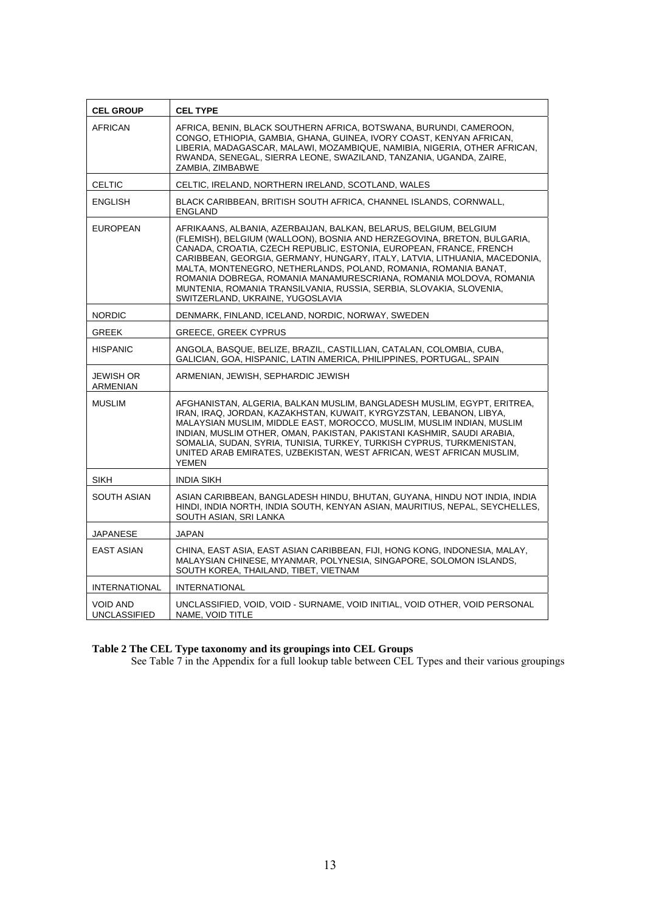| CEL GROUP | CEL TYPE |
|---|---|
| AFRICAN | AFRICA, BENIN, BLACK SOUTHERN AFRICA, BOTSWANA, BURUNDI, CAMEROON, CONGO, ETHIOPIA, GAMBIA, GHANA, GUINEA, IVORY COAST, KENYAN AFRICAN, LIBERIA, MADAGASCAR, MALAWI, MOZAMBIQUE, NAMIBIA, NIGERIA, OTHER AFRICAN, RWANDA, SENEGAL, SIERRA LEONE, SWAZILAND, TANZANIA, UGANDA, ZAIRE, ZAMBIA, ZIMBABWE |
| CELTIC | CELTIC, IRELAND, NORTHERN IRELAND, SCOTLAND, WALES |
| ENGLISH | BLACK CARIBBEAN, BRITISH SOUTH AFRICA, CHANNEL ISLANDS, CORNWALL, ENGLAND |
| EUROPEAN | AFRIKAANS, ALBANIA, AZERBAIJAN, BALKAN, BELARUS, BELGIUM, BELGIUM (FLEMISH), BELGIUM (WALLOON), BOSNIA AND HERZEGOVINA, BRETON, BULGARIA, CANADA, CROATIA, CZECH REPUBLIC, ESTONIA, EUROPEAN, FRANCE, FRENCH CARIBBEAN, GEORGIA, GERMANY, HUNGARY, ITALY, LATVIA, LITHUANIA, MACEDONIA, MALTA, MONTENEGRO, NETHERLANDS, POLAND, ROMANIA, ROMANIA BANAT, ROMANIA DOBREGA, ROMANIA MANAMURESCRIANA, ROMANIA MOLDOVA, ROMANIA MUNTENIA, ROMANIA TRANSILVANIA, RUSSIA, SERBIA, SLOVAKIA, SLOVENIA, SWITZERLAND, UKRAINE, YUGOSLAVIA |
| NORDIC | DENMARK, FINLAND, ICELAND, NORDIC, NORWAY, SWEDEN |
| GREEK | GREECE, GREEK CYPRUS |
| HISPANIC | ANGOLA, BASQUE, BELIZE, BRAZIL, CASTILLIAN, CATALAN, COLOMBIA, CUBA, GALICIAN, GOA, HISPANIC, LATIN AMERICA, PHILIPPINES, PORTUGAL, SPAIN |
| JEWISH OR ARMENIAN | ARMENIAN, JEWISH, SEPHARDIC JEWISH |
| MUSLIM | AFGHANISTAN, ALGERIA, BALKAN MUSLIM, BANGLADESH MUSLIM, EGYPT, ERITREA, IRAN, IRAQ, JORDAN, KAZAKHSTAN, KUWAIT, KYRGYZSTAN, LEBANON, LIBYA, MALAYSIAN MUSLIM, MIDDLE EAST, MOROCCO, MUSLIM, MUSLIM INDIAN, MUSLIM INDIAN, MUSLIM OTHER, OMAN, PAKISTAN, PAKISTANI KASHMIR, SAUDI ARABIA, SOMALIA, SUDAN, SYRIA, TUNISIA, TURKEY, TURKISH CYPRUS, TURKMENISTAN, UNITED ARAB EMIRATES, UZBEKISTAN, WEST AFRICAN, WEST AFRICAN MUSLIM, YEMEN |
| SIKH | INDIA SIKH |
| SOUTH ASIAN | ASIAN CARIBBEAN, BANGLADESH HINDU, BHUTAN, GUYANA, HINDU NOT INDIA, INDIA HINDI, INDIA NORTH, INDIA SOUTH, KENYAN ASIAN, MAURITIUS, NEPAL, SEYCHELLES, SOUTH ASIAN, SRI LANKA |
| JAPANESE | JAPAN |
| EAST ASIAN | CHINA, EAST ASIA, EAST ASIAN CARIBBEAN, FIJI, HONG KONG, INDONESIA, MALAY, MALAYSIAN CHINESE, MYANMAR, POLYNESIA, SINGAPORE, SOLOMON ISLANDS, SOUTH KOREA, THAILAND, TIBET, VIETNAM |
| INTERNATIONAL | INTERNATIONAL |
| VOID AND UNCLASSIFIED | UNCLASSIFIED, VOID, VOID - SURNAME, VOID INITIAL, VOID OTHER, VOID PERSONAL NAME, VOID TITLE |

**Table 2 The CEL Type taxonomy and its groupings into CEL Groups**

See Table 7 in the Appendix for a full lookup table between CEL Types and their various groupings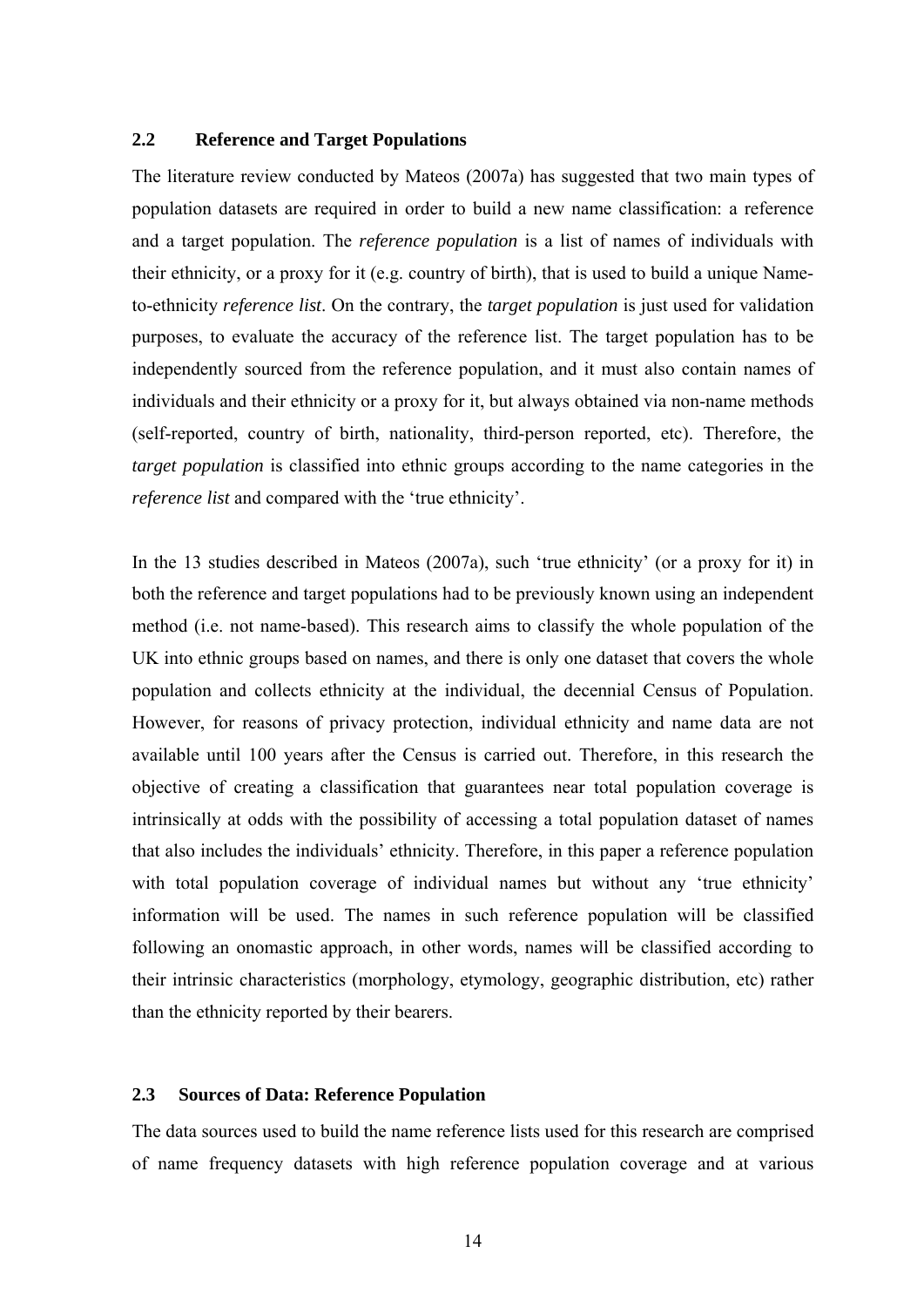## 2.2 Reference and Target Populations

The literature review conducted by Mateos (2007a) has suggested that two main types of population datasets are required in order to build a new name classification: a reference and a target population. The *reference population* is a list of names of individuals with their ethnicity, or a proxy for it (e.g. country of birth), that is used to build a unique Name-to-ethnicity *reference list*. On the contrary, the *target population* is just used for validation purposes, to evaluate the accuracy of the reference list. The target population has to be independently sourced from the reference population, and it must also contain names of individuals and their ethnicity or a proxy for it, but always obtained via non-name methods (self-reported, country of birth, nationality, third-person reported, etc). Therefore, the *target population* is classified into ethnic groups according to the name categories in the *reference list* and compared with the 'true ethnicity'.

In the 13 studies described in Mateos (2007a), such 'true ethnicity' (or a proxy for it) in both the reference and target populations had to be previously known using an independent method (i.e. not name-based). This research aims to classify the whole population of the UK into ethnic groups based on names, and there is only one dataset that covers the whole population and collects ethnicity at the individual, the decennial Census of Population. However, for reasons of privacy protection, individual ethnicity and name data are not available until 100 years after the Census is carried out. Therefore, in this research the objective of creating a classification that guarantees near total population coverage is intrinsically at odds with the possibility of accessing a total population dataset of names that also includes the individuals' ethnicity. Therefore, in this paper a reference population with total population coverage of individual names but without any 'true ethnicity' information will be used. The names in such reference population will be classified following an onomastic approach, in other words, names will be classified according to their intrinsic characteristics (morphology, etymology, geographic distribution, etc) rather than the ethnicity reported by their bearers.

## 2.3 Sources of Data: Reference Population

The data sources used to build the name reference lists used for this research are comprised of name frequency datasets with high reference population coverage and at various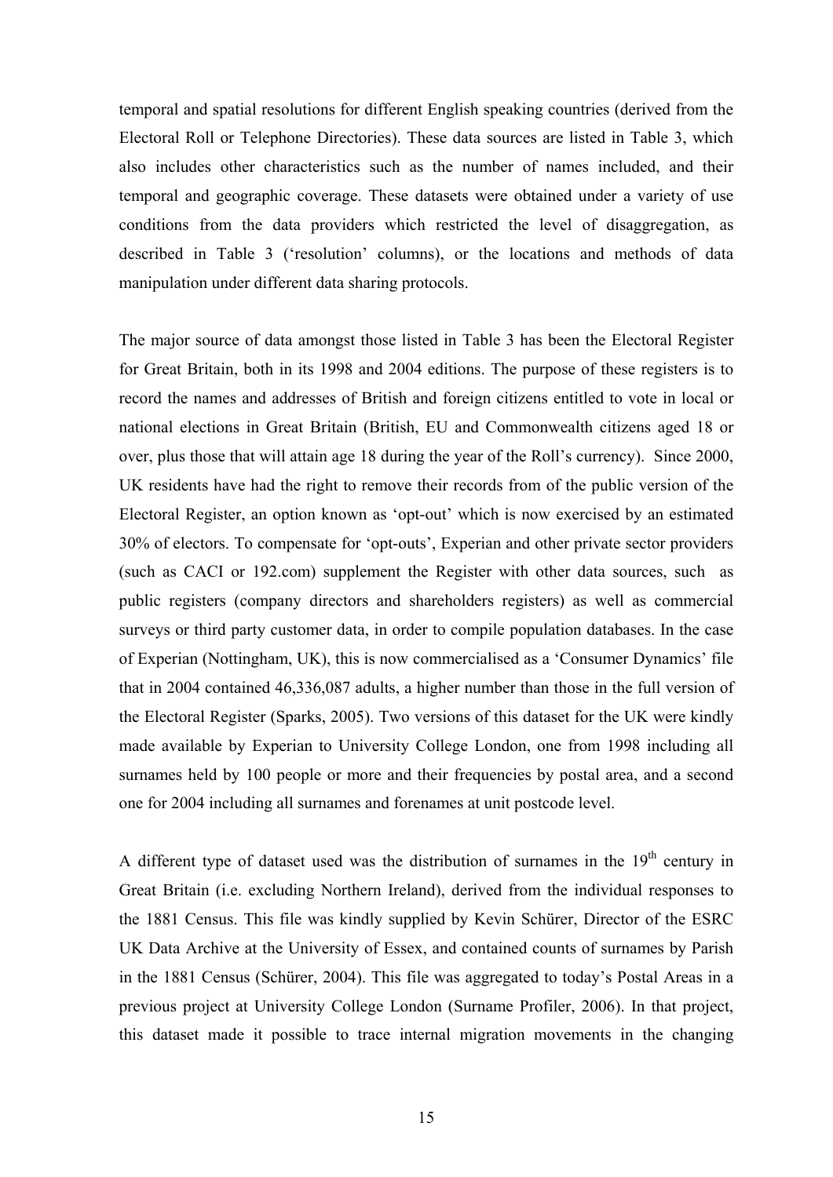temporal and spatial resolutions for different English speaking countries (derived from the Electoral Roll or Telephone Directories). These data sources are listed in Table 3, which also includes other characteristics such as the number of names included, and their temporal and geographic coverage. These datasets were obtained under a variety of use conditions from the data providers which restricted the level of disaggregation, as described in Table 3 ('resolution' columns), or the locations and methods of data manipulation under different data sharing protocols.

The major source of data amongst those listed in Table 3 has been the Electoral Register for Great Britain, both in its 1998 and 2004 editions. The purpose of these registers is to record the names and addresses of British and foreign citizens entitled to vote in local or national elections in Great Britain (British, EU and Commonwealth citizens aged 18 or over, plus those that will attain age 18 during the year of the Roll's currency). Since 2000, UK residents have had the right to remove their records from of the public version of the Electoral Register, an option known as 'opt-out' which is now exercised by an estimated 30% of electors. To compensate for 'opt-outs', Experian and other private sector providers (such as CACI or 192.com) supplement the Register with other data sources, such as public registers (company directors and shareholders registers) as well as commercial surveys or third party customer data, in order to compile population databases. In the case of Experian (Nottingham, UK), this is now commercialised as a 'Consumer Dynamics' file that in 2004 contained 46,336,087 adults, a higher number than those in the full version of the Electoral Register (Sparks, 2005). Two versions of this dataset for the UK were kindly made available by Experian to University College London, one from 1998 including all surnames held by 100 people or more and their frequencies by postal area, and a second one for 2004 including all surnames and forenames at unit postcode level.

A different type of dataset used was the distribution of surnames in the 19th century in Great Britain (i.e. excluding Northern Ireland), derived from the individual responses to the 1881 Census. This file was kindly supplied by Kevin Schürer, Director of the ESRC UK Data Archive at the University of Essex, and contained counts of surnames by Parish in the 1881 Census (Schürer, 2004). This file was aggregated to today's Postal Areas in a previous project at University College London (Surname Profiler, 2006). In that project, this dataset made it possible to trace internal migration movements in the changing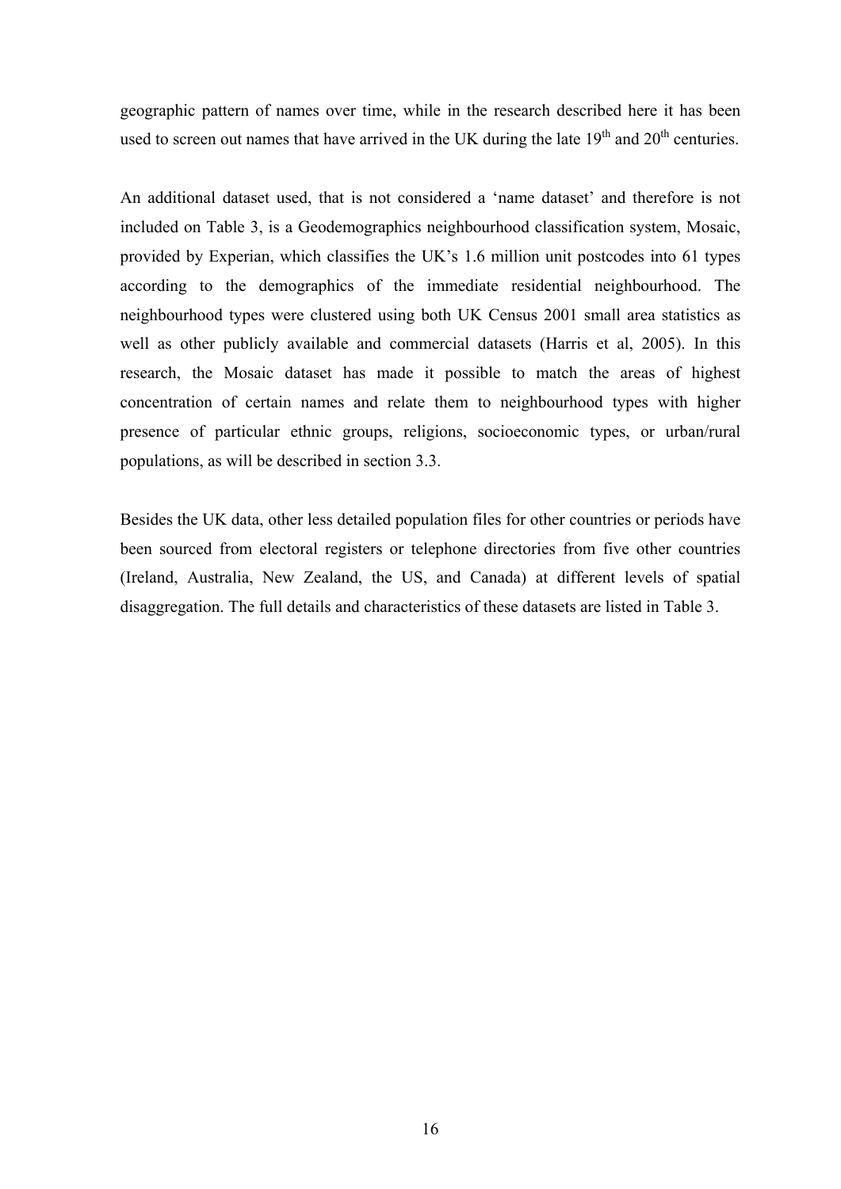geographic pattern of names over time, while in the research described here it has been used to screen out names that have arrived in the UK during the late 19$^{th}$ and 20$^{th}$ centuries.

An additional dataset used, that is not considered a 'name dataset' and therefore is not included on Table 3, is a Geodemographics neighbourhood classification system, Mosaic, provided by Experian, which classifies the UK's 1.6 million unit postcodes into 61 types according to the demographics of the immediate residential neighbourhood. The neighbourhood types were clustered using both UK Census 2001 small area statistics as well as other publicly available and commercial datasets (Harris et al, 2005). In this research, the Mosaic dataset has made it possible to match the areas of highest concentration of certain names and relate them to neighbourhood types with higher presence of particular ethnic groups, religions, socioeconomic types, or urban/rural populations, as will be described in section 3.3.

Besides the UK data, other less detailed population files for other countries or periods have been sourced from electoral registers or telephone directories from five other countries (Ireland, Australia, New Zealand, the US, and Canada) at different levels of spatial disaggregation. The full details and characteristics of these datasets are listed in Table 3.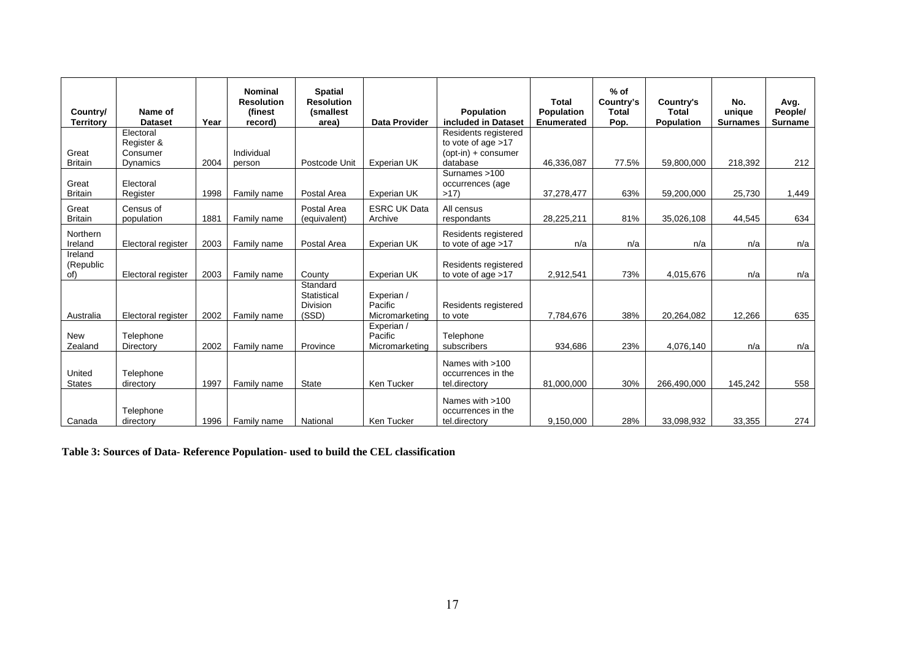| Country/ Territory | Name of Dataset | Year | Nominal Resolution (finest record) | Spatial Resolution (smallest area) | Data Provider | Population included in Dataset | Total Population Enumerated | % of Country's Total Pop. | Country's Total Population | No. unique Surnames | Avg. People/ Surname |
|---|---|---|---|---|---|---|---|---|---|---|---|
| Great Britain | Electoral Register & Consumer Dynamics | 2004 | Individual person | Postcode Unit | Experian UK | Residents registered to vote of age >17 (opt-in) + consumer database | 46,336,087 | 77.5% | 59,800,000 | 218,392 | 212 |
| Great Britain | Electoral Register | 1998 | Family name | Postal Area | Experian UK | Surnames >100 occurrences (age >17) | 37,278,477 | 63% | 59,200,000 | 25,730 | 1,449 |
| Great Britain | Census of population | 1881 | Family name | Postal Area (equivalent) | ESRC UK Data Archive | All census respondants | 28,225,211 | 81% | 35,026,108 | 44,545 | 634 |
| Northern Ireland | Electoral register | 2003 | Family name | Postal Area | Experian UK | Residents registered to vote of age >17 | n/a | n/a | n/a | n/a | n/a |
| Ireland (Republic of) | Electoral register | 2003 | Family name | County | Experian UK | Residents registered to vote of age >17 | 2,912,541 | 73% | 4,015,676 | n/a | n/a |
| Australia | Electoral register | 2002 | Family name | Standard Statistical Division (SSD) | Experian / Pacific Micromarketing | Residents registered to vote | 7,784,676 | 38% | 20,264,082 | 12,266 | 635 |
| New Zealand | Telephone Directory | 2002 | Family name | Province | Experian / Pacific Micromarketing | Telephone subscribers | 934,686 | 23% | 4,076,140 | n/a | n/a |
| United States | Telephone directory | 1997 | Family name | State | Ken Tucker | Names with >100 occurrences in the tel.directory | 81,000,000 | 30% | 266,490,000 | 145,242 | 558 |
| Canada | Telephone directory | 1996 | Family name | National | Ken Tucker | Names with >100 occurrences in the tel.directory | 9,150,000 | 28% | 33,098,932 | 33,355 | 274 |

**Table 3: Sources of Data- Reference Population- used to build the CEL classification**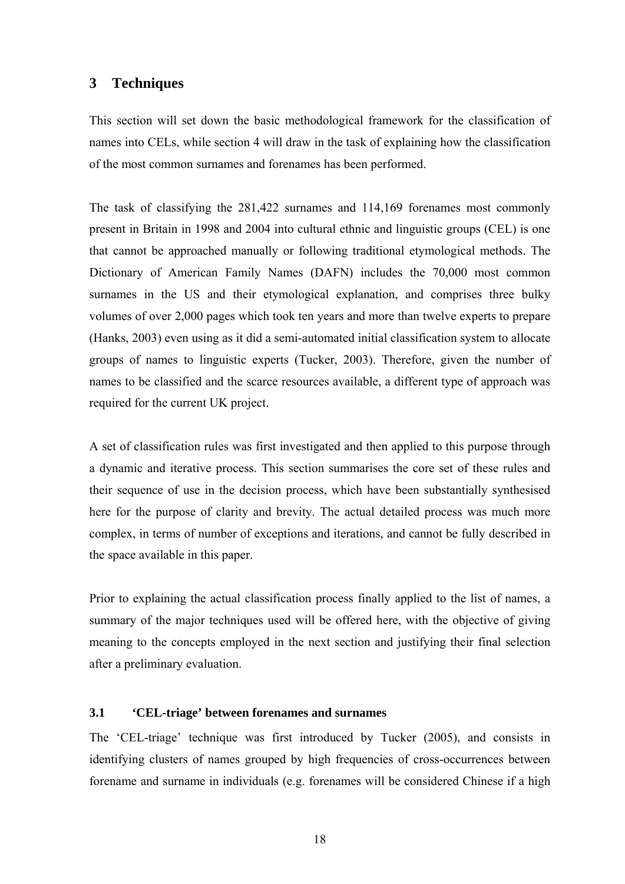## 3 Techniques

This section will set down the basic methodological framework for the classification of names into CELs, while section 4 will draw in the task of explaining how the classification of the most common surnames and forenames has been performed.

The task of classifying the 281,422 surnames and 114,169 forenames most commonly present in Britain in 1998 and 2004 into cultural ethnic and linguistic groups (CEL) is one that cannot be approached manually or following traditional etymological methods. The Dictionary of American Family Names (DAFN) includes the 70,000 most common surnames in the US and their etymological explanation, and comprises three bulky volumes of over 2,000 pages which took ten years and more than twelve experts to prepare (Hanks, 2003) even using as it did a semi-automated initial classification system to allocate groups of names to linguistic experts (Tucker, 2003). Therefore, given the number of names to be classified and the scarce resources available, a different type of approach was required for the current UK project.

A set of classification rules was first investigated and then applied to this purpose through a dynamic and iterative process. This section summarises the core set of these rules and their sequence of use in the decision process, which have been substantially synthesised here for the purpose of clarity and brevity. The actual detailed process was much more complex, in terms of number of exceptions and iterations, and cannot be fully described in the space available in this paper.

Prior to explaining the actual classification process finally applied to the list of names, a summary of the major techniques used will be offered here, with the objective of giving meaning to the concepts employed in the next section and justifying their final selection after a preliminary evaluation.

### 3.1 'CEL-triage' between forenames and surnames

The 'CEL-triage' technique was first introduced by Tucker (2005), and consists in identifying clusters of names grouped by high frequencies of cross-occurrences between forename and surname in individuals (e.g. forenames will be considered Chinese if a high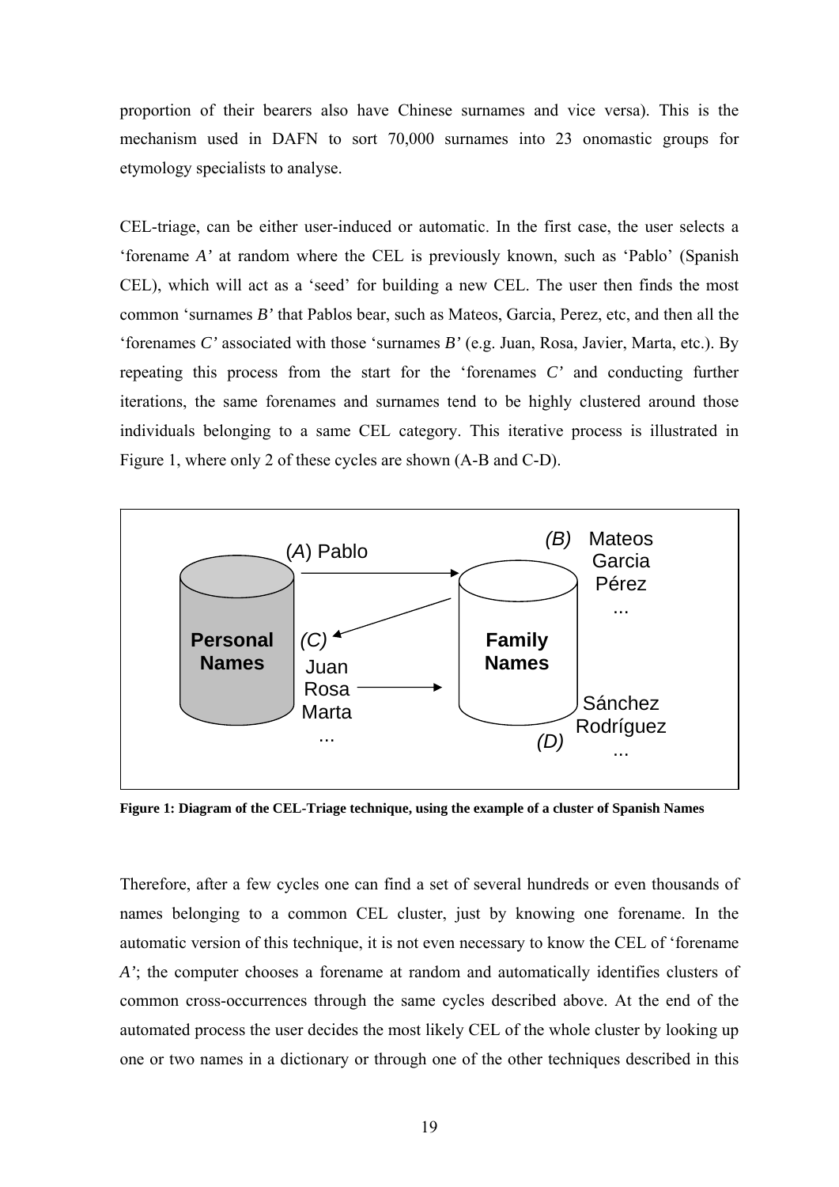proportion of their bearers also have Chinese surnames and vice versa). This is the mechanism used in DAFN to sort 70,000 surnames into 23 onomastic groups for etymology specialists to analyse.

CEL-triage, can be either user-induced or automatic. In the first case, the user selects a 'forename *A'* at random where the CEL is previously known, such as 'Pablo' (Spanish CEL), which will act as a 'seed' for building a new CEL. The user then finds the most common 'surnames *B'* that Pablos bear, such as Mateos, Garcia, Perez, etc, and then all the 'forenames *C'* associated with those 'surnames *B'* (e.g. Juan, Rosa, Javier, Marta, etc.). By repeating this process from the start for the 'forenames *C'* and conducting further iterations, the same forenames and surnames tend to be highly clustered around those individuals belonging to a same CEL category. This iterative process is illustrated in Figure 1, where only 2 of these cycles are shown (A-B and C-D).

(*A*) Pablo — (*B*) Mateos, Garcia, Pérez, ...

**Personal Names** — **Family Names**

(*C*) Juan, Rosa, Marta, ... — (*D*) Sánchez, Rodríguez, ...

**Figure 1: Diagram of the CEL-Triage technique, using the example of a cluster of Spanish Names**

Therefore, after a few cycles one can find a set of several hundreds or even thousands of names belonging to a common CEL cluster, just by knowing one forename. In the automatic version of this technique, it is not even necessary to know the CEL of 'forename *A'*; the computer chooses a forename at random and automatically identifies clusters of common cross-occurrences through the same cycles described above. At the end of the automated process the user decides the most likely CEL of the whole cluster by looking up one or two names in a dictionary or through one of the other techniques described in this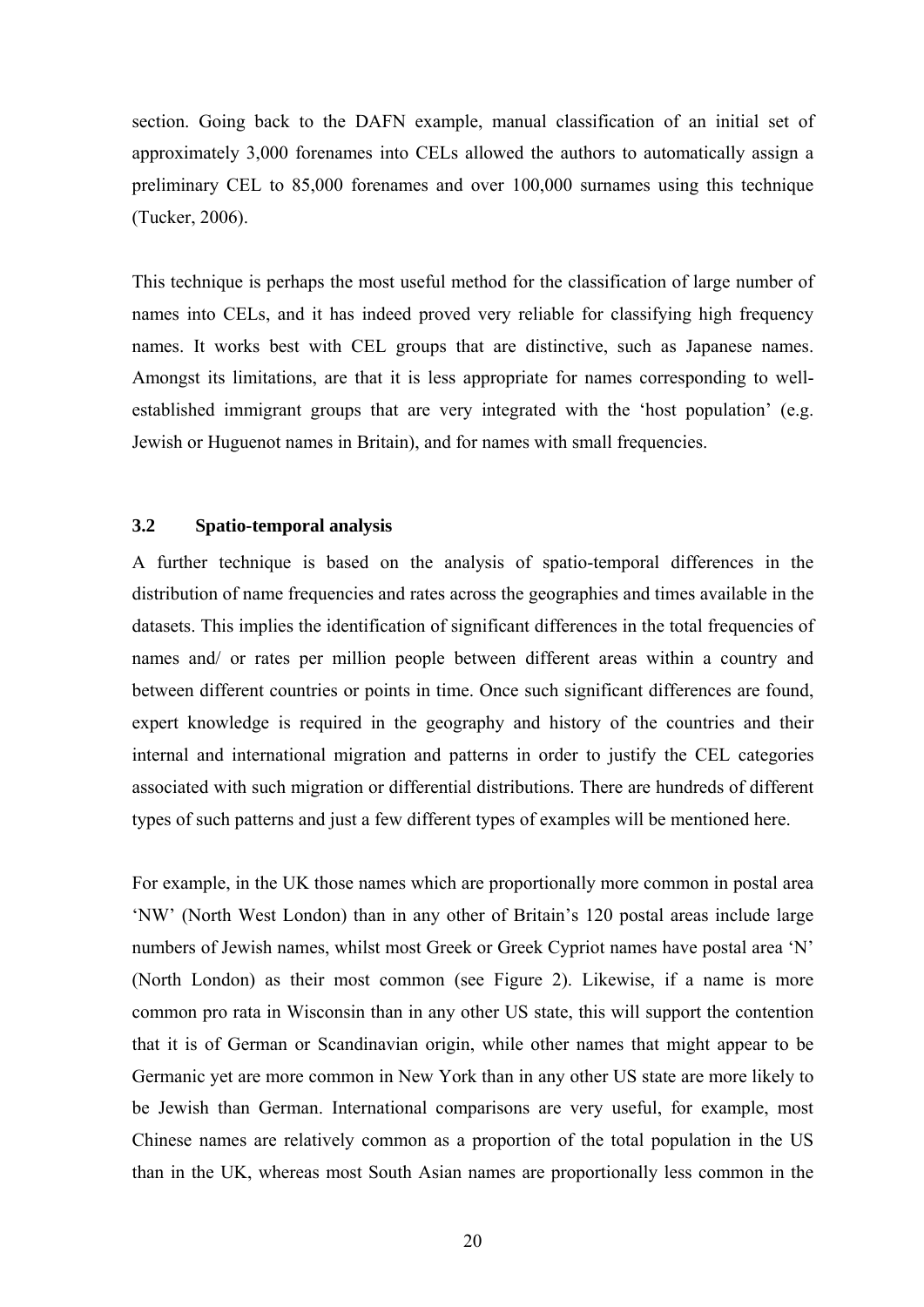section. Going back to the DAFN example, manual classification of an initial set of approximately 3,000 forenames into CELs allowed the authors to automatically assign a preliminary CEL to 85,000 forenames and over 100,000 surnames using this technique (Tucker, 2006).

This technique is perhaps the most useful method for the classification of large number of names into CELs, and it has indeed proved very reliable for classifying high frequency names. It works best with CEL groups that are distinctive, such as Japanese names. Amongst its limitations, are that it is less appropriate for names corresponding to well-established immigrant groups that are very integrated with the 'host population' (e.g. Jewish or Huguenot names in Britain), and for names with small frequencies.

### 3.2 Spatio-temporal analysis

A further technique is based on the analysis of spatio-temporal differences in the distribution of name frequencies and rates across the geographies and times available in the datasets. This implies the identification of significant differences in the total frequencies of names and/ or rates per million people between different areas within a country and between different countries or points in time. Once such significant differences are found, expert knowledge is required in the geography and history of the countries and their internal and international migration and patterns in order to justify the CEL categories associated with such migration or differential distributions. There are hundreds of different types of such patterns and just a few different types of examples will be mentioned here.

For example, in the UK those names which are proportionally more common in postal area 'NW' (North West London) than in any other of Britain's 120 postal areas include large numbers of Jewish names, whilst most Greek or Greek Cypriot names have postal area 'N' (North London) as their most common (see Figure 2). Likewise, if a name is more common pro rata in Wisconsin than in any other US state, this will support the contention that it is of German or Scandinavian origin, while other names that might appear to be Germanic yet are more common in New York than in any other US state are more likely to be Jewish than German. International comparisons are very useful, for example, most Chinese names are relatively common as a proportion of the total population in the US than in the UK, whereas most South Asian names are proportionally less common in the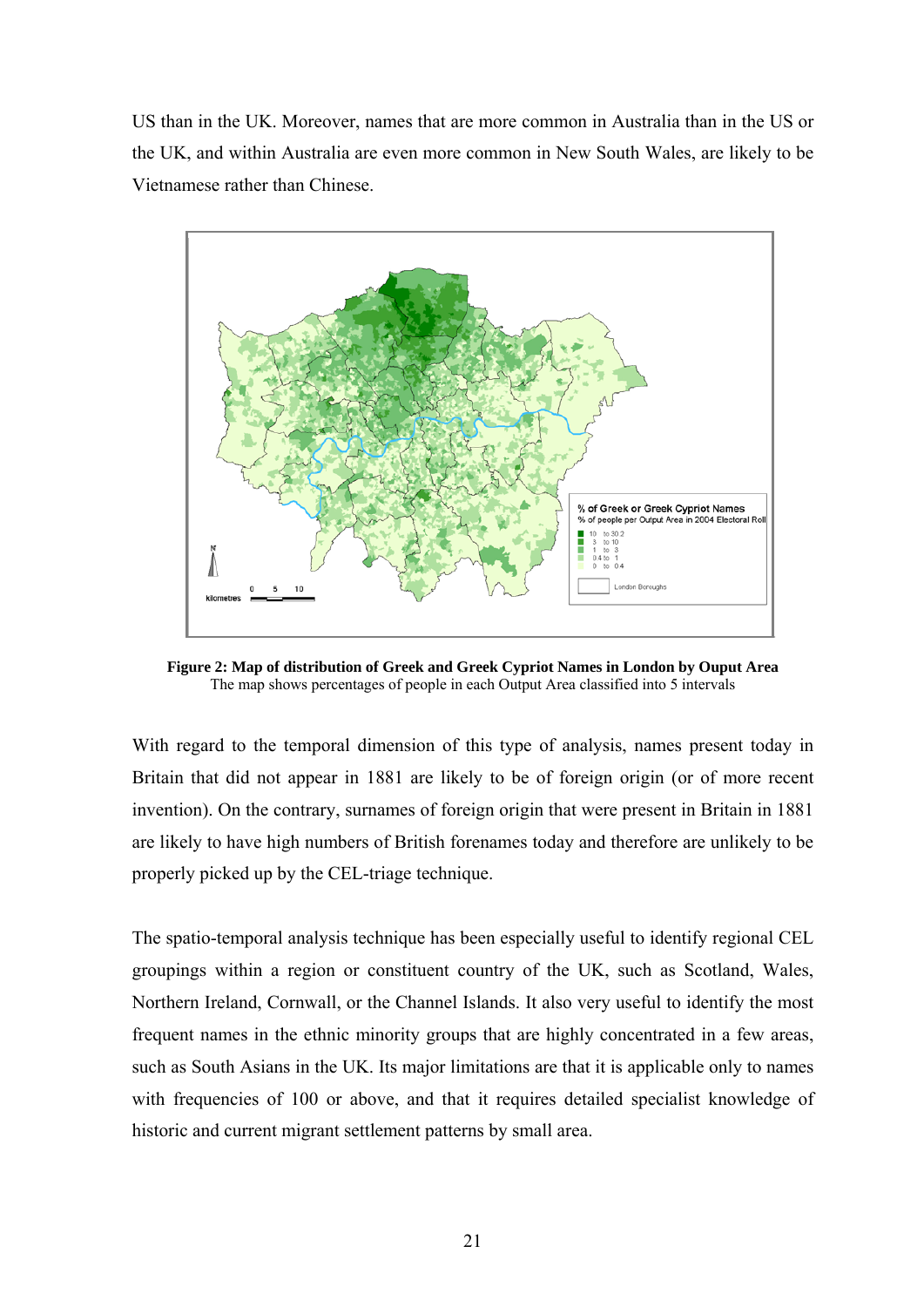US than in the UK. Moreover, names that are more common in Australia than in the US or the UK, and within Australia are even more common in New South Wales, are likely to be Vietnamese rather than Chinese.

**Figure 2: Map of distribution of Greek and Greek Cypriot Names in London by Ouput Area**
The map shows percentages of people in each Output Area classified into 5 intervals

With regard to the temporal dimension of this type of analysis, names present today in Britain that did not appear in 1881 are likely to be of foreign origin (or of more recent invention). On the contrary, surnames of foreign origin that were present in Britain in 1881 are likely to have high numbers of British forenames today and therefore are unlikely to be properly picked up by the CEL-triage technique.

The spatio-temporal analysis technique has been especially useful to identify regional CEL groupings within a region or constituent country of the UK, such as Scotland, Wales, Northern Ireland, Cornwall, or the Channel Islands. It also very useful to identify the most frequent names in the ethnic minority groups that are highly concentrated in a few areas, such as South Asians in the UK. Its major limitations are that it is applicable only to names with frequencies of 100 or above, and that it requires detailed specialist knowledge of historic and current migrant settlement patterns by small area.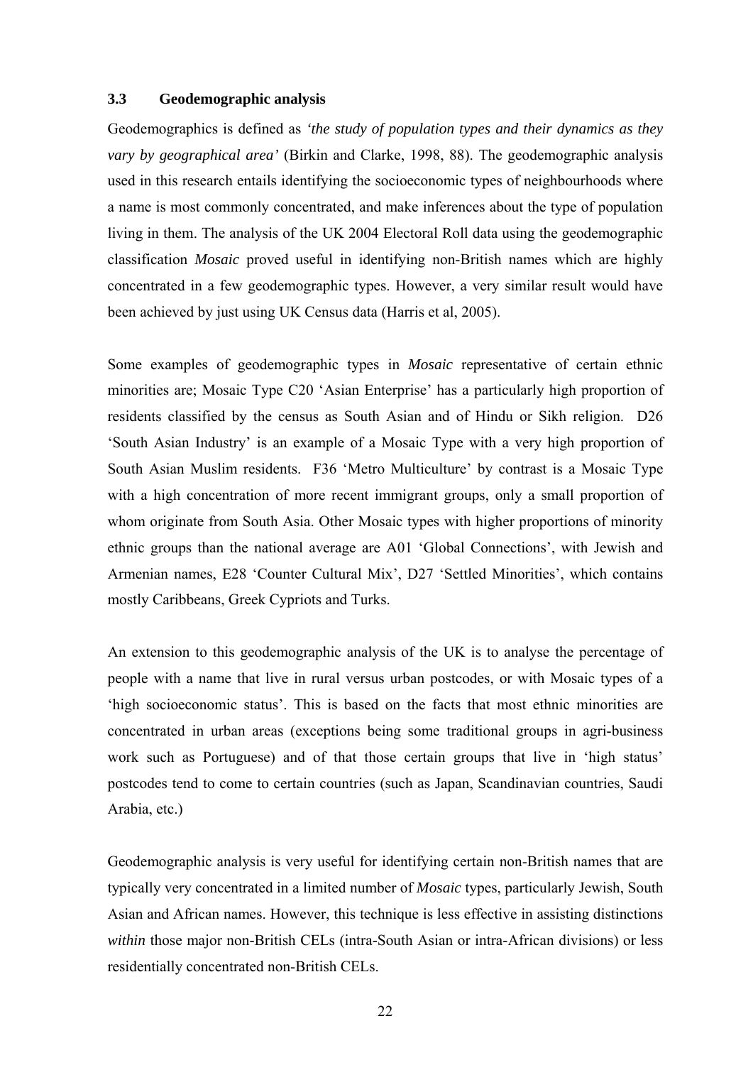### 3.3 Geodemographic analysis

Geodemographics is defined as *'the study of population types and their dynamics as they vary by geographical area'* (Birkin and Clarke, 1998, 88). The geodemographic analysis used in this research entails identifying the socioeconomic types of neighbourhoods where a name is most commonly concentrated, and make inferences about the type of population living in them. The analysis of the UK 2004 Electoral Roll data using the geodemographic classification *Mosaic* proved useful in identifying non-British names which are highly concentrated in a few geodemographic types. However, a very similar result would have been achieved by just using UK Census data (Harris et al, 2005).

Some examples of geodemographic types in *Mosaic* representative of certain ethnic minorities are; Mosaic Type C20 'Asian Enterprise' has a particularly high proportion of residents classified by the census as South Asian and of Hindu or Sikh religion. D26 'South Asian Industry' is an example of a Mosaic Type with a very high proportion of South Asian Muslim residents. F36 'Metro Multiculture' by contrast is a Mosaic Type with a high concentration of more recent immigrant groups, only a small proportion of whom originate from South Asia. Other Mosaic types with higher proportions of minority ethnic groups than the national average are A01 'Global Connections', with Jewish and Armenian names, E28 'Counter Cultural Mix', D27 'Settled Minorities', which contains mostly Caribbeans, Greek Cypriots and Turks.

An extension to this geodemographic analysis of the UK is to analyse the percentage of people with a name that live in rural versus urban postcodes, or with Mosaic types of a 'high socioeconomic status'. This is based on the facts that most ethnic minorities are concentrated in urban areas (exceptions being some traditional groups in agri-business work such as Portuguese) and of that those certain groups that live in 'high status' postcodes tend to come to certain countries (such as Japan, Scandinavian countries, Saudi Arabia, etc.)

Geodemographic analysis is very useful for identifying certain non-British names that are typically very concentrated in a limited number of *Mosaic* types, particularly Jewish, South Asian and African names. However, this technique is less effective in assisting distinctions *within* those major non-British CELs (intra-South Asian or intra-African divisions) or less residentially concentrated non-British CELs.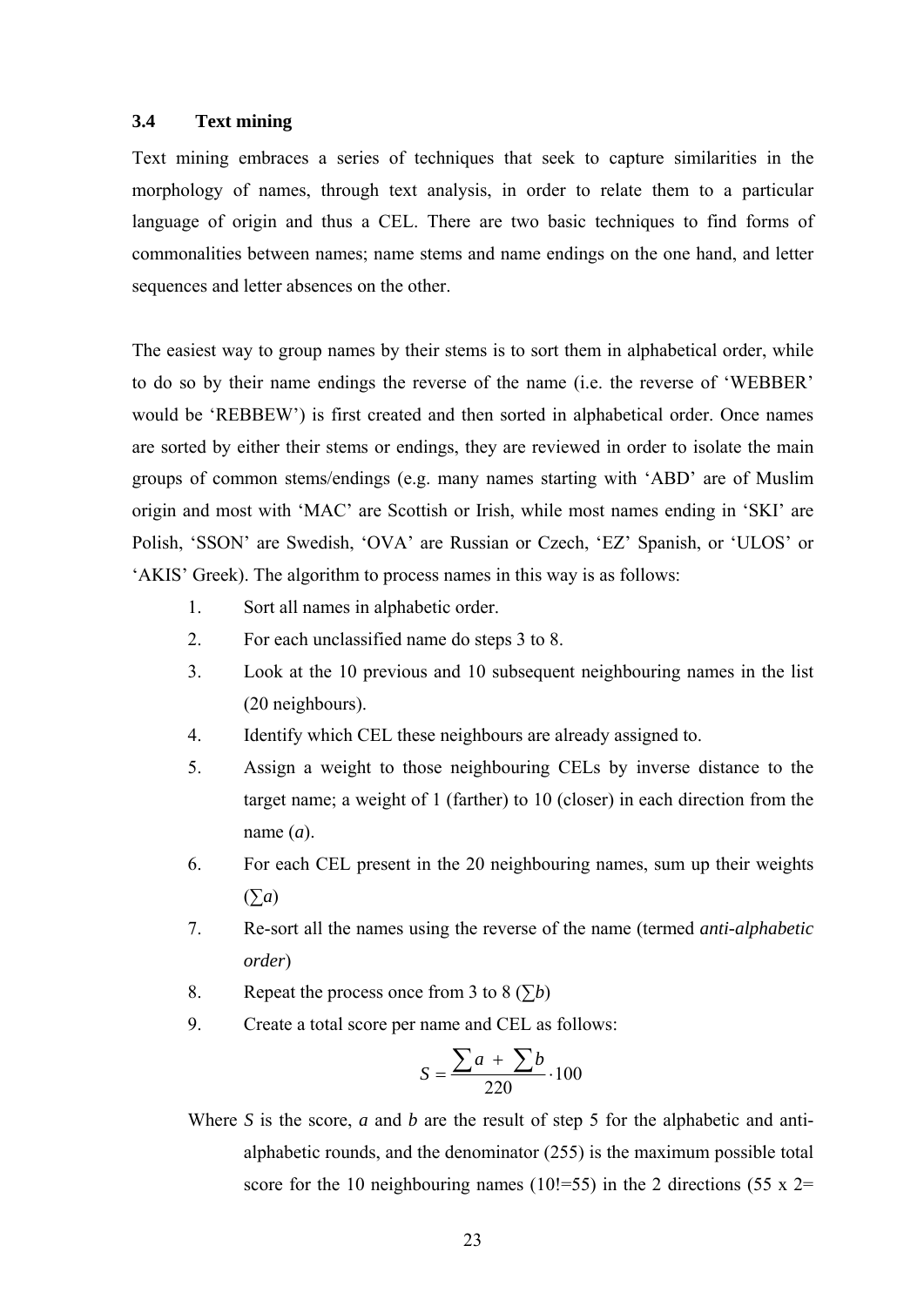### 3.4 Text mining

Text mining embraces a series of techniques that seek to capture similarities in the morphology of names, through text analysis, in order to relate them to a particular language of origin and thus a CEL. There are two basic techniques to find forms of commonalities between names; name stems and name endings on the one hand, and letter sequences and letter absences on the other.

The easiest way to group names by their stems is to sort them in alphabetical order, while to do so by their name endings the reverse of the name (i.e. the reverse of 'WEBBER' would be 'REBBEW') is first created and then sorted in alphabetical order. Once names are sorted by either their stems or endings, they are reviewed in order to isolate the main groups of common stems/endings (e.g. many names starting with 'ABD' are of Muslim origin and most with 'MAC' are Scottish or Irish, while most names ending in 'SKI' are Polish, 'SSON' are Swedish, 'OVA' are Russian or Czech, 'EZ' Spanish, or 'ULOS' or 'AKIS' Greek). The algorithm to process names in this way is as follows:

1. Sort all names in alphabetic order.
2. For each unclassified name do steps 3 to 8.
3. Look at the 10 previous and 10 subsequent neighbouring names in the list (20 neighbours).
4. Identify which CEL these neighbours are already assigned to.
5. Assign a weight to those neighbouring CELs by inverse distance to the target name; a weight of 1 (farther) to 10 (closer) in each direction from the name (*a*).
6. For each CEL present in the 20 neighbouring names, sum up their weights ($\sum a$)
7. Re-sort all the names using the reverse of the name (termed *anti-alphabetic order*)
8. Repeat the process once from 3 to 8 ($\sum b$)
9. Create a total score per name and CEL as follows:

$$S = \frac{\sum a + \sum b}{220} \cdot 100$$

Where $S$ is the score, $a$ and $b$ are the result of step 5 for the alphabetic and anti-alphabetic rounds, and the denominator (255) is the maximum possible total score for the 10 neighbouring names (10!=55) in the 2 directions (55 x 2=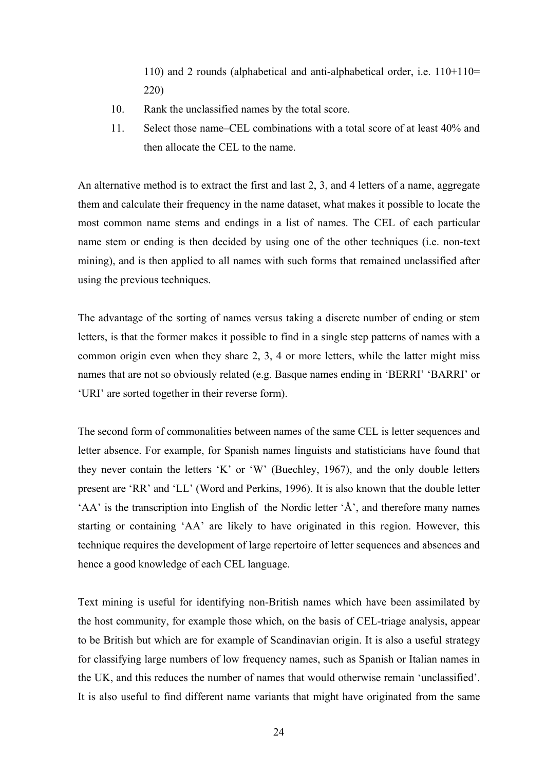110) and 2 rounds (alphabetical and anti-alphabetical order, i.e. 110+110= 220)

10. Rank the unclassified names by the total score.
11. Select those name–CEL combinations with a total score of at least 40% and then allocate the CEL to the name.

An alternative method is to extract the first and last 2, 3, and 4 letters of a name, aggregate them and calculate their frequency in the name dataset, what makes it possible to locate the most common name stems and endings in a list of names. The CEL of each particular name stem or ending is then decided by using one of the other techniques (i.e. non-text mining), and is then applied to all names with such forms that remained unclassified after using the previous techniques.

The advantage of the sorting of names versus taking a discrete number of ending or stem letters, is that the former makes it possible to find in a single step patterns of names with a common origin even when they share 2, 3, 4 or more letters, while the latter might miss names that are not so obviously related (e.g. Basque names ending in 'BERRI' 'BARRI' or 'URI' are sorted together in their reverse form).

The second form of commonalities between names of the same CEL is letter sequences and letter absence. For example, for Spanish names linguists and statisticians have found that they never contain the letters 'K' or 'W' (Buechley, 1967), and the only double letters present are 'RR' and 'LL' (Word and Perkins, 1996). It is also known that the double letter 'AA' is the transcription into English of the Nordic letter 'Å', and therefore many names starting or containing 'AA' are likely to have originated in this region. However, this technique requires the development of large repertoire of letter sequences and absences and hence a good knowledge of each CEL language.

Text mining is useful for identifying non-British names which have been assimilated by the host community, for example those which, on the basis of CEL-triage analysis, appear to be British but which are for example of Scandinavian origin. It is also a useful strategy for classifying large numbers of low frequency names, such as Spanish or Italian names in the UK, and this reduces the number of names that would otherwise remain 'unclassified'. It is also useful to find different name variants that might have originated from the same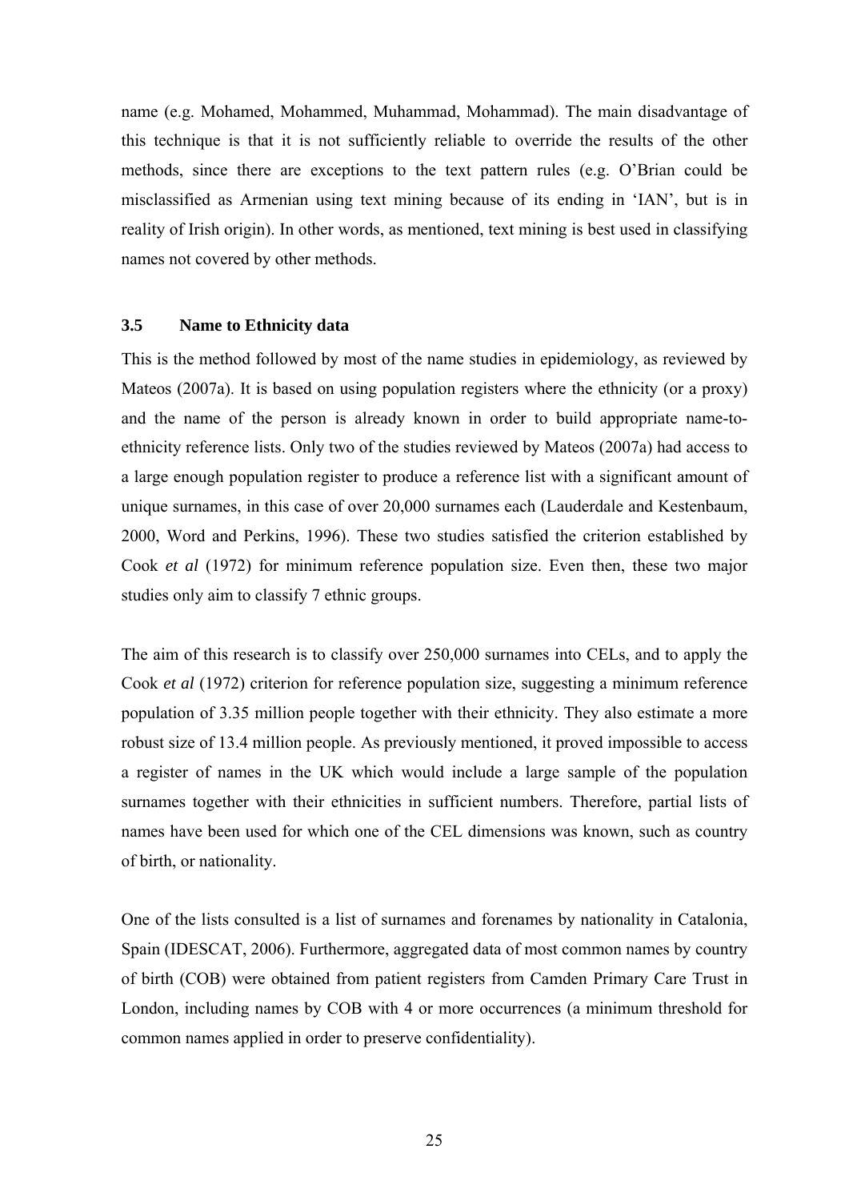name (e.g. Mohamed, Mohammed, Muhammad, Mohammad). The main disadvantage of this technique is that it is not sufficiently reliable to override the results of the other methods, since there are exceptions to the text pattern rules (e.g. O'Brian could be misclassified as Armenian using text mining because of its ending in 'IAN', but is in reality of Irish origin). In other words, as mentioned, text mining is best used in classifying names not covered by other methods.

### 3.5 Name to Ethnicity data

This is the method followed by most of the name studies in epidemiology, as reviewed by Mateos (2007a). It is based on using population registers where the ethnicity (or a proxy) and the name of the person is already known in order to build appropriate name-to-ethnicity reference lists. Only two of the studies reviewed by Mateos (2007a) had access to a large enough population register to produce a reference list with a significant amount of unique surnames, in this case of over 20,000 surnames each (Lauderdale and Kestenbaum, 2000, Word and Perkins, 1996). These two studies satisfied the criterion established by Cook *et al* (1972) for minimum reference population size. Even then, these two major studies only aim to classify 7 ethnic groups.

The aim of this research is to classify over 250,000 surnames into CELs, and to apply the Cook *et al* (1972) criterion for reference population size, suggesting a minimum reference population of 3.35 million people together with their ethnicity. They also estimate a more robust size of 13.4 million people. As previously mentioned, it proved impossible to access a register of names in the UK which would include a large sample of the population surnames together with their ethnicities in sufficient numbers. Therefore, partial lists of names have been used for which one of the CEL dimensions was known, such as country of birth, or nationality.

One of the lists consulted is a list of surnames and forenames by nationality in Catalonia, Spain (IDESCAT, 2006). Furthermore, aggregated data of most common names by country of birth (COB) were obtained from patient registers from Camden Primary Care Trust in London, including names by COB with 4 or more occurrences (a minimum threshold for common names applied in order to preserve confidentiality).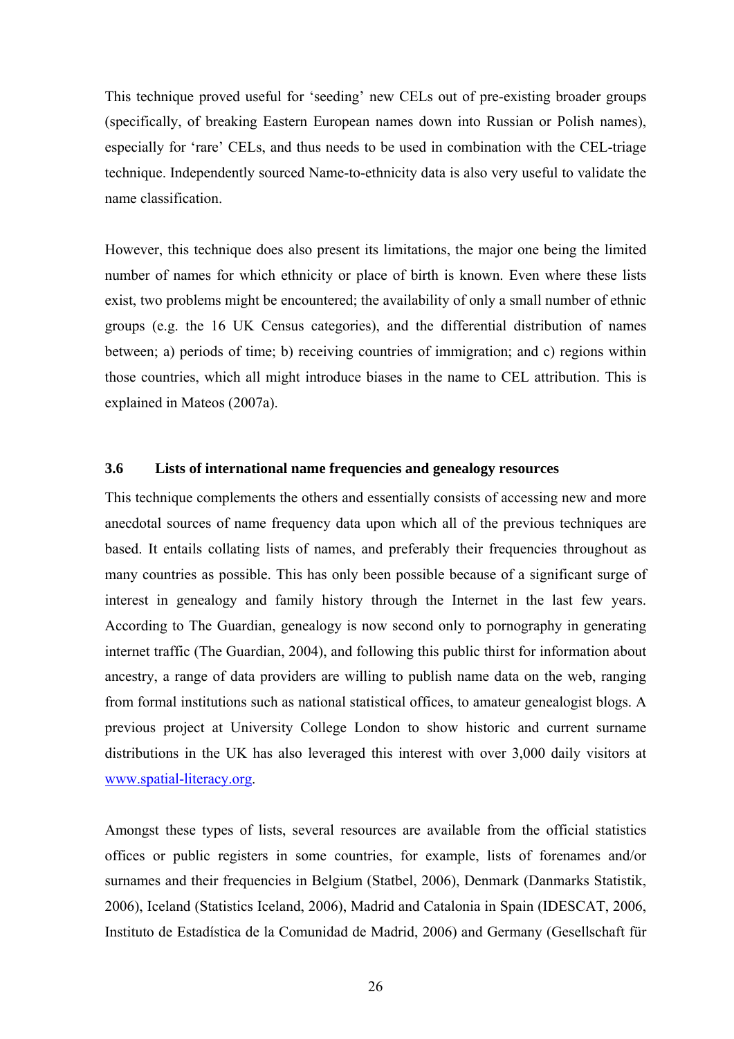This technique proved useful for 'seeding' new CELs out of pre-existing broader groups (specifically, of breaking Eastern European names down into Russian or Polish names), especially for 'rare' CELs, and thus needs to be used in combination with the CEL-triage technique. Independently sourced Name-to-ethnicity data is also very useful to validate the name classification.

However, this technique does also present its limitations, the major one being the limited number of names for which ethnicity or place of birth is known. Even where these lists exist, two problems might be encountered; the availability of only a small number of ethnic groups (e.g. the 16 UK Census categories), and the differential distribution of names between; a) periods of time; b) receiving countries of immigration; and c) regions within those countries, which all might introduce biases in the name to CEL attribution. This is explained in Mateos (2007a).

### 3.6 Lists of international name frequencies and genealogy resources

This technique complements the others and essentially consists of accessing new and more anecdotal sources of name frequency data upon which all of the previous techniques are based. It entails collating lists of names, and preferably their frequencies throughout as many countries as possible. This has only been possible because of a significant surge of interest in genealogy and family history through the Internet in the last few years. According to The Guardian, genealogy is now second only to pornography in generating internet traffic (The Guardian, 2004), and following this public thirst for information about ancestry, a range of data providers are willing to publish name data on the web, ranging from formal institutions such as national statistical offices, to amateur genealogist blogs. A previous project at University College London to show historic and current surname distributions in the UK has also leveraged this interest with over 3,000 daily visitors at www.spatial-literacy.org.

Amongst these types of lists, several resources are available from the official statistics offices or public registers in some countries, for example, lists of forenames and/or surnames and their frequencies in Belgium (Statbel, 2006), Denmark (Danmarks Statistik, 2006), Iceland (Statistics Iceland, 2006), Madrid and Catalonia in Spain (IDESCAT, 2006, Instituto de Estadística de la Comunidad de Madrid, 2006) and Germany (Gesellschaft für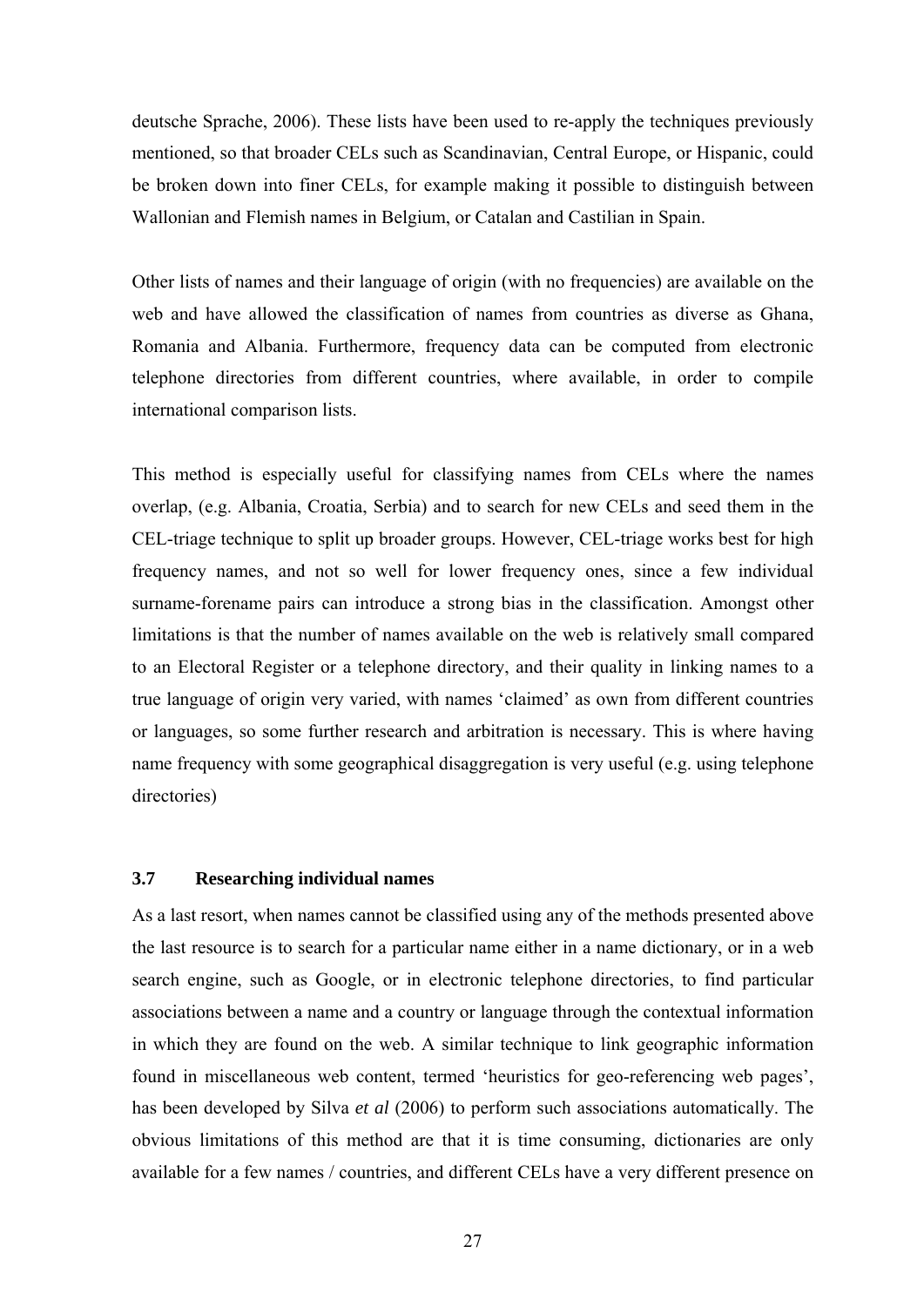deutsche Sprache, 2006). These lists have been used to re-apply the techniques previously mentioned, so that broader CELs such as Scandinavian, Central Europe, or Hispanic, could be broken down into finer CELs, for example making it possible to distinguish between Wallonian and Flemish names in Belgium, or Catalan and Castilian in Spain.

Other lists of names and their language of origin (with no frequencies) are available on the web and have allowed the classification of names from countries as diverse as Ghana, Romania and Albania. Furthermore, frequency data can be computed from electronic telephone directories from different countries, where available, in order to compile international comparison lists.

This method is especially useful for classifying names from CELs where the names overlap, (e.g. Albania, Croatia, Serbia) and to search for new CELs and seed them in the CEL-triage technique to split up broader groups. However, CEL-triage works best for high frequency names, and not so well for lower frequency ones, since a few individual surname-forename pairs can introduce a strong bias in the classification. Amongst other limitations is that the number of names available on the web is relatively small compared to an Electoral Register or a telephone directory, and their quality in linking names to a true language of origin very varied, with names 'claimed' as own from different countries or languages, so some further research and arbitration is necessary. This is where having name frequency with some geographical disaggregation is very useful (e.g. using telephone directories)

### 3.7 Researching individual names

As a last resort, when names cannot be classified using any of the methods presented above the last resource is to search for a particular name either in a name dictionary, or in a web search engine, such as Google, or in electronic telephone directories, to find particular associations between a name and a country or language through the contextual information in which they are found on the web. A similar technique to link geographic information found in miscellaneous web content, termed 'heuristics for geo-referencing web pages', has been developed by Silva *et al* (2006) to perform such associations automatically. The obvious limitations of this method are that it is time consuming, dictionaries are only available for a few names / countries, and different CELs have a very different presence on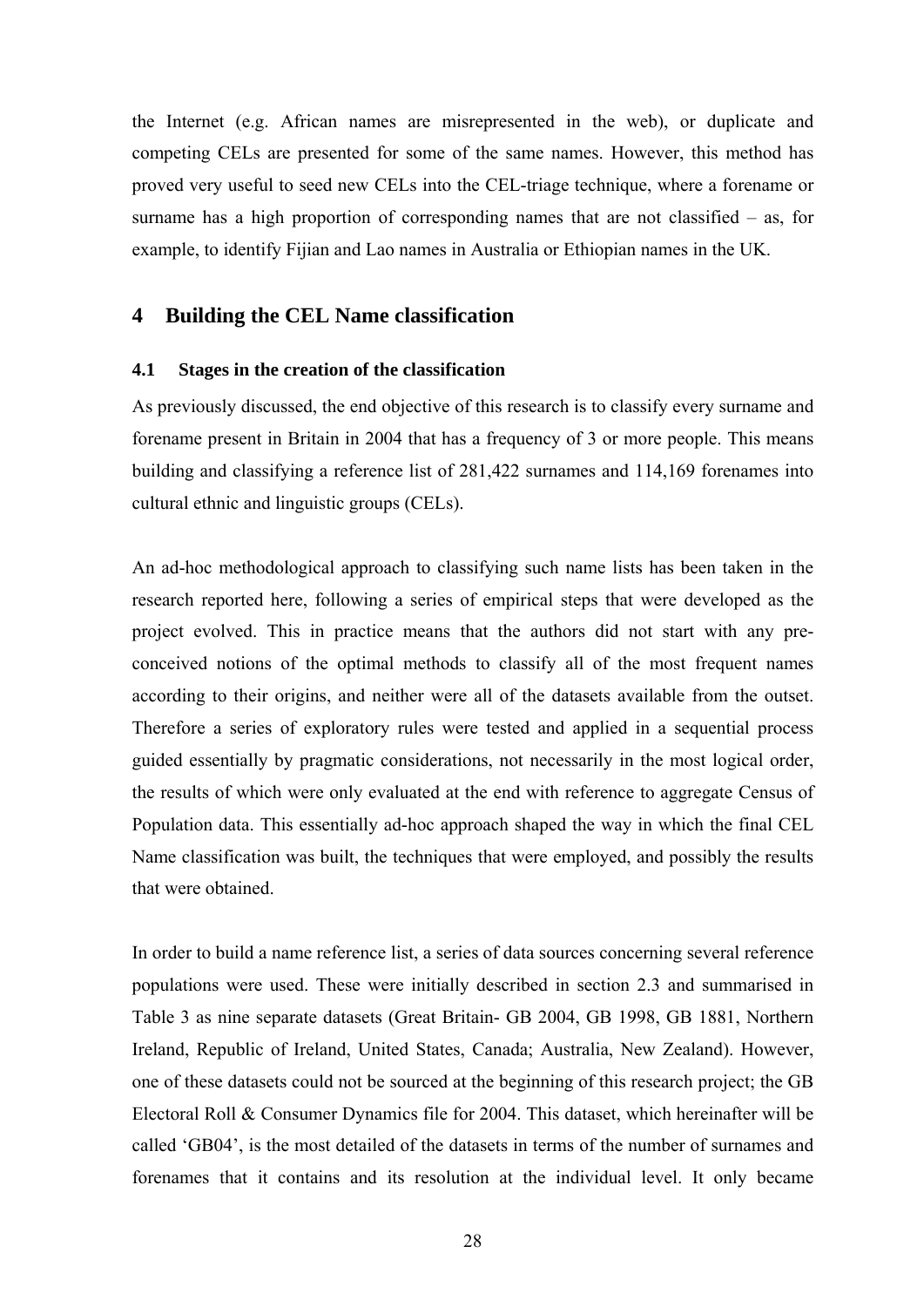the Internet (e.g. African names are misrepresented in the web), or duplicate and competing CELs are presented for some of the same names. However, this method has proved very useful to seed new CELs into the CEL-triage technique, where a forename or surname has a high proportion of corresponding names that are not classified – as, for example, to identify Fijian and Lao names in Australia or Ethiopian names in the UK.

## 4 Building the CEL Name classification

### 4.1 Stages in the creation of the classification

As previously discussed, the end objective of this research is to classify every surname and forename present in Britain in 2004 that has a frequency of 3 or more people. This means building and classifying a reference list of 281,422 surnames and 114,169 forenames into cultural ethnic and linguistic groups (CELs).

An ad-hoc methodological approach to classifying such name lists has been taken in the research reported here, following a series of empirical steps that were developed as the project evolved. This in practice means that the authors did not start with any pre-conceived notions of the optimal methods to classify all of the most frequent names according to their origins, and neither were all of the datasets available from the outset. Therefore a series of exploratory rules were tested and applied in a sequential process guided essentially by pragmatic considerations, not necessarily in the most logical order, the results of which were only evaluated at the end with reference to aggregate Census of Population data. This essentially ad-hoc approach shaped the way in which the final CEL Name classification was built, the techniques that were employed, and possibly the results that were obtained.

In order to build a name reference list, a series of data sources concerning several reference populations were used. These were initially described in section 2.3 and summarised in Table 3 as nine separate datasets (Great Britain- GB 2004, GB 1998, GB 1881, Northern Ireland, Republic of Ireland, United States, Canada; Australia, New Zealand). However, one of these datasets could not be sourced at the beginning of this research project; the GB Electoral Roll & Consumer Dynamics file for 2004. This dataset, which hereinafter will be called 'GB04', is the most detailed of the datasets in terms of the number of surnames and forenames that it contains and its resolution at the individual level. It only became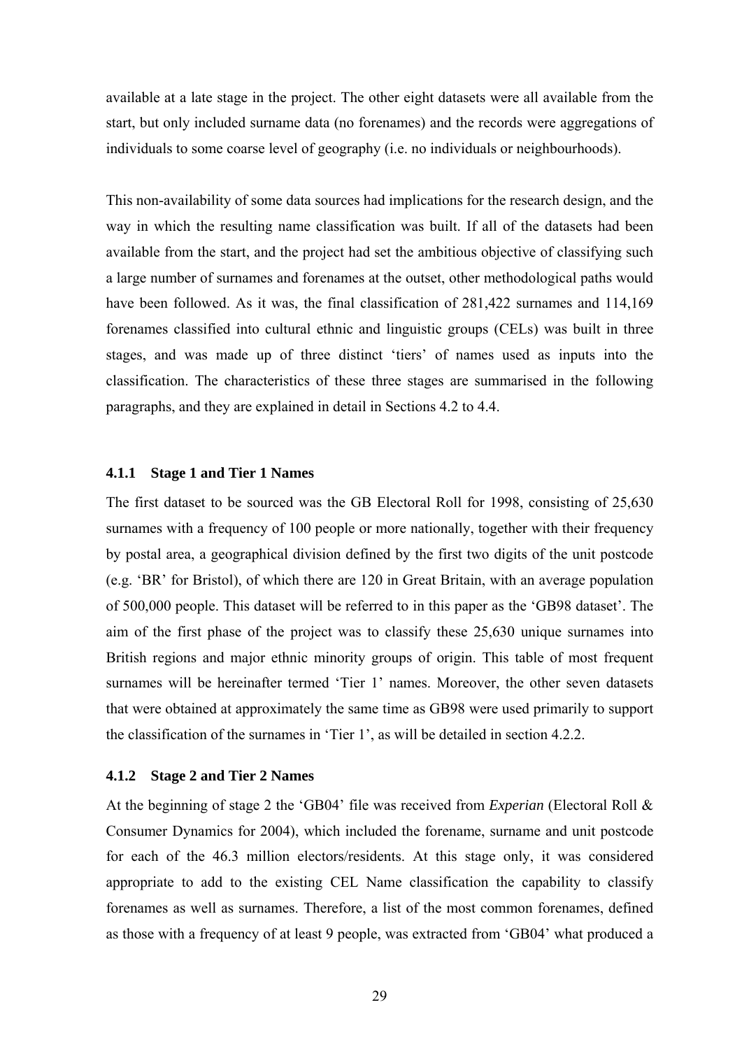available at a late stage in the project. The other eight datasets were all available from the start, but only included surname data (no forenames) and the records were aggregations of individuals to some coarse level of geography (i.e. no individuals or neighbourhoods).

This non-availability of some data sources had implications for the research design, and the way in which the resulting name classification was built. If all of the datasets had been available from the start, and the project had set the ambitious objective of classifying such a large number of surnames and forenames at the outset, other methodological paths would have been followed. As it was, the final classification of 281,422 surnames and 114,169 forenames classified into cultural ethnic and linguistic groups (CELs) was built in three stages, and was made up of three distinct 'tiers' of names used as inputs into the classification. The characteristics of these three stages are summarised in the following paragraphs, and they are explained in detail in Sections 4.2 to 4.4.

### 4.1.1 Stage 1 and Tier 1 Names

The first dataset to be sourced was the GB Electoral Roll for 1998, consisting of 25,630 surnames with a frequency of 100 people or more nationally, together with their frequency by postal area, a geographical division defined by the first two digits of the unit postcode (e.g. 'BR' for Bristol), of which there are 120 in Great Britain, with an average population of 500,000 people. This dataset will be referred to in this paper as the 'GB98 dataset'. The aim of the first phase of the project was to classify these 25,630 unique surnames into British regions and major ethnic minority groups of origin. This table of most frequent surnames will be hereinafter termed 'Tier 1' names. Moreover, the other seven datasets that were obtained at approximately the same time as GB98 were used primarily to support the classification of the surnames in 'Tier 1', as will be detailed in section 4.2.2.

### 4.1.2 Stage 2 and Tier 2 Names

At the beginning of stage 2 the 'GB04' file was received from *Experian* (Electoral Roll & Consumer Dynamics for 2004), which included the forename, surname and unit postcode for each of the 46.3 million electors/residents. At this stage only, it was considered appropriate to add to the existing CEL Name classification the capability to classify forenames as well as surnames. Therefore, a list of the most common forenames, defined as those with a frequency of at least 9 people, was extracted from 'GB04' what produced a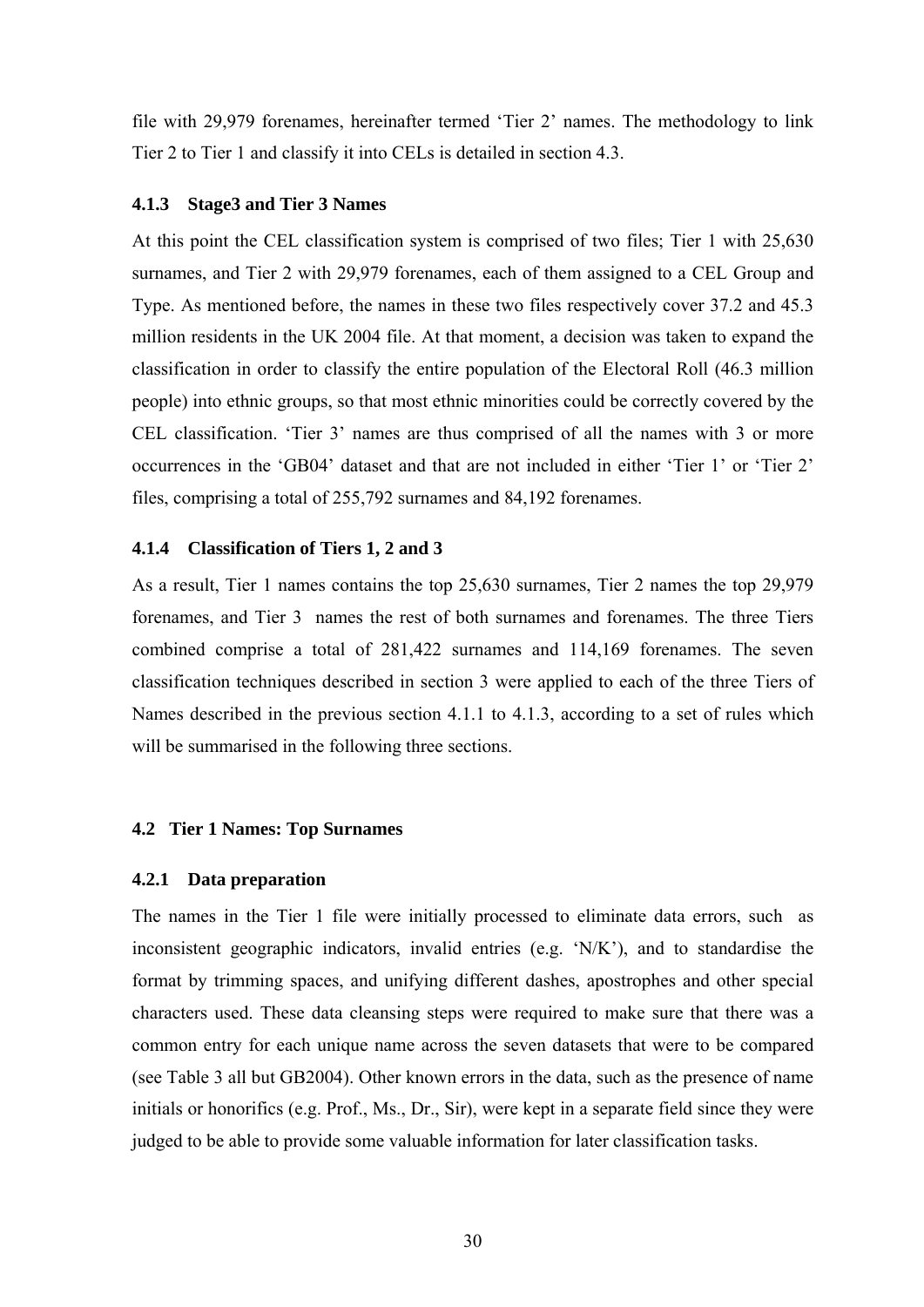file with 29,979 forenames, hereinafter termed 'Tier 2' names. The methodology to link Tier 2 to Tier 1 and classify it into CELs is detailed in section 4.3.

#### 4.1.3 Stage3 and Tier 3 Names

At this point the CEL classification system is comprised of two files; Tier 1 with 25,630 surnames, and Tier 2 with 29,979 forenames, each of them assigned to a CEL Group and Type. As mentioned before, the names in these two files respectively cover 37.2 and 45.3 million residents in the UK 2004 file. At that moment, a decision was taken to expand the classification in order to classify the entire population of the Electoral Roll (46.3 million people) into ethnic groups, so that most ethnic minorities could be correctly covered by the CEL classification. 'Tier 3' names are thus comprised of all the names with 3 or more occurrences in the 'GB04' dataset and that are not included in either 'Tier 1' or 'Tier 2' files, comprising a total of 255,792 surnames and 84,192 forenames.

#### 4.1.4 Classification of Tiers 1, 2 and 3

As a result, Tier 1 names contains the top 25,630 surnames, Tier 2 names the top 29,979 forenames, and Tier 3 names the rest of both surnames and forenames. The three Tiers combined comprise a total of 281,422 surnames and 114,169 forenames. The seven classification techniques described in section 3 were applied to each of the three Tiers of Names described in the previous section 4.1.1 to 4.1.3, according to a set of rules which will be summarised in the following three sections.

### 4.2 Tier 1 Names: Top Surnames

#### 4.2.1 Data preparation

The names in the Tier 1 file were initially processed to eliminate data errors, such as inconsistent geographic indicators, invalid entries (e.g. 'N/K'), and to standardise the format by trimming spaces, and unifying different dashes, apostrophes and other special characters used. These data cleansing steps were required to make sure that there was a common entry for each unique name across the seven datasets that were to be compared (see Table 3 all but GB2004). Other known errors in the data, such as the presence of name initials or honorifics (e.g. Prof., Ms., Dr., Sir), were kept in a separate field since they were judged to be able to provide some valuable information for later classification tasks.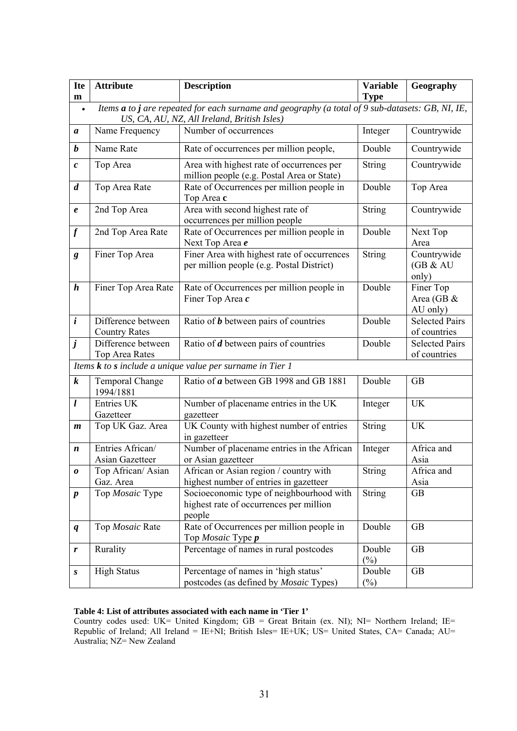| Item | Attribute | Description | Variable Type | Geography |
|---|---|---|---|---|
| • *Items **a** to **j** are repeated for each surname and geography (a total of 9 sub-datasets: GB, NI, IE, US, CA, AU, NZ, All Ireland, British Isles)* | | | | |
| ***a*** | Name Frequency | Number of occurrences | Integer | Countrywide |
| ***b*** | Name Rate | Rate of occurrences per million people, | Double | Countrywide |
| ***c*** | Top Area | Area with highest rate of occurrences per million people (e.g. Postal Area or State) | String | Countrywide |
| ***d*** | Top Area Rate | Rate of Occurrences per million people in Top Area **c** | Double | Top Area |
| ***e*** | 2nd Top Area | Area with second highest rate of occurrences per million people | String | Countrywide |
| ***f*** | 2nd Top Area Rate | Rate of Occurrences per million people in Next Top Area ***e*** | Double | Next Top Area |
| ***g*** | Finer Top Area | Finer Area with highest rate of occurrences per million people (e.g. Postal District) | String | Countrywide (GB & AU only) |
| ***h*** | Finer Top Area Rate | Rate of Occurrences per million people in Finer Top Area ***c*** | Double | Finer Top Area (GB & AU only) |
| ***i*** | Difference between Country Rates | Ratio of ***b*** between pairs of countries | Double | Selected Pairs of countries |
| ***j*** | Difference between Top Area Rates | Ratio of ***d*** between pairs of countries | Double | Selected Pairs of countries |
| *Items **k** to **s** include a unique value per surname in Tier 1* | | | | |
| ***k*** | Temporal Change 1994/1881 | Ratio of ***a*** between GB 1998 and GB 1881 | Double | GB |
| ***l*** | Entries UK Gazetteer | Number of placename entries in the UK gazetteer | Integer | UK |
| ***m*** | Top UK Gaz. Area | UK County with highest number of entries in gazetteer | String | UK |
| ***n*** | Entries African/ Asian Gazetteer | Number of placename entries in the African or Asian gazetteer | Integer | Africa and Asia |
| ***o*** | Top African/ Asian Gaz. Area | African or Asian region / country with highest number of entries in gazetteer | String | Africa and Asia |
| ***p*** | Top *Mosaic* Type | Socioeconomic type of neighbourhood with highest rate of occurrences per million people | String | GB |
| ***q*** | Top *Mosaic* Rate | Rate of Occurrences per million people in Top *Mosaic* Type ***p*** | Double | GB |
| ***r*** | Rurality | Percentage of names in rural postcodes | Double (%) | GB |
| ***s*** | High Status | Percentage of names in 'high status' postcodes (as defined by *Mosaic* Types) | Double (%) | GB |

**Table 4: List of attributes associated with each name in 'Tier 1'**

Country codes used: UK= United Kingdom; GB = Great Britain (ex. NI); NI= Northern Ireland; IE= Republic of Ireland; All Ireland = IE+NI; British Isles= IE+UK; US= United States, CA= Canada; AU= Australia; NZ= New Zealand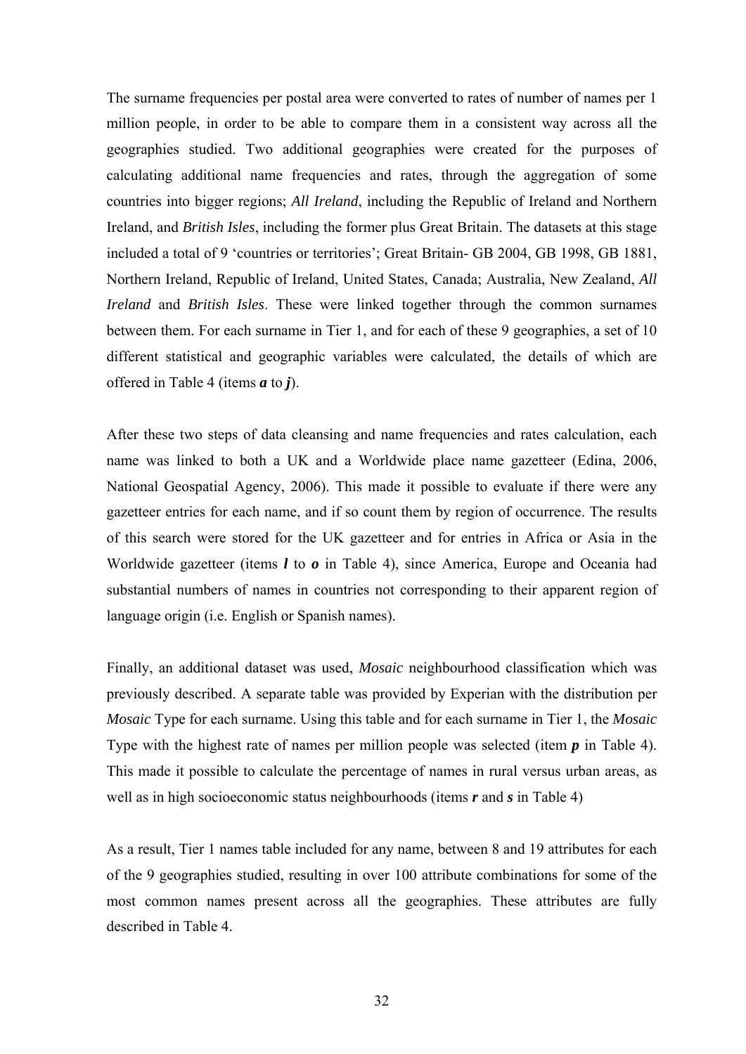The surname frequencies per postal area were converted to rates of number of names per 1 million people, in order to be able to compare them in a consistent way across all the geographies studied. Two additional geographies were created for the purposes of calculating additional name frequencies and rates, through the aggregation of some countries into bigger regions; *All Ireland*, including the Republic of Ireland and Northern Ireland, and *British Isles*, including the former plus Great Britain. The datasets at this stage included a total of 9 'countries or territories'; Great Britain- GB 2004, GB 1998, GB 1881, Northern Ireland, Republic of Ireland, United States, Canada; Australia, New Zealand, *All Ireland* and *British Isles*. These were linked together through the common surnames between them. For each surname in Tier 1, and for each of these 9 geographies, a set of 10 different statistical and geographic variables were calculated, the details of which are offered in Table 4 (items ***a*** to ***j***).

After these two steps of data cleansing and name frequencies and rates calculation, each name was linked to both a UK and a Worldwide place name gazetteer (Edina, 2006, National Geospatial Agency, 2006). This made it possible to evaluate if there were any gazetteer entries for each name, and if so count them by region of occurrence. The results of this search were stored for the UK gazetteer and for entries in Africa or Asia in the Worldwide gazetteer (items ***l*** to ***o*** in Table 4), since America, Europe and Oceania had substantial numbers of names in countries not corresponding to their apparent region of language origin (i.e. English or Spanish names).

Finally, an additional dataset was used, *Mosaic* neighbourhood classification which was previously described. A separate table was provided by Experian with the distribution per *Mosaic* Type for each surname. Using this table and for each surname in Tier 1, the *Mosaic* Type with the highest rate of names per million people was selected (item ***p*** in Table 4). This made it possible to calculate the percentage of names in rural versus urban areas, as well as in high socioeconomic status neighbourhoods (items ***r*** and ***s*** in Table 4)

As a result, Tier 1 names table included for any name, between 8 and 19 attributes for each of the 9 geographies studied, resulting in over 100 attribute combinations for some of the most common names present across all the geographies. These attributes are fully described in Table 4.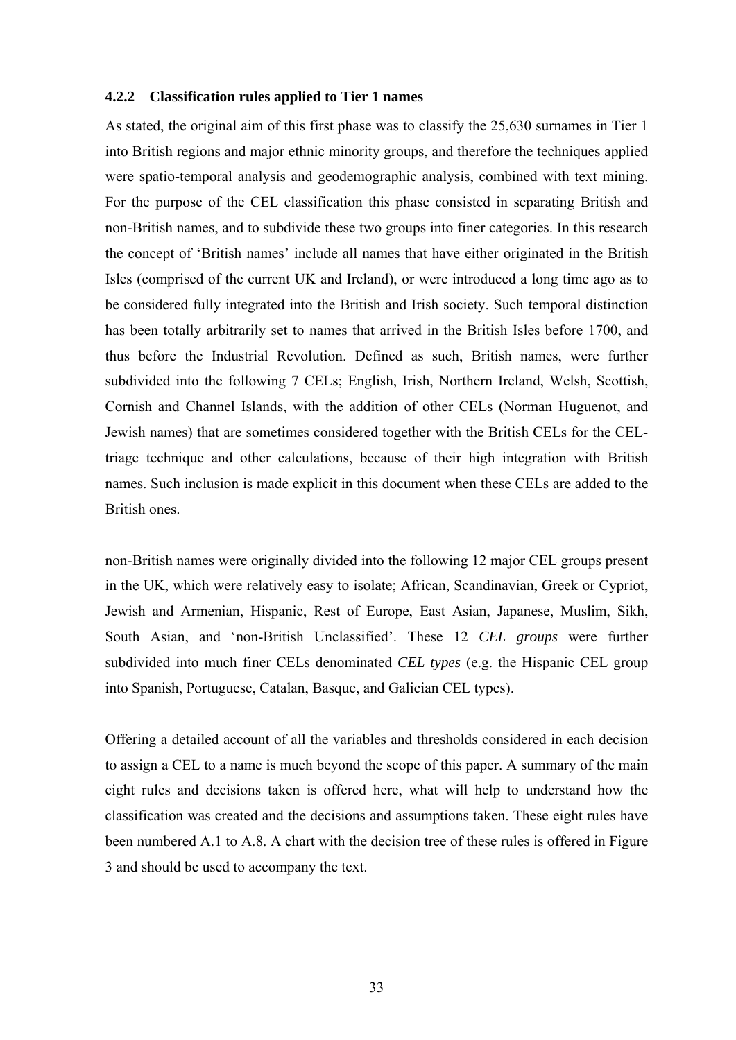### 4.2.2 Classification rules applied to Tier 1 names

As stated, the original aim of this first phase was to classify the 25,630 surnames in Tier 1 into British regions and major ethnic minority groups, and therefore the techniques applied were spatio-temporal analysis and geodemographic analysis, combined with text mining. For the purpose of the CEL classification this phase consisted in separating British and non-British names, and to subdivide these two groups into finer categories. In this research the concept of 'British names' include all names that have either originated in the British Isles (comprised of the current UK and Ireland), or were introduced a long time ago as to be considered fully integrated into the British and Irish society. Such temporal distinction has been totally arbitrarily set to names that arrived in the British Isles before 1700, and thus before the Industrial Revolution. Defined as such, British names, were further subdivided into the following 7 CELs; English, Irish, Northern Ireland, Welsh, Scottish, Cornish and Channel Islands, with the addition of other CELs (Norman Huguenot, and Jewish names) that are sometimes considered together with the British CELs for the CEL-triage technique and other calculations, because of their high integration with British names. Such inclusion is made explicit in this document when these CELs are added to the British ones.

non-British names were originally divided into the following 12 major CEL groups present in the UK, which were relatively easy to isolate; African, Scandinavian, Greek or Cypriot, Jewish and Armenian, Hispanic, Rest of Europe, East Asian, Japanese, Muslim, Sikh, South Asian, and 'non-British Unclassified'. These 12 *CEL groups* were further subdivided into much finer CELs denominated *CEL types* (e.g. the Hispanic CEL group into Spanish, Portuguese, Catalan, Basque, and Galician CEL types).

Offering a detailed account of all the variables and thresholds considered in each decision to assign a CEL to a name is much beyond the scope of this paper. A summary of the main eight rules and decisions taken is offered here, what will help to understand how the classification was created and the decisions and assumptions taken. These eight rules have been numbered A.1 to A.8. A chart with the decision tree of these rules is offered in Figure 3 and should be used to accompany the text.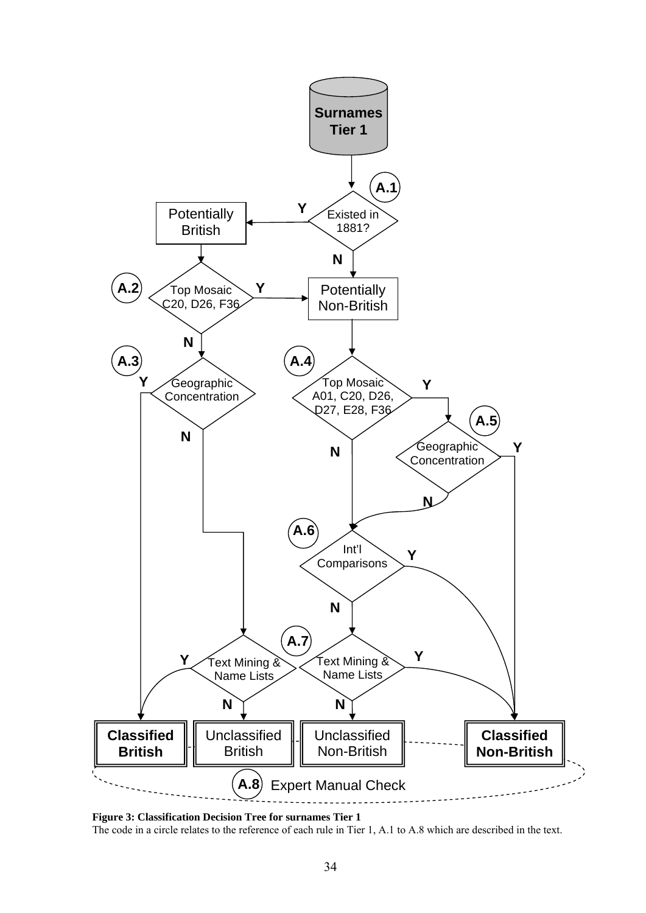**Figure 3: Classification Decision Tree for surnames Tier 1**

The code in a circle relates to the reference of each rule in Tier 1, A.1 to A.8 which are described in the text.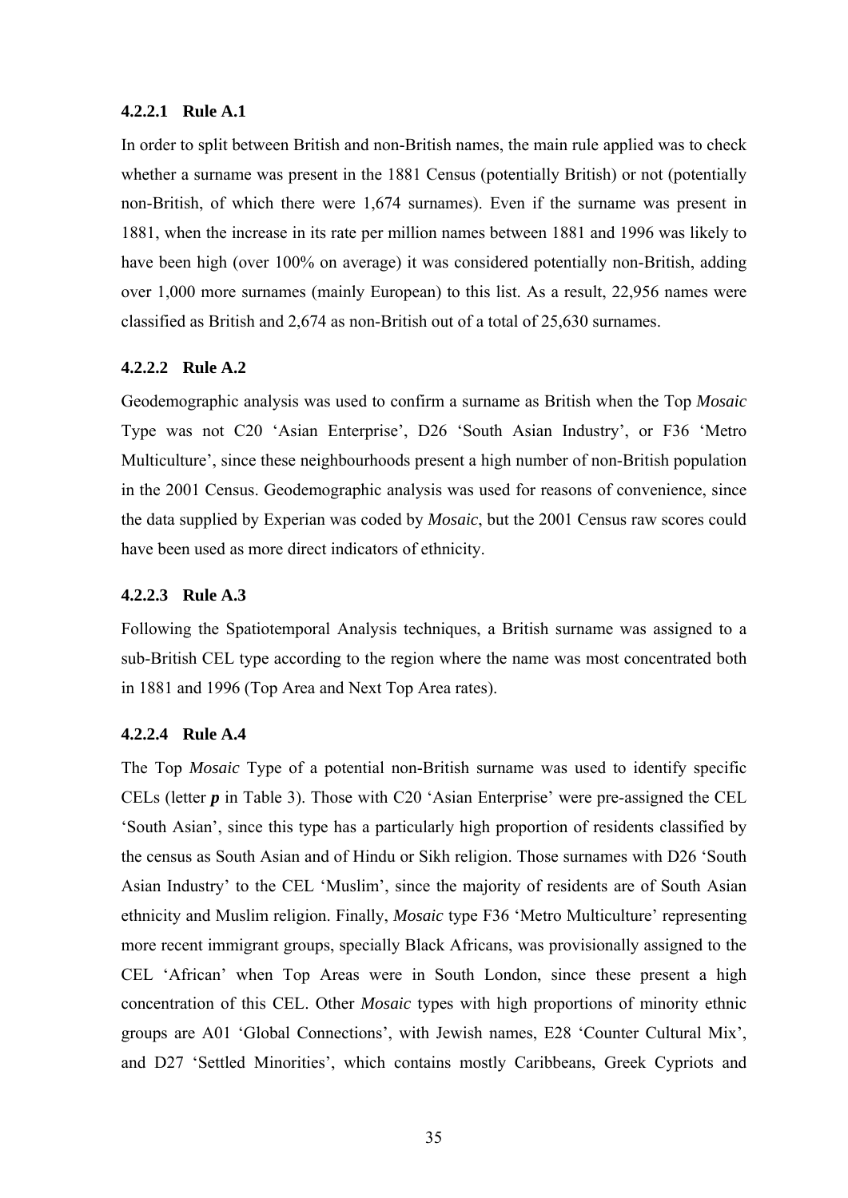#### 4.2.2.1 Rule A.1

In order to split between British and non-British names, the main rule applied was to check whether a surname was present in the 1881 Census (potentially British) or not (potentially non-British, of which there were 1,674 surnames). Even if the surname was present in 1881, when the increase in its rate per million names between 1881 and 1996 was likely to have been high (over 100% on average) it was considered potentially non-British, adding over 1,000 more surnames (mainly European) to this list. As a result, 22,956 names were classified as British and 2,674 as non-British out of a total of 25,630 surnames.

#### 4.2.2.2 Rule A.2

Geodemographic analysis was used to confirm a surname as British when the Top *Mosaic* Type was not C20 'Asian Enterprise', D26 'South Asian Industry', or F36 'Metro Multiculture', since these neighbourhoods present a high number of non-British population in the 2001 Census. Geodemographic analysis was used for reasons of convenience, since the data supplied by Experian was coded by *Mosaic*, but the 2001 Census raw scores could have been used as more direct indicators of ethnicity.

#### 4.2.2.3 Rule A.3

Following the Spatiotemporal Analysis techniques, a British surname was assigned to a sub-British CEL type according to the region where the name was most concentrated both in 1881 and 1996 (Top Area and Next Top Area rates).

#### 4.2.2.4 Rule A.4

The Top *Mosaic* Type of a potential non-British surname was used to identify specific CELs (letter ***p*** in Table 3). Those with C20 'Asian Enterprise' were pre-assigned the CEL 'South Asian', since this type has a particularly high proportion of residents classified by the census as South Asian and of Hindu or Sikh religion. Those surnames with D26 'South Asian Industry' to the CEL 'Muslim', since the majority of residents are of South Asian ethnicity and Muslim religion. Finally, *Mosaic* type F36 'Metro Multiculture' representing more recent immigrant groups, specially Black Africans, was provisionally assigned to the CEL 'African' when Top Areas were in South London, since these present a high concentration of this CEL. Other *Mosaic* types with high proportions of minority ethnic groups are A01 'Global Connections', with Jewish names, E28 'Counter Cultural Mix', and D27 'Settled Minorities', which contains mostly Caribbeans, Greek Cypriots and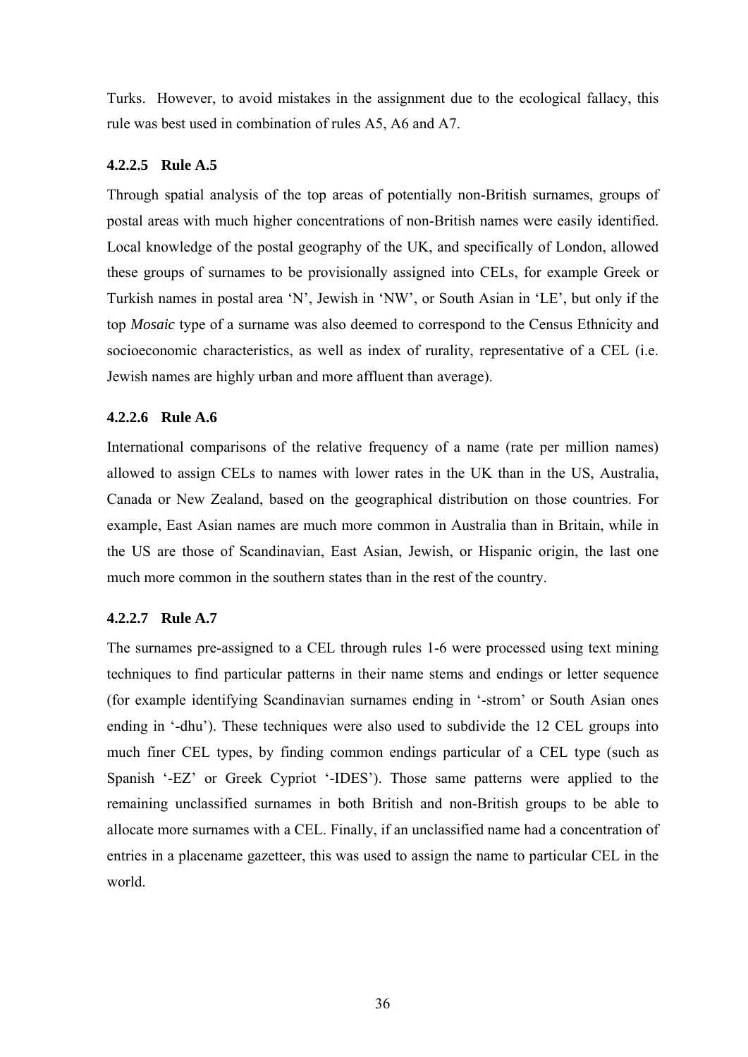Turks. However, to avoid mistakes in the assignment due to the ecological fallacy, this rule was best used in combination of rules A5, A6 and A7.

#### 4.2.2.5 Rule A.5

Through spatial analysis of the top areas of potentially non-British surnames, groups of postal areas with much higher concentrations of non-British names were easily identified. Local knowledge of the postal geography of the UK, and specifically of London, allowed these groups of surnames to be provisionally assigned into CELs, for example Greek or Turkish names in postal area 'N', Jewish in 'NW', or South Asian in 'LE', but only if the top *Mosaic* type of a surname was also deemed to correspond to the Census Ethnicity and socioeconomic characteristics, as well as index of rurality, representative of a CEL (i.e. Jewish names are highly urban and more affluent than average).

#### 4.2.2.6 Rule A.6

International comparisons of the relative frequency of a name (rate per million names) allowed to assign CELs to names with lower rates in the UK than in the US, Australia, Canada or New Zealand, based on the geographical distribution on those countries. For example, East Asian names are much more common in Australia than in Britain, while in the US are those of Scandinavian, East Asian, Jewish, or Hispanic origin, the last one much more common in the southern states than in the rest of the country.

#### 4.2.2.7 Rule A.7

The surnames pre-assigned to a CEL through rules 1-6 were processed using text mining techniques to find particular patterns in their name stems and endings or letter sequence (for example identifying Scandinavian surnames ending in '-strom' or South Asian ones ending in '-dhu'). These techniques were also used to subdivide the 12 CEL groups into much finer CEL types, by finding common endings particular of a CEL type (such as Spanish '-EZ' or Greek Cypriot '-IDES'). Those same patterns were applied to the remaining unclassified surnames in both British and non-British groups to be able to allocate more surnames with a CEL. Finally, if an unclassified name had a concentration of entries in a placename gazetteer, this was used to assign the name to particular CEL in the world.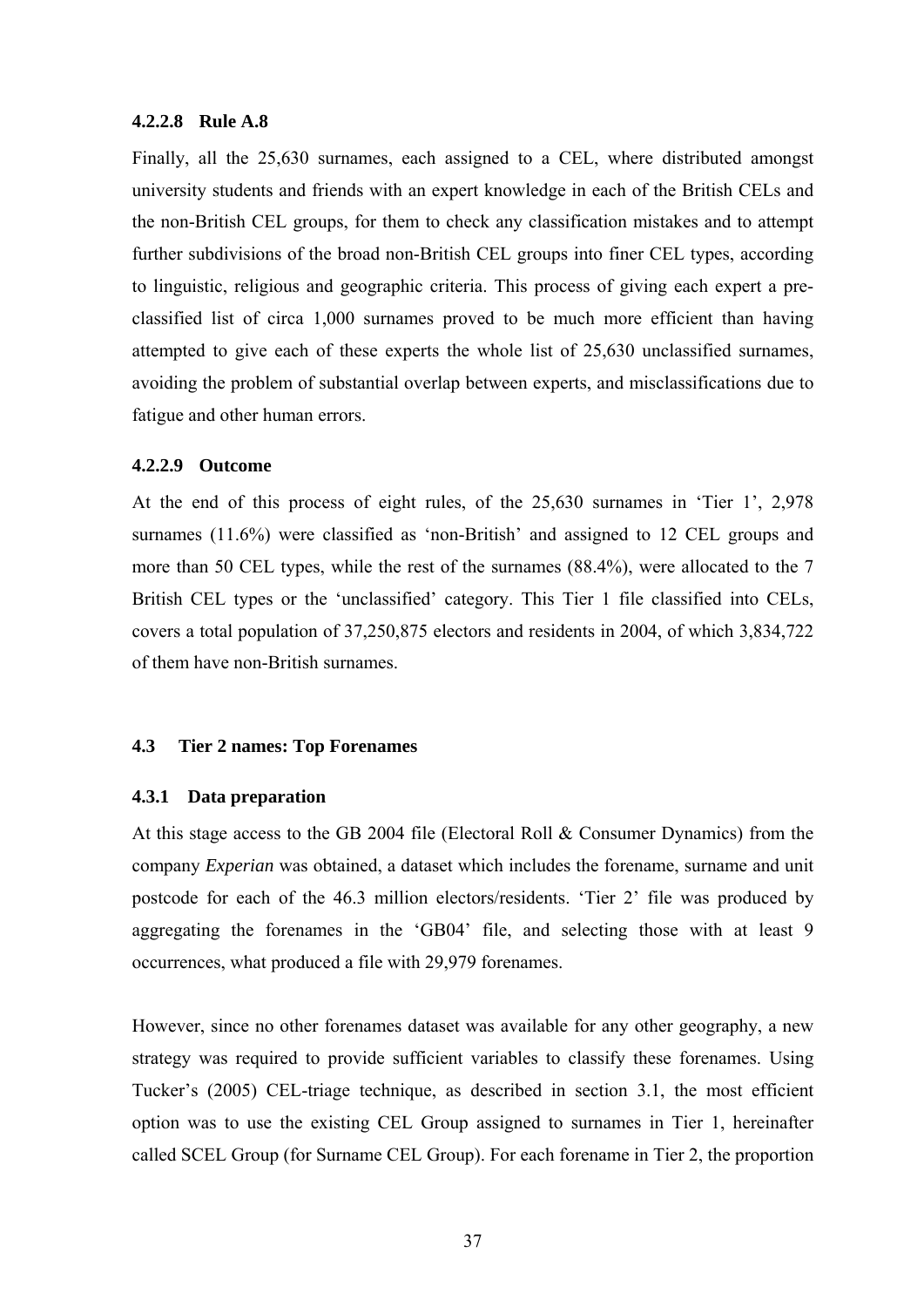#### 4.2.2.8 Rule A.8

Finally, all the 25,630 surnames, each assigned to a CEL, where distributed amongst university students and friends with an expert knowledge in each of the British CELs and the non-British CEL groups, for them to check any classification mistakes and to attempt further subdivisions of the broad non-British CEL groups into finer CEL types, according to linguistic, religious and geographic criteria. This process of giving each expert a pre-classified list of circa 1,000 surnames proved to be much more efficient than having attempted to give each of these experts the whole list of 25,630 unclassified surnames, avoiding the problem of substantial overlap between experts, and misclassifications due to fatigue and other human errors.

#### 4.2.2.9 Outcome

At the end of this process of eight rules, of the 25,630 surnames in 'Tier 1', 2,978 surnames (11.6%) were classified as 'non-British' and assigned to 12 CEL groups and more than 50 CEL types, while the rest of the surnames (88.4%), were allocated to the 7 British CEL types or the 'unclassified' category. This Tier 1 file classified into CELs, covers a total population of 37,250,875 electors and residents in 2004, of which 3,834,722 of them have non-British surnames.

## 4.3 Tier 2 names: Top Forenames

### 4.3.1 Data preparation

At this stage access to the GB 2004 file (Electoral Roll & Consumer Dynamics) from the company *Experian* was obtained, a dataset which includes the forename, surname and unit postcode for each of the 46.3 million electors/residents. 'Tier 2' file was produced by aggregating the forenames in the 'GB04' file, and selecting those with at least 9 occurrences, what produced a file with 29,979 forenames.

However, since no other forenames dataset was available for any other geography, a new strategy was required to provide sufficient variables to classify these forenames. Using Tucker's (2005) CEL-triage technique, as described in section 3.1, the most efficient option was to use the existing CEL Group assigned to surnames in Tier 1, hereinafter called SCEL Group (for Surname CEL Group). For each forename in Tier 2, the proportion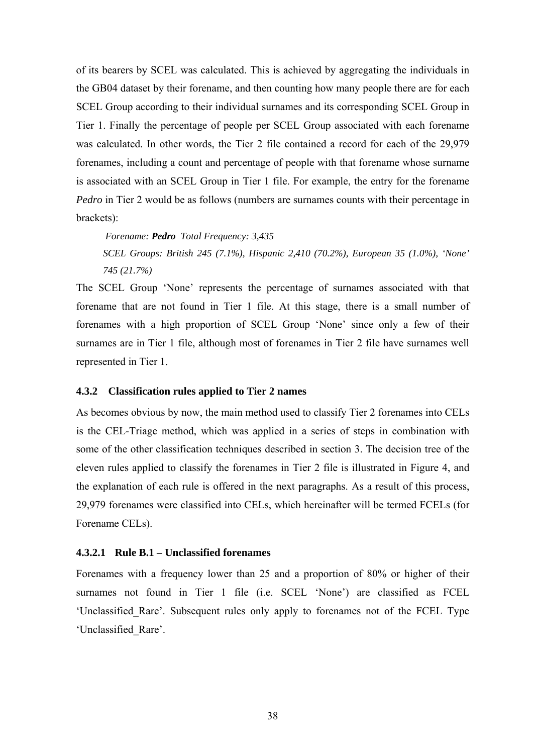of its bearers by SCEL was calculated. This is achieved by aggregating the individuals in the GB04 dataset by their forename, and then counting how many people there are for each SCEL Group according to their individual surnames and its corresponding SCEL Group in Tier 1. Finally the percentage of people per SCEL Group associated with each forename was calculated. In other words, the Tier 2 file contained a record for each of the 29,979 forenames, including a count and percentage of people with that forename whose surname is associated with an SCEL Group in Tier 1 file. For example, the entry for the forename *Pedro* in Tier 2 would be as follows (numbers are surnames counts with their percentage in brackets):

> *Forename:* ***Pedro*** *Total Frequency: 3,435*
>
> *SCEL Groups: British 245 (7.1%), Hispanic 2,410 (70.2%), European 35 (1.0%), 'None' 745 (21.7%)*

The SCEL Group 'None' represents the percentage of surnames associated with that forename that are not found in Tier 1 file. At this stage, there is a small number of forenames with a high proportion of SCEL Group 'None' since only a few of their surnames are in Tier 1 file, although most of forenames in Tier 2 file have surnames well represented in Tier 1.

### 4.3.2 Classification rules applied to Tier 2 names

As becomes obvious by now, the main method used to classify Tier 2 forenames into CELs is the CEL-Triage method, which was applied in a series of steps in combination with some of the other classification techniques described in section 3. The decision tree of the eleven rules applied to classify the forenames in Tier 2 file is illustrated in Figure 4, and the explanation of each rule is offered in the next paragraphs. As a result of this process, 29,979 forenames were classified into CELs, which hereinafter will be termed FCELs (for Forename CELs).

#### 4.3.2.1 Rule B.1 – Unclassified forenames

Forenames with a frequency lower than 25 and a proportion of 80% or higher of their surnames not found in Tier 1 file (i.e. SCEL 'None') are classified as FCEL 'Unclassified_Rare'. Subsequent rules only apply to forenames not of the FCEL Type 'Unclassified_Rare'.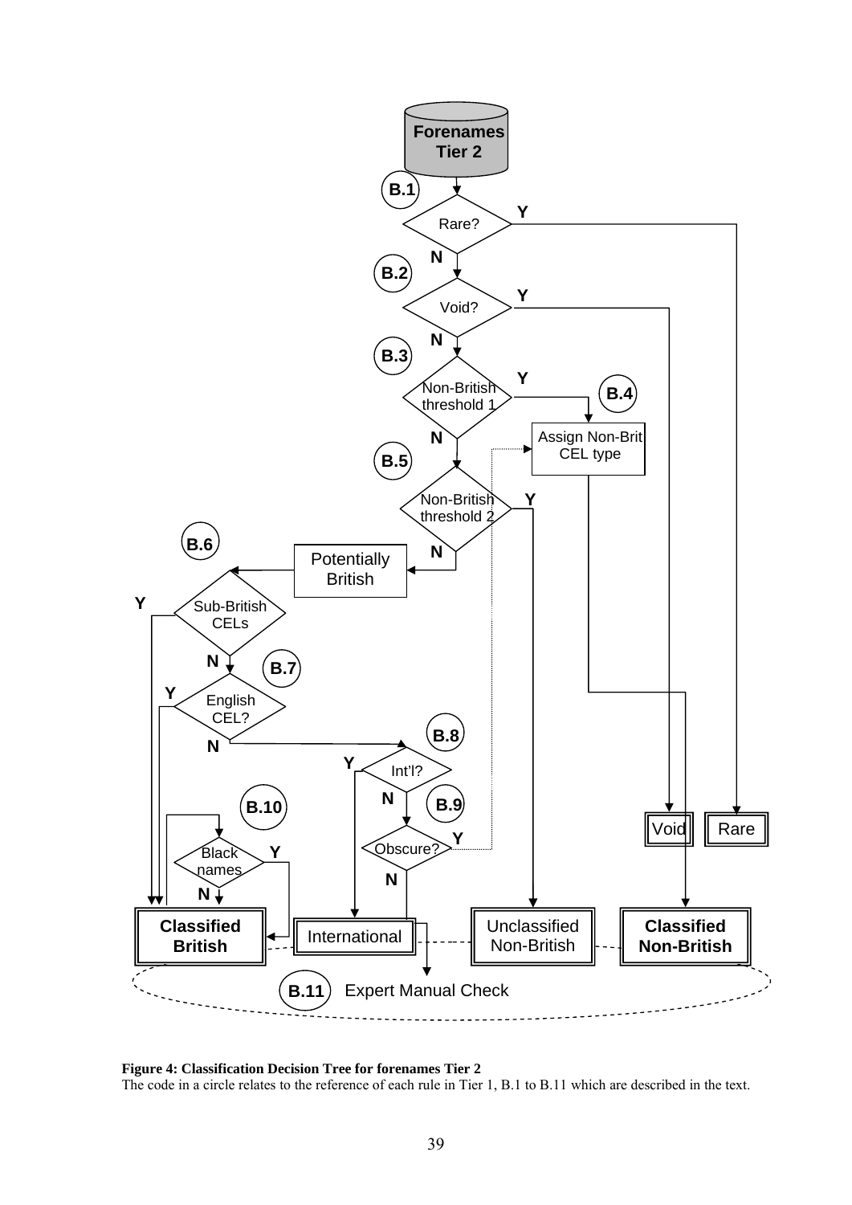**Figure 4: Classification Decision Tree for forenames Tier 2**

The code in a circle relates to the reference of each rule in Tier 1, B.1 to B.11 which are described in the text.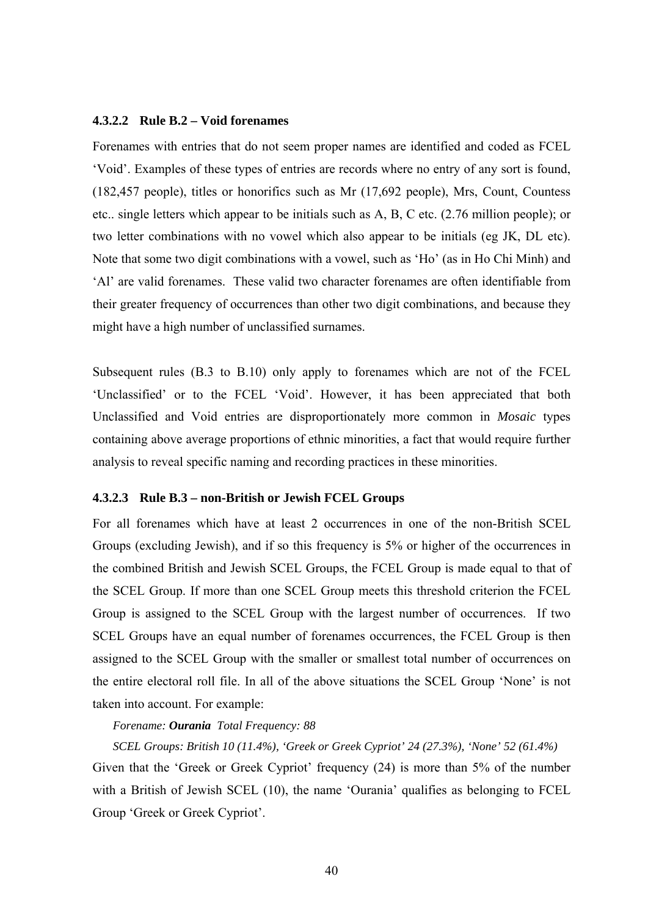#### 4.3.2.2 Rule B.2 – Void forenames

Forenames with entries that do not seem proper names are identified and coded as FCEL 'Void'. Examples of these types of entries are records where no entry of any sort is found, (182,457 people), titles or honorifics such as Mr (17,692 people), Mrs, Count, Countess etc.. single letters which appear to be initials such as A, B, C etc. (2.76 million people); or two letter combinations with no vowel which also appear to be initials (eg JK, DL etc). Note that some two digit combinations with a vowel, such as 'Ho' (as in Ho Chi Minh) and 'Al' are valid forenames. These valid two character forenames are often identifiable from their greater frequency of occurrences than other two digit combinations, and because they might have a high number of unclassified surnames.

Subsequent rules (B.3 to B.10) only apply to forenames which are not of the FCEL 'Unclassified' or to the FCEL 'Void'. However, it has been appreciated that both Unclassified and Void entries are disproportionately more common in *Mosaic* types containing above average proportions of ethnic minorities, a fact that would require further analysis to reveal specific naming and recording practices in these minorities.

#### 4.3.2.3 Rule B.3 – non-British or Jewish FCEL Groups

For all forenames which have at least 2 occurrences in one of the non-British SCEL Groups (excluding Jewish), and if so this frequency is 5% or higher of the occurrences in the combined British and Jewish SCEL Groups, the FCEL Group is made equal to that of the SCEL Group. If more than one SCEL Group meets this threshold criterion the FCEL Group is assigned to the SCEL Group with the largest number of occurrences. If two SCEL Groups have an equal number of forenames occurrences, the FCEL Group is then assigned to the SCEL Group with the smaller or smallest total number of occurrences on the entire electoral roll file. In all of the above situations the SCEL Group 'None' is not taken into account. For example:

*Forename:* ***Ourania*** *Total Frequency: 88*

*SCEL Groups: British 10 (11.4%), 'Greek or Greek Cypriot' 24 (27.3%), 'None' 52 (61.4%)*

Given that the 'Greek or Greek Cypriot' frequency (24) is more than 5% of the number with a British of Jewish SCEL (10), the name 'Ourania' qualifies as belonging to FCEL Group 'Greek or Greek Cypriot'.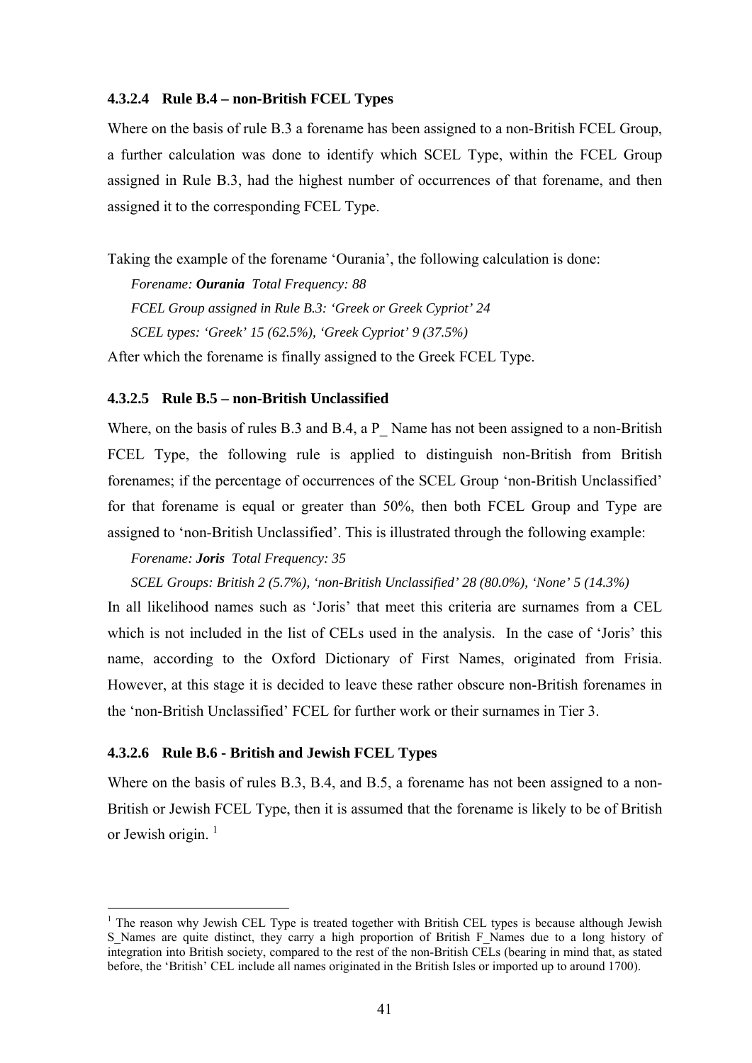#### 4.3.2.4 Rule B.4 – non-British FCEL Types

Where on the basis of rule B.3 a forename has been assigned to a non-British FCEL Group, a further calculation was done to identify which SCEL Type, within the FCEL Group assigned in Rule B.3, had the highest number of occurrences of that forename, and then assigned it to the corresponding FCEL Type.

Taking the example of the forename 'Ourania', the following calculation is done:

*Forename: **Ourania** Total Frequency: 88*

*FCEL Group assigned in Rule B.3: 'Greek or Greek Cypriot' 24*

*SCEL types: 'Greek' 15 (62.5%), 'Greek Cypriot' 9 (37.5%)*

After which the forename is finally assigned to the Greek FCEL Type.

#### 4.3.2.5 Rule B.5 – non-British Unclassified

Where, on the basis of rules B.3 and B.4, a P_ Name has not been assigned to a non-British FCEL Type, the following rule is applied to distinguish non-British from British forenames; if the percentage of occurrences of the SCEL Group 'non-British Unclassified' for that forename is equal or greater than 50%, then both FCEL Group and Type are assigned to 'non-British Unclassified'. This is illustrated through the following example:

*Forename: **Joris** Total Frequency: 35*

*SCEL Groups: British 2 (5.7%), 'non-British Unclassified' 28 (80.0%), 'None' 5 (14.3%)*

In all likelihood names such as 'Joris' that meet this criteria are surnames from a CEL which is not included in the list of CELs used in the analysis. In the case of 'Joris' this name, according to the Oxford Dictionary of First Names, originated from Frisia. However, at this stage it is decided to leave these rather obscure non-British forenames in the 'non-British Unclassified' FCEL for further work or their surnames in Tier 3.

#### 4.3.2.6 Rule B.6 - British and Jewish FCEL Types

Where on the basis of rules B.3, B.4, and B.5, a forename has not been assigned to a non-British or Jewish FCEL Type, then it is assumed that the forename is likely to be of British or Jewish origin. [1]

[1] The reason why Jewish CEL Type is treated together with British CEL types is because although Jewish S_Names are quite distinct, they carry a high proportion of British F_Names due to a long history of integration into British society, compared to the rest of the non-British CELs (bearing in mind that, as stated before, the 'British' CEL include all names originated in the British Isles or imported up to around 1700).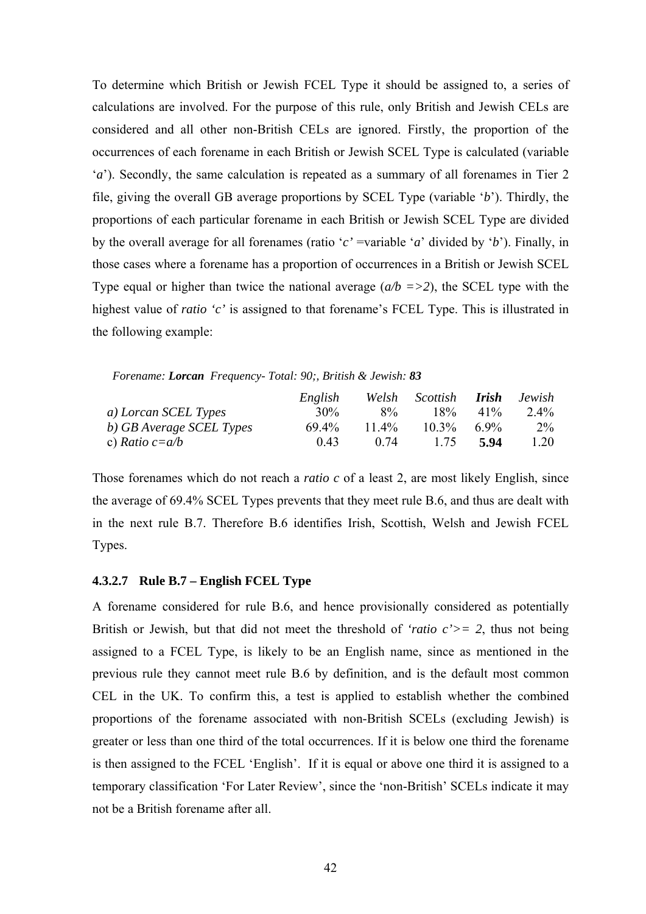To determine which British or Jewish FCEL Type it should be assigned to, a series of calculations are involved. For the purpose of this rule, only British and Jewish CELs are considered and all other non-British CELs are ignored. Firstly, the proportion of the occurrences of each forename in each British or Jewish SCEL Type is calculated (variable '*a*'). Secondly, the same calculation is repeated as a summary of all forenames in Tier 2 file, giving the overall GB average proportions by SCEL Type (variable '*b*'). Thirdly, the proportions of each particular forename in each British or Jewish SCEL Type are divided by the overall average for all forenames (ratio '*c'* =variable '*a*' divided by '*b*'). Finally, in those cases where a forename has a proportion of occurrences in a British or Jewish SCEL Type equal or higher than twice the national average (*a/b =>2*), the SCEL type with the highest value of *ratio 'c'* is assigned to that forename's FCEL Type. This is illustrated in the following example:

*Forename:* ***Lorcan*** *Frequency- Total: 90;, British & Jewish:* ***83***

| | *English* | *Welsh* | *Scottish* | ***Irish*** | *Jewish* |
|---|---|---|---|---|---|
| *a) Lorcan SCEL Types* | 30% | 8% | 18% | 41% | 2.4% |
| *b) GB Average SCEL Types* | 69.4% | 11.4% | 10.3% | 6.9% | 2% |
| c) *Ratio c=a/b* | 0.43 | 0.74 | 1.75 | **5.94** | 1.20 |

Those forenames which do not reach a *ratio c* of a least 2, are most likely English, since the average of 69.4% SCEL Types prevents that they meet rule B.6, and thus are dealt with in the next rule B.7. Therefore B.6 identifies Irish, Scottish, Welsh and Jewish FCEL Types.

#### 4.3.2.7 Rule B.7 – English FCEL Type

A forename considered for rule B.6, and hence provisionally considered as potentially British or Jewish, but that did not meet the threshold of *'ratio c'>= 2*, thus not being assigned to a FCEL Type, is likely to be an English name, since as mentioned in the previous rule they cannot meet rule B.6 by definition, and is the default most common CEL in the UK. To confirm this, a test is applied to establish whether the combined proportions of the forename associated with non-British SCELs (excluding Jewish) is greater or less than one third of the total occurrences. If it is below one third the forename is then assigned to the FCEL 'English'. If it is equal or above one third it is assigned to a temporary classification 'For Later Review', since the 'non-British' SCELs indicate it may not be a British forename after all.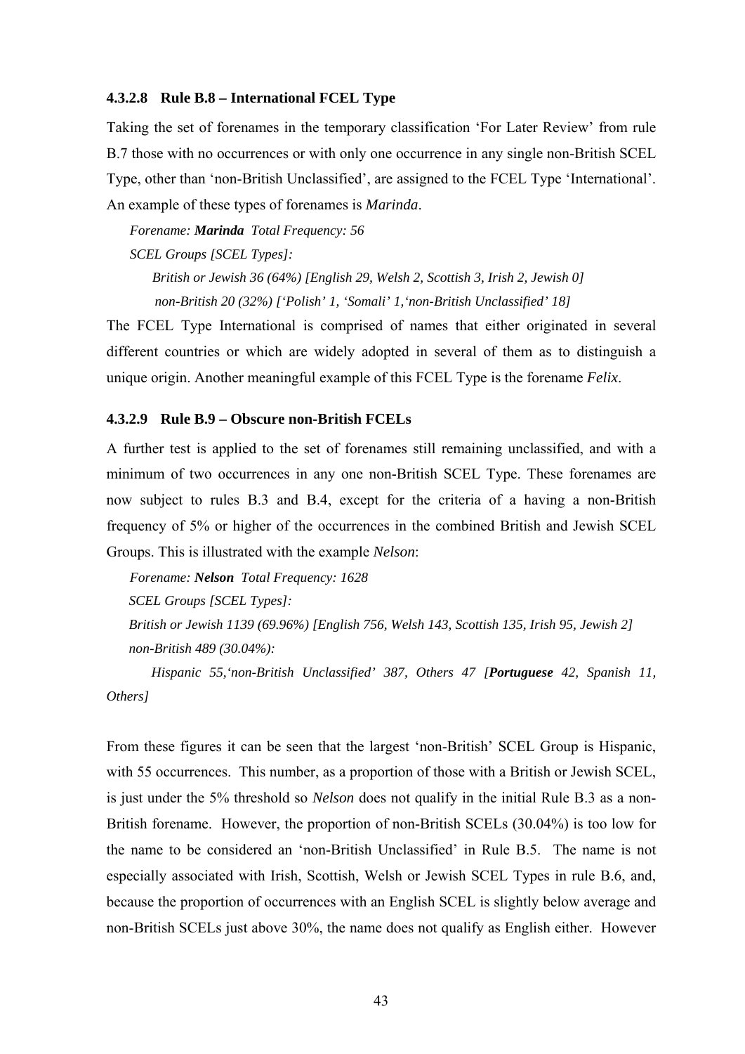#### 4.3.2.8 Rule B.8 – International FCEL Type

Taking the set of forenames in the temporary classification 'For Later Review' from rule B.7 those with no occurrences or with only one occurrence in any single non-British SCEL Type, other than 'non-British Unclassified', are assigned to the FCEL Type 'International'. An example of these types of forenames is *Marinda*.

*Forename:* ***Marinda*** *Total Frequency: 56*

*SCEL Groups [SCEL Types]:*

*British or Jewish 36 (64%) [English 29, Welsh 2, Scottish 3, Irish 2, Jewish 0]*

*non-British 20 (32%) ['Polish' 1, 'Somali' 1,'non-British Unclassified' 18]*

The FCEL Type International is comprised of names that either originated in several different countries or which are widely adopted in several of them as to distinguish a unique origin. Another meaningful example of this FCEL Type is the forename *Felix*.

#### 4.3.2.9 Rule B.9 – Obscure non-British FCELs

A further test is applied to the set of forenames still remaining unclassified, and with a minimum of two occurrences in any one non-British SCEL Type. These forenames are now subject to rules B.3 and B.4, except for the criteria of a having a non-British frequency of 5% or higher of the occurrences in the combined British and Jewish SCEL Groups. This is illustrated with the example *Nelson*:

*Forename:* ***Nelson*** *Total Frequency: 1628*

*SCEL Groups [SCEL Types]:*

*British or Jewish 1139 (69.96%) [English 756, Welsh 143, Scottish 135, Irish 95, Jewish 2]*

*non-British 489 (30.04%):*

*Hispanic 55,'non-British Unclassified' 387, Others 47 [**Portuguese** 42, Spanish 11, Others]*

From these figures it can be seen that the largest 'non-British' SCEL Group is Hispanic, with 55 occurrences. This number, as a proportion of those with a British or Jewish SCEL, is just under the 5% threshold so *Nelson* does not qualify in the initial Rule B.3 as a non-British forename. However, the proportion of non-British SCELs (30.04%) is too low for the name to be considered an 'non-British Unclassified' in Rule B.5. The name is not especially associated with Irish, Scottish, Welsh or Jewish SCEL Types in rule B.6, and, because the proportion of occurrences with an English SCEL is slightly below average and non-British SCELs just above 30%, the name does not qualify as English either. However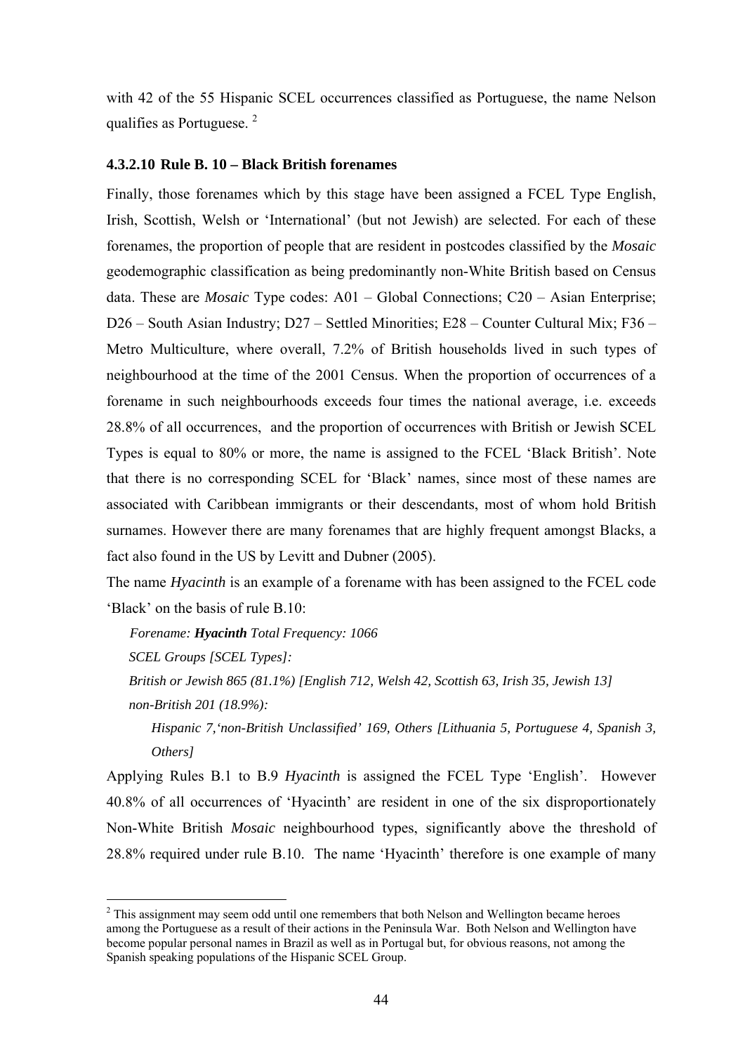with 42 of the 55 Hispanic SCEL occurrences classified as Portuguese, the name Nelson qualifies as Portuguese. [2]

#### 4.3.2.10 Rule B. 10 – Black British forenames

Finally, those forenames which by this stage have been assigned a FCEL Type English, Irish, Scottish, Welsh or 'International' (but not Jewish) are selected. For each of these forenames, the proportion of people that are resident in postcodes classified by the *Mosaic* geodemographic classification as being predominantly non-White British based on Census data. These are *Mosaic* Type codes: A01 – Global Connections; C20 – Asian Enterprise; D26 – South Asian Industry; D27 – Settled Minorities; E28 – Counter Cultural Mix; F36 – Metro Multiculture, where overall, 7.2% of British households lived in such types of neighbourhood at the time of the 2001 Census. When the proportion of occurrences of a forename in such neighbourhoods exceeds four times the national average, i.e. exceeds 28.8% of all occurrences, and the proportion of occurrences with British or Jewish SCEL Types is equal to 80% or more, the name is assigned to the FCEL 'Black British'. Note that there is no corresponding SCEL for 'Black' names, since most of these names are associated with Caribbean immigrants or their descendants, most of whom hold British surnames. However there are many forenames that are highly frequent amongst Blacks, a fact also found in the US by Levitt and Dubner (2005).

The name *Hyacinth* is an example of a forename with has been assigned to the FCEL code 'Black' on the basis of rule B.10:

*Forename: **Hyacinth** Total Frequency: 1066*

*SCEL Groups [SCEL Types]:*

*British or Jewish 865 (81.1%) [English 712, Welsh 42, Scottish 63, Irish 35, Jewish 13]*

*non-British 201 (18.9%):*

*Hispanic 7,'non-British Unclassified' 169, Others [Lithuania 5, Portuguese 4, Spanish 3, Others]*

Applying Rules B.1 to B.9 *Hyacinth* is assigned the FCEL Type 'English'. However 40.8% of all occurrences of 'Hyacinth' are resident in one of the six disproportionately Non-White British *Mosaic* neighbourhood types, significantly above the threshold of 28.8% required under rule B.10. The name 'Hyacinth' therefore is one example of many

[2] This assignment may seem odd until one remembers that both Nelson and Wellington became heroes among the Portuguese as a result of their actions in the Peninsula War. Both Nelson and Wellington have become popular personal names in Brazil as well as in Portugal but, for obvious reasons, not among the Spanish speaking populations of the Hispanic SCEL Group.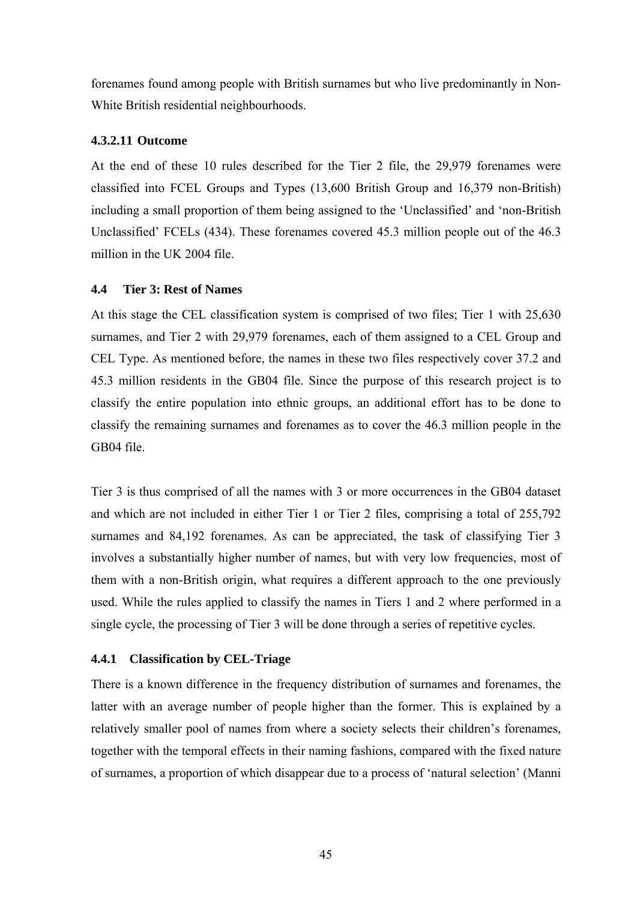forenames found among people with British surnames but who live predominantly in Non-White British residential neighbourhoods.

#### 4.3.2.11 Outcome

At the end of these 10 rules described for the Tier 2 file, the 29,979 forenames were classified into FCEL Groups and Types (13,600 British Group and 16,379 non-British) including a small proportion of them being assigned to the 'Unclassified' and 'non-British Unclassified' FCELs (434). These forenames covered 45.3 million people out of the 46.3 million in the UK 2004 file.

### 4.4 Tier 3: Rest of Names

At this stage the CEL classification system is comprised of two files; Tier 1 with 25,630 surnames, and Tier 2 with 29,979 forenames, each of them assigned to a CEL Group and CEL Type. As mentioned before, the names in these two files respectively cover 37.2 and 45.3 million residents in the GB04 file. Since the purpose of this research project is to classify the entire population into ethnic groups, an additional effort has to be done to classify the remaining surnames and forenames as to cover the 46.3 million people in the GB04 file.

Tier 3 is thus comprised of all the names with 3 or more occurrences in the GB04 dataset and which are not included in either Tier 1 or Tier 2 files, comprising a total of 255,792 surnames and 84,192 forenames. As can be appreciated, the task of classifying Tier 3 involves a substantially higher number of names, but with very low frequencies, most of them with a non-British origin, what requires a different approach to the one previously used. While the rules applied to classify the names in Tiers 1 and 2 where performed in a single cycle, the processing of Tier 3 will be done through a series of repetitive cycles.

#### 4.4.1 Classification by CEL-Triage

There is a known difference in the frequency distribution of surnames and forenames, the latter with an average number of people higher than the former. This is explained by a relatively smaller pool of names from where a society selects their children's forenames, together with the temporal effects in their naming fashions, compared with the fixed nature of surnames, a proportion of which disappear due to a process of 'natural selection' (Manni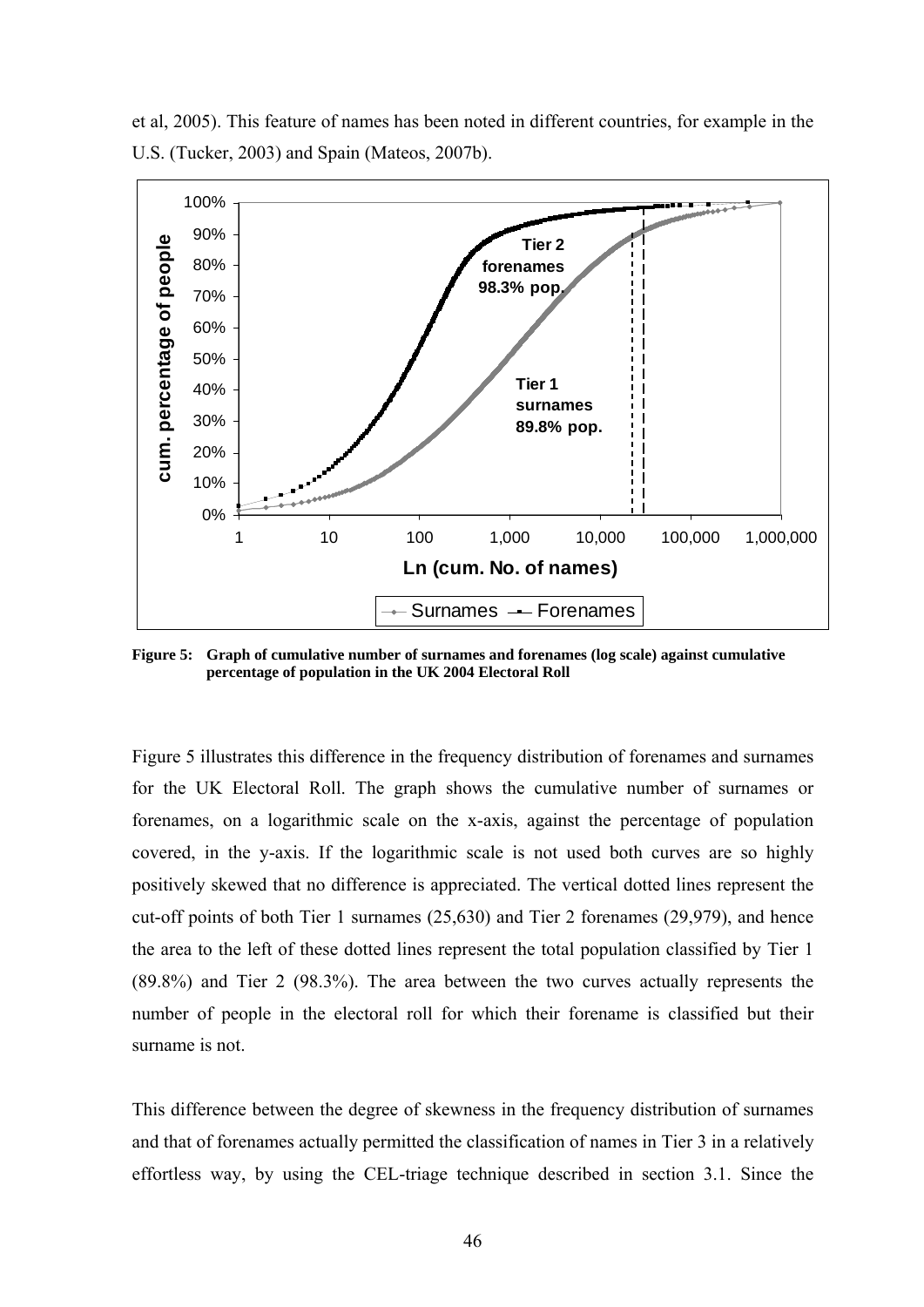et al, 2005). This feature of names has been noted in different countries, for example in the U.S. (Tucker, 2003) and Spain (Mateos, 2007b).

**Figure 5: Graph of cumulative number of surnames and forenames (log scale) against cumulative percentage of population in the UK 2004 Electoral Roll**

Figure 5 illustrates this difference in the frequency distribution of forenames and surnames for the UK Electoral Roll. The graph shows the cumulative number of surnames or forenames, on a logarithmic scale on the x-axis, against the percentage of population covered, in the y-axis. If the logarithmic scale is not used both curves are so highly positively skewed that no difference is appreciated. The vertical dotted lines represent the cut-off points of both Tier 1 surnames (25,630) and Tier 2 forenames (29,979), and hence the area to the left of these dotted lines represent the total population classified by Tier 1 (89.8%) and Tier 2 (98.3%). The area between the two curves actually represents the number of people in the electoral roll for which their forename is classified but their surname is not.

This difference between the degree of skewness in the frequency distribution of surnames and that of forenames actually permitted the classification of names in Tier 3 in a relatively effortless way, by using the CEL-triage technique described in section 3.1. Since the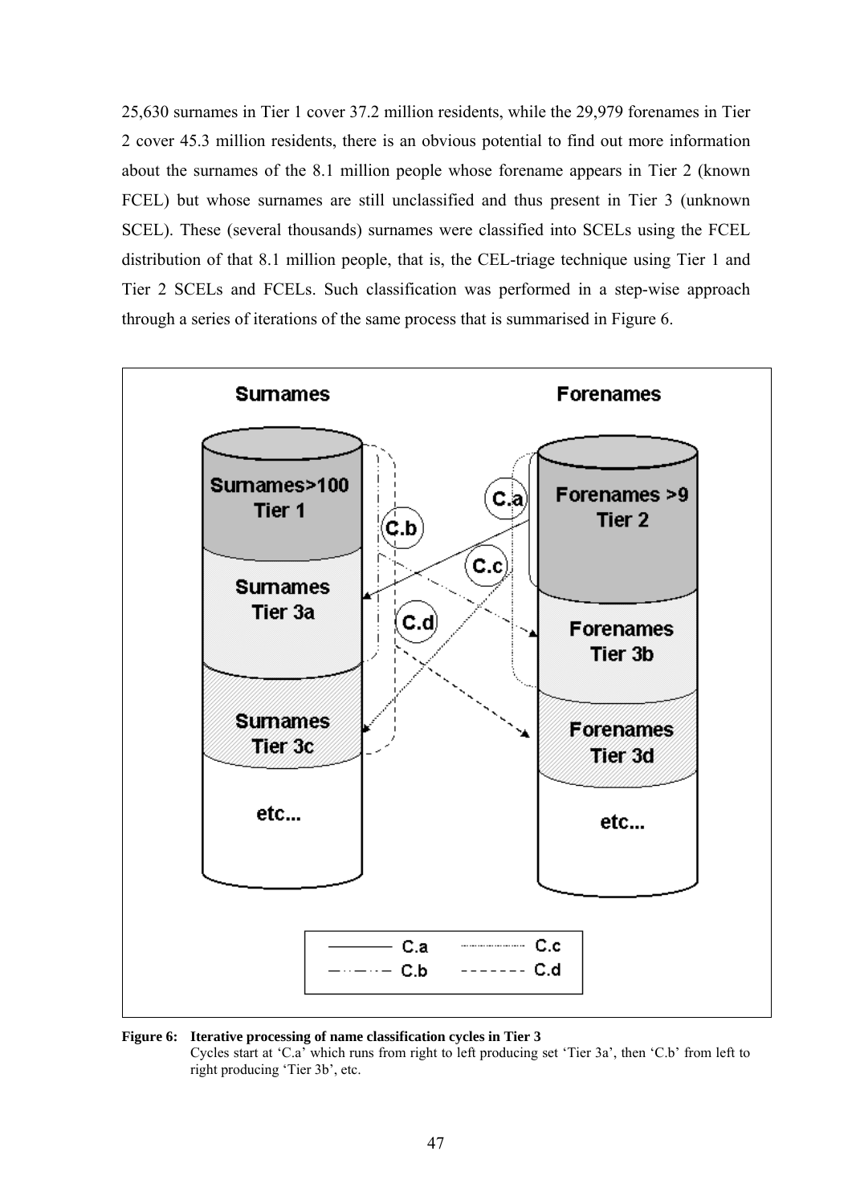25,630 surnames in Tier 1 cover 37.2 million residents, while the 29,979 forenames in Tier 2 cover 45.3 million residents, there is an obvious potential to find out more information about the surnames of the 8.1 million people whose forename appears in Tier 2 (known FCEL) but whose surnames are still unclassified and thus present in Tier 3 (unknown SCEL). These (several thousands) surnames were classified into SCELs using the FCEL distribution of that 8.1 million people, that is, the CEL-triage technique using Tier 1 and Tier 2 SCELs and FCELs. Such classification was performed in a step-wise approach through a series of iterations of the same process that is summarised in Figure 6.

**Figure 6: Iterative processing of name classification cycles in Tier 3**
Cycles start at 'C.a' which runs from right to left producing set 'Tier 3a', then 'C.b' from left to right producing 'Tier 3b', etc.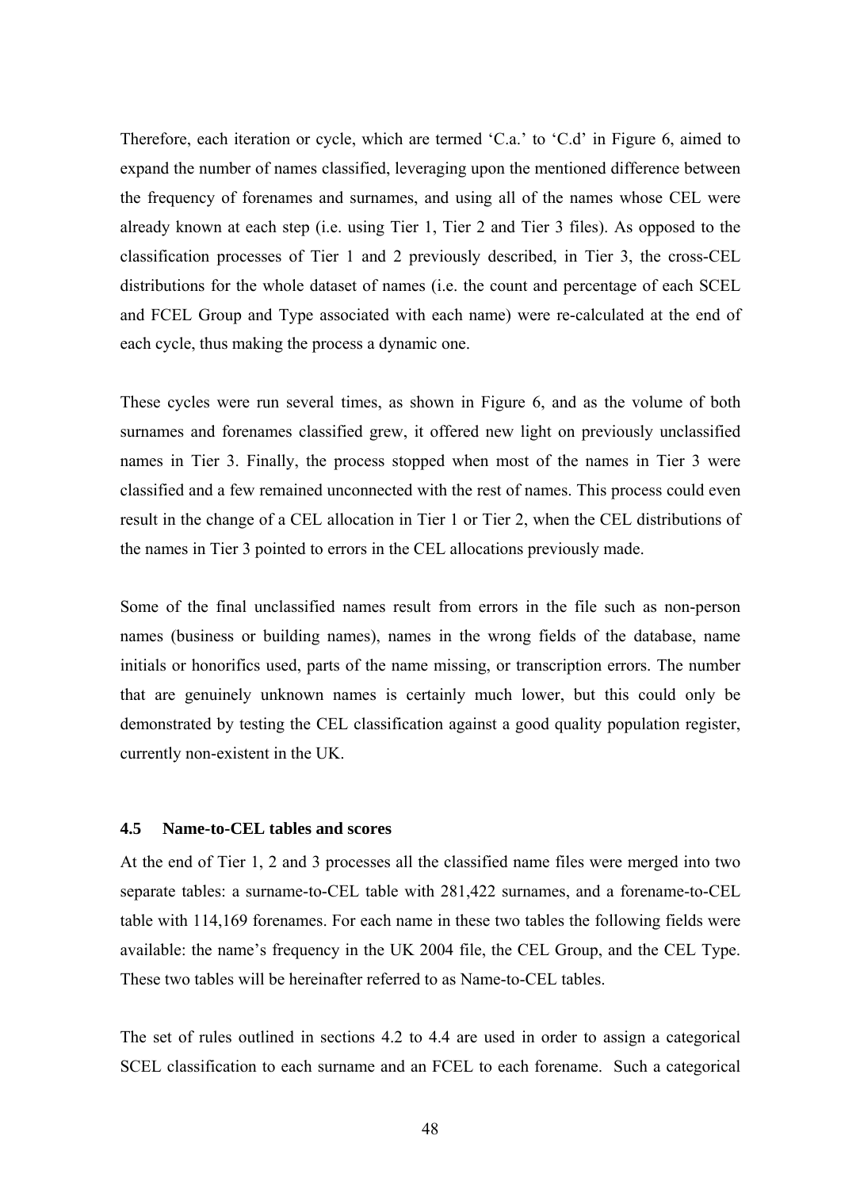Therefore, each iteration or cycle, which are termed 'C.a.' to 'C.d' in Figure 6, aimed to expand the number of names classified, leveraging upon the mentioned difference between the frequency of forenames and surnames, and using all of the names whose CEL were already known at each step (i.e. using Tier 1, Tier 2 and Tier 3 files). As opposed to the classification processes of Tier 1 and 2 previously described, in Tier 3, the cross-CEL distributions for the whole dataset of names (i.e. the count and percentage of each SCEL and FCEL Group and Type associated with each name) were re-calculated at the end of each cycle, thus making the process a dynamic one.

These cycles were run several times, as shown in Figure 6, and as the volume of both surnames and forenames classified grew, it offered new light on previously unclassified names in Tier 3. Finally, the process stopped when most of the names in Tier 3 were classified and a few remained unconnected with the rest of names. This process could even result in the change of a CEL allocation in Tier 1 or Tier 2, when the CEL distributions of the names in Tier 3 pointed to errors in the CEL allocations previously made.

Some of the final unclassified names result from errors in the file such as non-person names (business or building names), names in the wrong fields of the database, name initials or honorifics used, parts of the name missing, or transcription errors. The number that are genuinely unknown names is certainly much lower, but this could only be demonstrated by testing the CEL classification against a good quality population register, currently non-existent in the UK.

### 4.5 Name-to-CEL tables and scores

At the end of Tier 1, 2 and 3 processes all the classified name files were merged into two separate tables: a surname-to-CEL table with 281,422 surnames, and a forename-to-CEL table with 114,169 forenames. For each name in these two tables the following fields were available: the name's frequency in the UK 2004 file, the CEL Group, and the CEL Type. These two tables will be hereinafter referred to as Name-to-CEL tables.

The set of rules outlined in sections 4.2 to 4.4 are used in order to assign a categorical SCEL classification to each surname and an FCEL to each forename. Such a categorical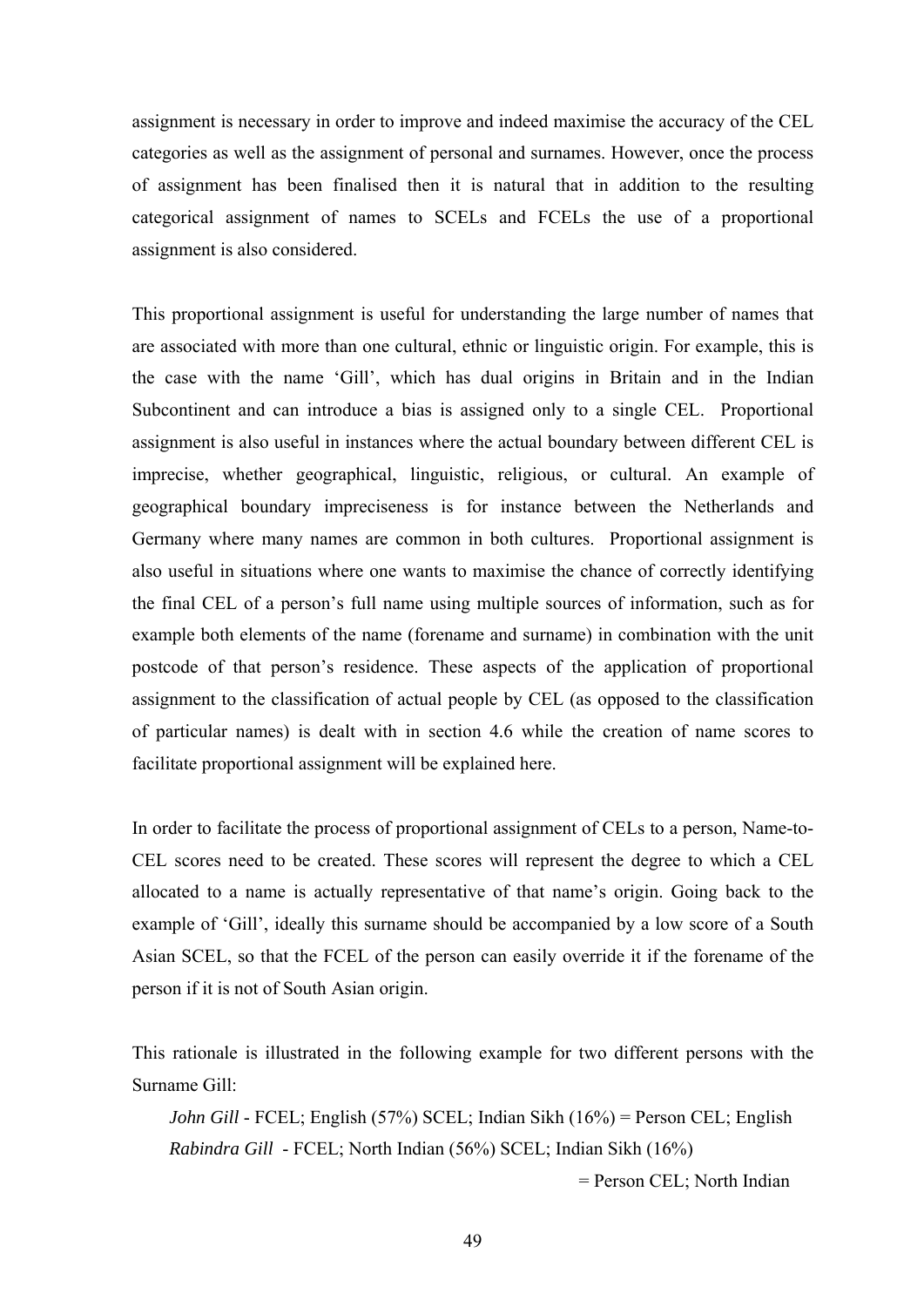assignment is necessary in order to improve and indeed maximise the accuracy of the CEL categories as well as the assignment of personal and surnames. However, once the process of assignment has been finalised then it is natural that in addition to the resulting categorical assignment of names to SCELs and FCELs the use of a proportional assignment is also considered.

This proportional assignment is useful for understanding the large number of names that are associated with more than one cultural, ethnic or linguistic origin. For example, this is the case with the name 'Gill', which has dual origins in Britain and in the Indian Subcontinent and can introduce a bias is assigned only to a single CEL. Proportional assignment is also useful in instances where the actual boundary between different CEL is imprecise, whether geographical, linguistic, religious, or cultural. An example of geographical boundary impreciseness is for instance between the Netherlands and Germany where many names are common in both cultures. Proportional assignment is also useful in situations where one wants to maximise the chance of correctly identifying the final CEL of a person's full name using multiple sources of information, such as for example both elements of the name (forename and surname) in combination with the unit postcode of that person's residence. These aspects of the application of proportional assignment to the classification of actual people by CEL (as opposed to the classification of particular names) is dealt with in section 4.6 while the creation of name scores to facilitate proportional assignment will be explained here.

In order to facilitate the process of proportional assignment of CELs to a person, Name-to-CEL scores need to be created. These scores will represent the degree to which a CEL allocated to a name is actually representative of that name's origin. Going back to the example of 'Gill', ideally this surname should be accompanied by a low score of a South Asian SCEL, so that the FCEL of the person can easily override it if the forename of the person if it is not of South Asian origin.

This rationale is illustrated in the following example for two different persons with the Surname Gill:

*John Gill* - FCEL; English (57%) SCEL; Indian Sikh (16%) = Person CEL; English

*Rabindra Gill* - FCEL; North Indian (56%) SCEL; Indian Sikh (16%) = Person CEL; North Indian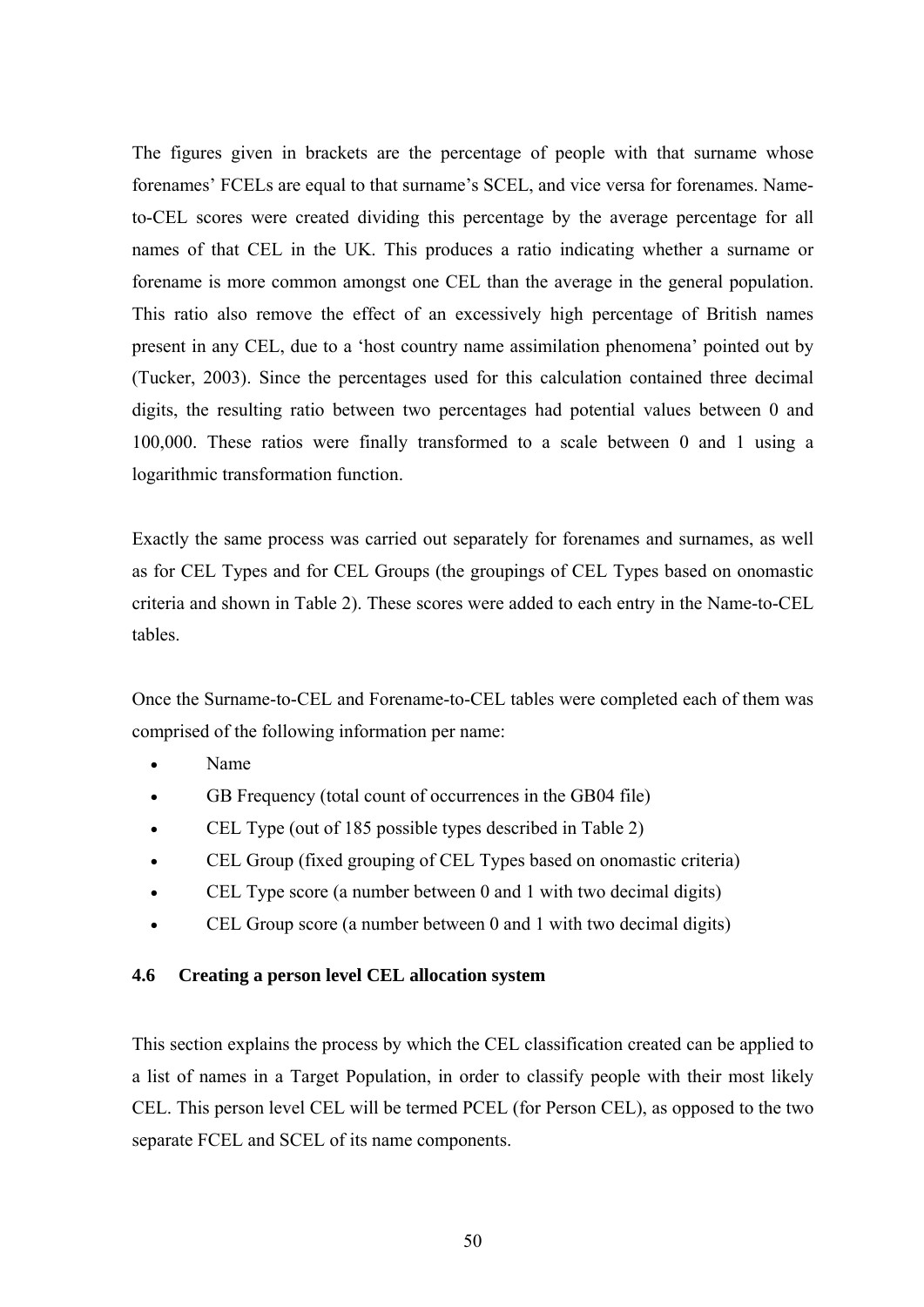The figures given in brackets are the percentage of people with that surname whose forenames' FCELs are equal to that surname's SCEL, and vice versa for forenames. Name-to-CEL scores were created dividing this percentage by the average percentage for all names of that CEL in the UK. This produces a ratio indicating whether a surname or forename is more common amongst one CEL than the average in the general population. This ratio also remove the effect of an excessively high percentage of British names present in any CEL, due to a 'host country name assimilation phenomena' pointed out by (Tucker, 2003). Since the percentages used for this calculation contained three decimal digits, the resulting ratio between two percentages had potential values between 0 and 100,000. These ratios were finally transformed to a scale between 0 and 1 using a logarithmic transformation function.

Exactly the same process was carried out separately for forenames and surnames, as well as for CEL Types and for CEL Groups (the groupings of CEL Types based on onomastic criteria and shown in Table 2). These scores were added to each entry in the Name-to-CEL tables.

Once the Surname-to-CEL and Forename-to-CEL tables were completed each of them was comprised of the following information per name:

- Name
- GB Frequency (total count of occurrences in the GB04 file)
- CEL Type (out of 185 possible types described in Table 2)
- CEL Group (fixed grouping of CEL Types based on onomastic criteria)
- CEL Type score (a number between 0 and 1 with two decimal digits)
- CEL Group score (a number between 0 and 1 with two decimal digits)

### 4.6 Creating a person level CEL allocation system

This section explains the process by which the CEL classification created can be applied to a list of names in a Target Population, in order to classify people with their most likely CEL. This person level CEL will be termed PCEL (for Person CEL), as opposed to the two separate FCEL and SCEL of its name components.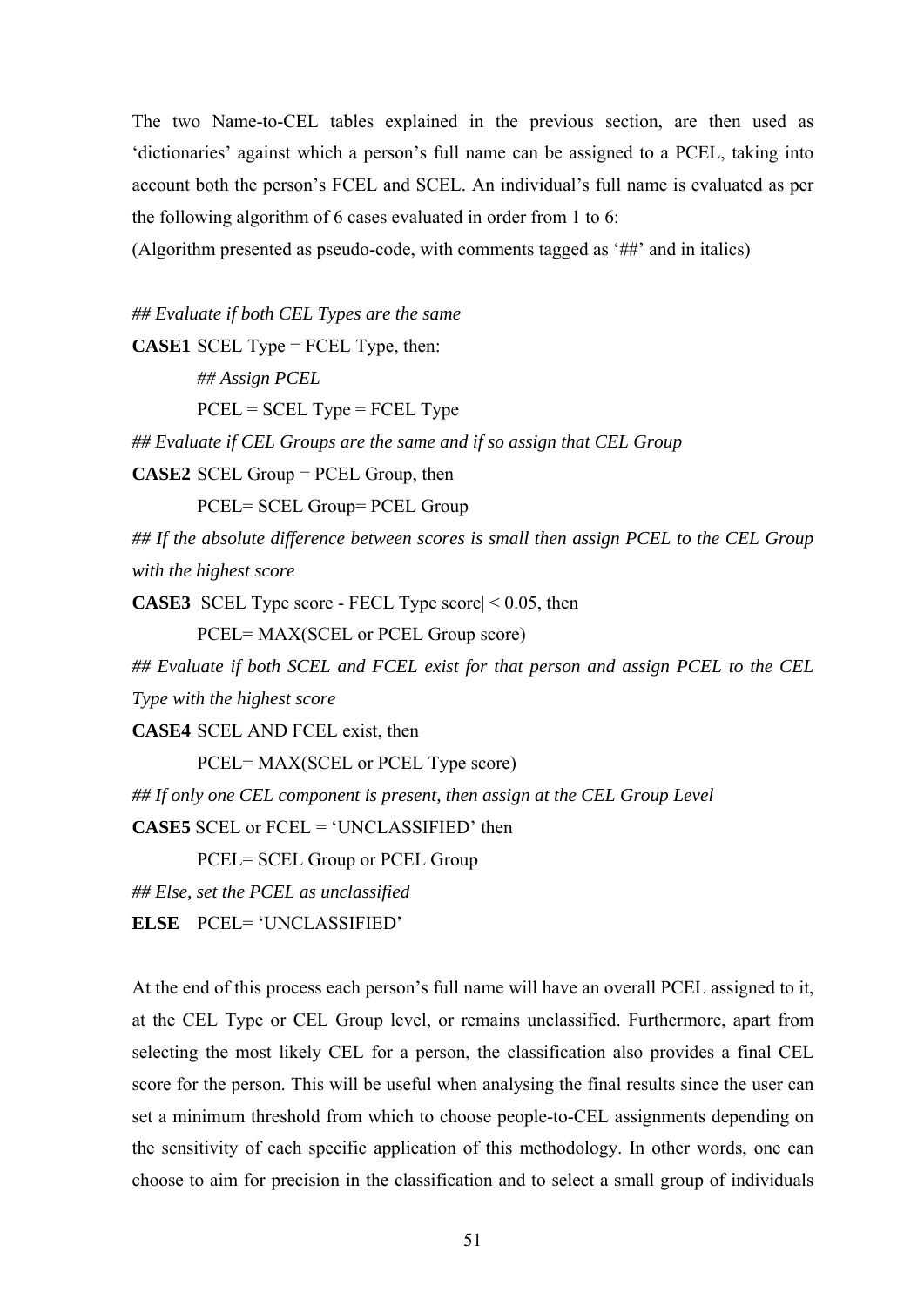The two Name-to-CEL tables explained in the previous section, are then used as 'dictionaries' against which a person's full name can be assigned to a PCEL, taking into account both the person's FCEL and SCEL. An individual's full name is evaluated as per the following algorithm of 6 cases evaluated in order from 1 to 6:

(Algorithm presented as pseudo-code, with comments tagged as '##' and in italics)

*## Evaluate if both CEL Types are the same*

**CASE1** SCEL Type = FCEL Type, then:

    *## Assign PCEL*

    PCEL = SCEL Type = FCEL Type

*## Evaluate if CEL Groups are the same and if so assign that CEL Group*

**CASE2** SCEL Group = PCEL Group, then

    PCEL= SCEL Group= PCEL Group

*## If the absolute difference between scores is small then assign PCEL to the CEL Group with the highest score*

**CASE3** |SCEL Type score - FECL Type score| < 0.05, then

    PCEL= MAX(SCEL or PCEL Group score)

*## Evaluate if both SCEL and FCEL exist for that person and assign PCEL to the CEL Type with the highest score*

**CASE4** SCEL AND FCEL exist, then

    PCEL= MAX(SCEL or PCEL Type score)

*## If only one CEL component is present, then assign at the CEL Group Level*

**CASE5** SCEL or FCEL = 'UNCLASSIFIED' then

    PCEL= SCEL Group or PCEL Group

*## Else, set the PCEL as unclassified*

**ELSE** PCEL= 'UNCLASSIFIED'

At the end of this process each person's full name will have an overall PCEL assigned to it, at the CEL Type or CEL Group level, or remains unclassified. Furthermore, apart from selecting the most likely CEL for a person, the classification also provides a final CEL score for the person. This will be useful when analysing the final results since the user can set a minimum threshold from which to choose people-to-CEL assignments depending on the sensitivity of each specific application of this methodology. In other words, one can choose to aim for precision in the classification and to select a small group of individuals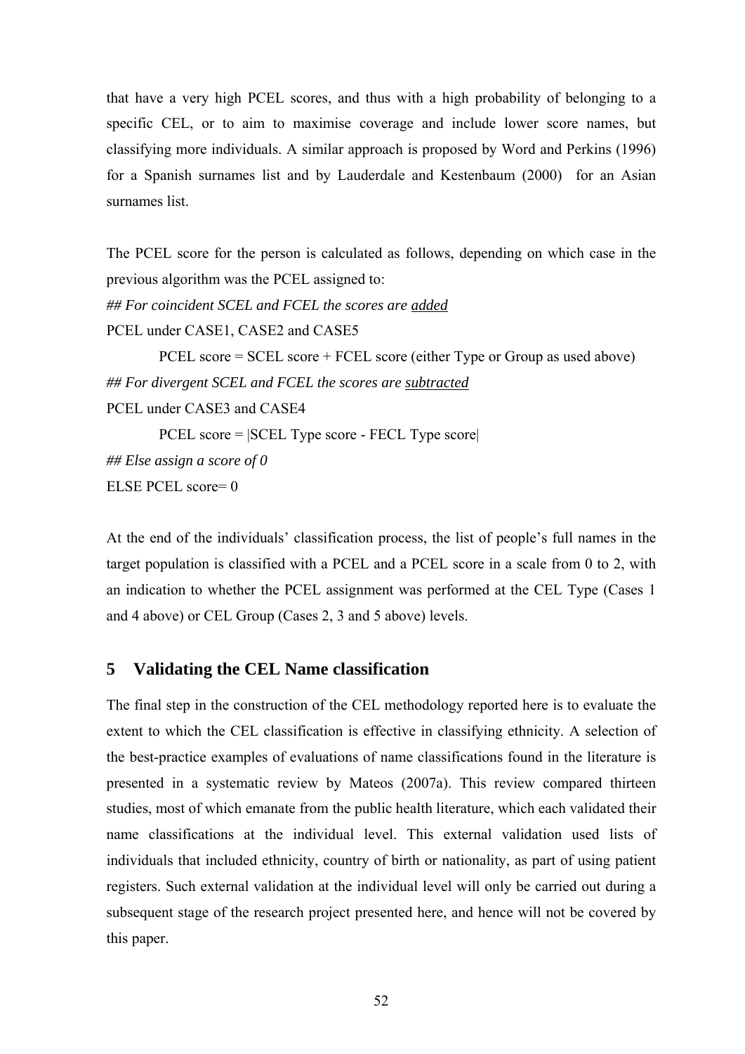that have a very high PCEL scores, and thus with a high probability of belonging to a specific CEL, or to aim to maximise coverage and include lower score names, but classifying more individuals. A similar approach is proposed by Word and Perkins (1996) for a Spanish surnames list and by Lauderdale and Kestenbaum (2000) for an Asian surnames list.

The PCEL score for the person is calculated as follows, depending on which case in the previous algorithm was the PCEL assigned to:

*## For coincident SCEL and FCEL the scores are* *<u>added</u>*

PCEL under CASE1, CASE2 and CASE5

PCEL score = SCEL score + FCEL score (either Type or Group as used above)

*## For divergent SCEL and FCEL the scores are* *<u>subtracted</u>*

PCEL under CASE3 and CASE4

PCEL score = |SCEL Type score - FECL Type score|

*## Else assign a score of 0*

ELSE PCEL score= 0

At the end of the individuals' classification process, the list of people's full names in the target population is classified with a PCEL and a PCEL score in a scale from 0 to 2, with an indication to whether the PCEL assignment was performed at the CEL Type (Cases 1 and 4 above) or CEL Group (Cases 2, 3 and 5 above) levels.

## 5 Validating the CEL Name classification

The final step in the construction of the CEL methodology reported here is to evaluate the extent to which the CEL classification is effective in classifying ethnicity. A selection of the best-practice examples of evaluations of name classifications found in the literature is presented in a systematic review by Mateos (2007a). This review compared thirteen studies, most of which emanate from the public health literature, which each validated their name classifications at the individual level. This external validation used lists of individuals that included ethnicity, country of birth or nationality, as part of using patient registers. Such external validation at the individual level will only be carried out during a subsequent stage of the research project presented here, and hence will not be covered by this paper.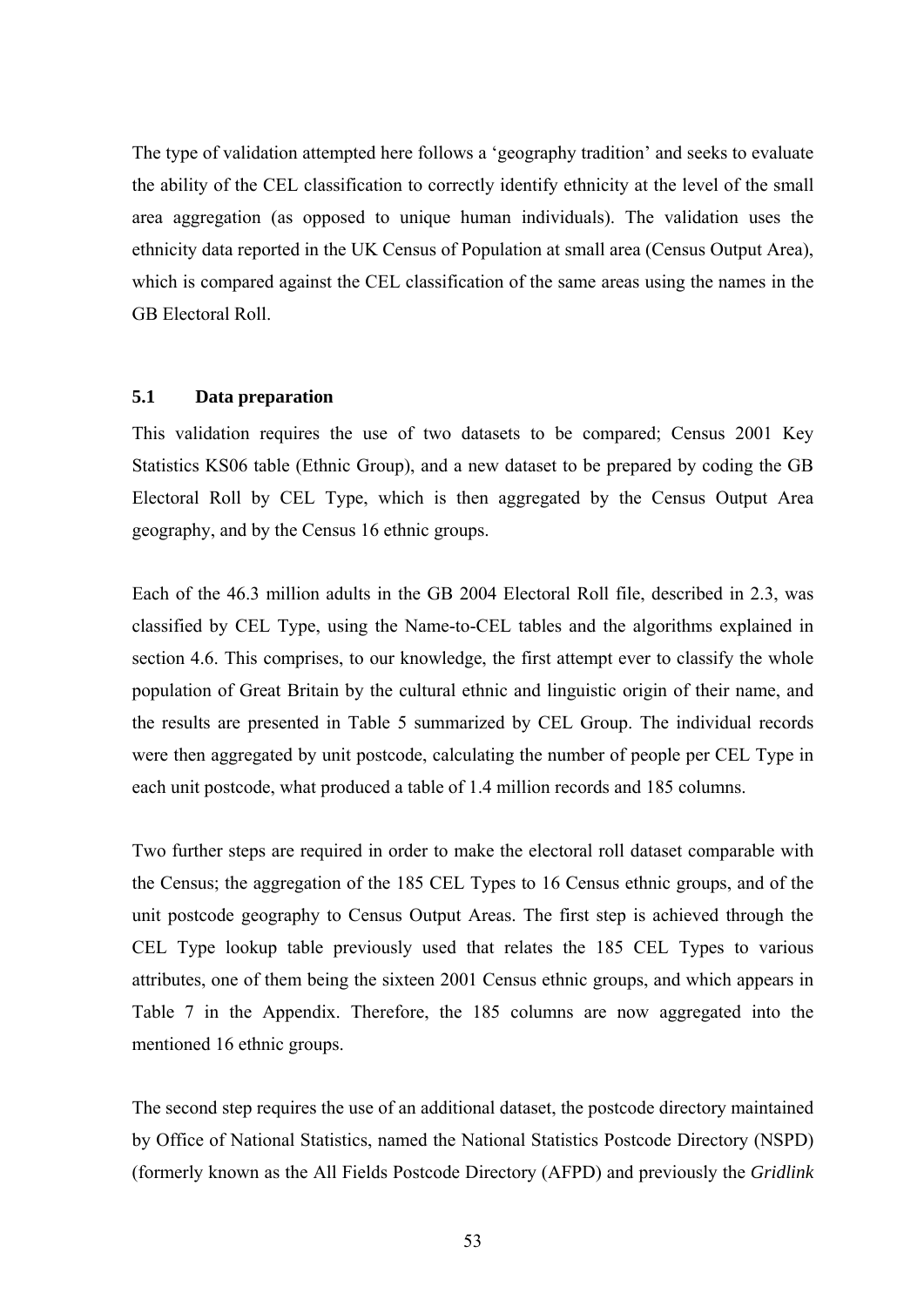The type of validation attempted here follows a 'geography tradition' and seeks to evaluate the ability of the CEL classification to correctly identify ethnicity at the level of the small area aggregation (as opposed to unique human individuals). The validation uses the ethnicity data reported in the UK Census of Population at small area (Census Output Area), which is compared against the CEL classification of the same areas using the names in the GB Electoral Roll.

### 5.1 Data preparation

This validation requires the use of two datasets to be compared; Census 2001 Key Statistics KS06 table (Ethnic Group), and a new dataset to be prepared by coding the GB Electoral Roll by CEL Type, which is then aggregated by the Census Output Area geography, and by the Census 16 ethnic groups.

Each of the 46.3 million adults in the GB 2004 Electoral Roll file, described in 2.3, was classified by CEL Type, using the Name-to-CEL tables and the algorithms explained in section 4.6. This comprises, to our knowledge, the first attempt ever to classify the whole population of Great Britain by the cultural ethnic and linguistic origin of their name, and the results are presented in Table 5 summarized by CEL Group. The individual records were then aggregated by unit postcode, calculating the number of people per CEL Type in each unit postcode, what produced a table of 1.4 million records and 185 columns.

Two further steps are required in order to make the electoral roll dataset comparable with the Census; the aggregation of the 185 CEL Types to 16 Census ethnic groups, and of the unit postcode geography to Census Output Areas. The first step is achieved through the CEL Type lookup table previously used that relates the 185 CEL Types to various attributes, one of them being the sixteen 2001 Census ethnic groups, and which appears in Table 7 in the Appendix. Therefore, the 185 columns are now aggregated into the mentioned 16 ethnic groups.

The second step requires the use of an additional dataset, the postcode directory maintained by Office of National Statistics, named the National Statistics Postcode Directory (NSPD) (formerly known as the All Fields Postcode Directory (AFPD) and previously the *Gridlink*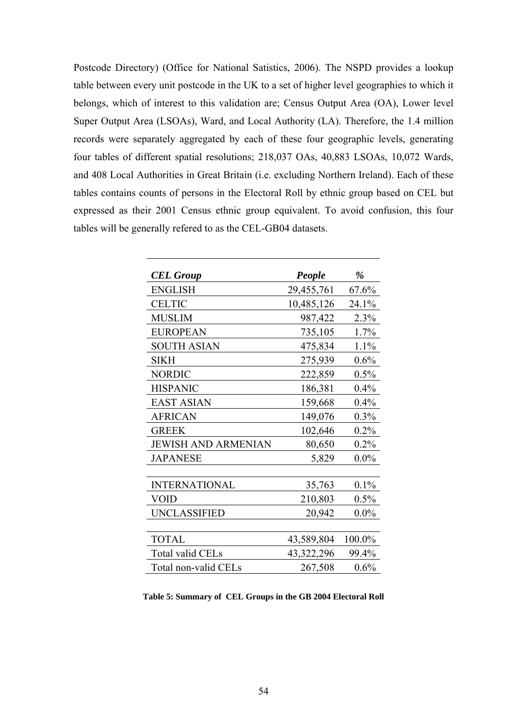Postcode Directory) (Office for National Satistics, 2006). The NSPD provides a lookup table between every unit postcode in the UK to a set of higher level geographies to which it belongs, which of interest to this validation are; Census Output Area (OA), Lower level Super Output Area (LSOAs), Ward, and Local Authority (LA). Therefore, the 1.4 million records were separately aggregated by each of these four geographic levels, generating four tables of different spatial resolutions; 218,037 OAs, 40,883 LSOAs, 10,072 Wards, and 408 Local Authorities in Great Britain (i.e. excluding Northern Ireland). Each of these tables contains counts of persons in the Electoral Roll by ethnic group based on CEL but expressed as their 2001 Census ethnic group equivalent. To avoid confusion, this four tables will be generally refered to as the CEL-GB04 datasets.

| ***CEL Group*** | ***People*** | ***%*** |
|---|---:|---:|
| ENGLISH | 29,455,761 | 67.6% |
| CELTIC | 10,485,126 | 24.1% |
| MUSLIM | 987,422 | 2.3% |
| EUROPEAN | 735,105 | 1.7% |
| SOUTH ASIAN | 475,834 | 1.1% |
| SIKH | 275,939 | 0.6% |
| NORDIC | 222,859 | 0.5% |
| HISPANIC | 186,381 | 0.4% |
| EAST ASIAN | 159,668 | 0.4% |
| AFRICAN | 149,076 | 0.3% |
| GREEK | 102,646 | 0.2% |
| JEWISH AND ARMENIAN | 80,650 | 0.2% |
| JAPANESE | 5,829 | 0.0% |
| | | |
| INTERNATIONAL | 35,763 | 0.1% |
| VOID | 210,803 | 0.5% |
| UNCLASSIFIED | 20,942 | 0.0% |
| | | |
| TOTAL | 43,589,804 | 100.0% |
| Total valid CELs | 43,322,296 | 99.4% |
| Total non-valid CELs | 267,508 | 0.6% |

**Table 5: Summary of CEL Groups in the GB 2004 Electoral Roll**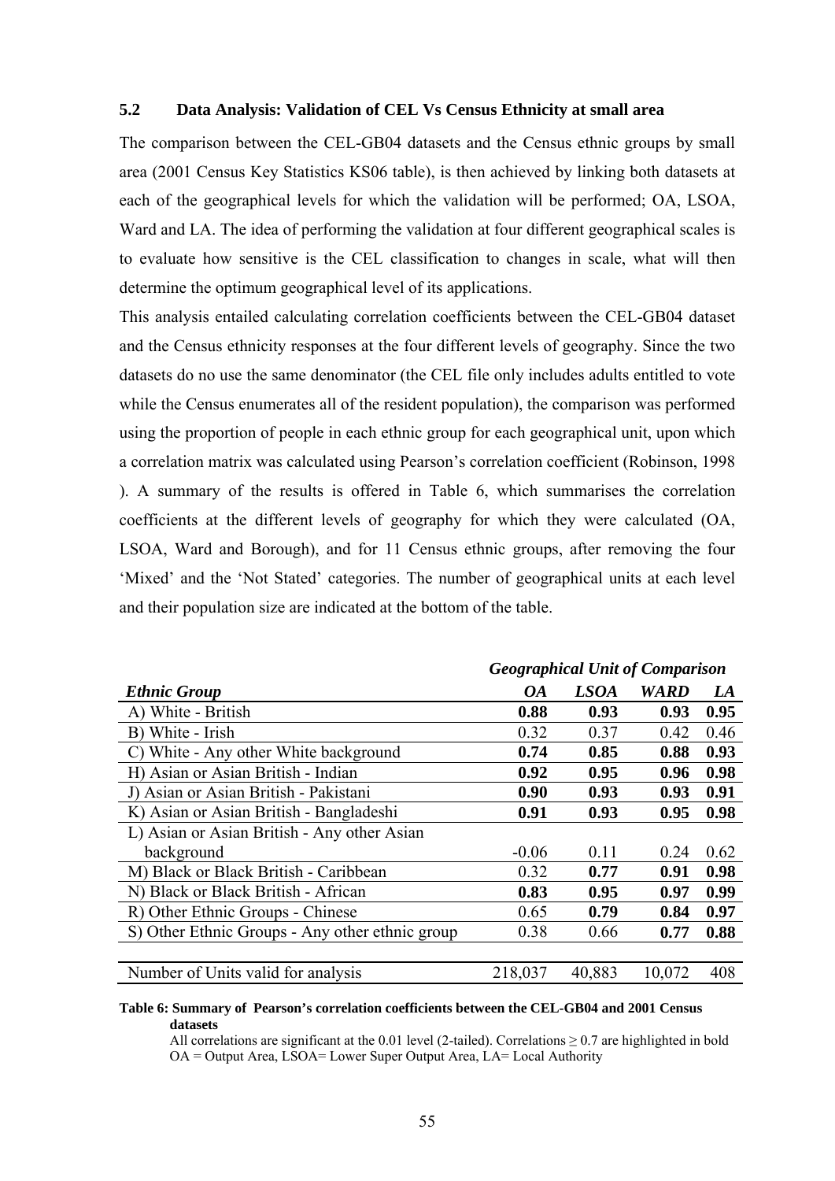### 5.2 Data Analysis: Validation of CEL Vs Census Ethnicity at small area

The comparison between the CEL-GB04 datasets and the Census ethnic groups by small area (2001 Census Key Statistics KS06 table), is then achieved by linking both datasets at each of the geographical levels for which the validation will be performed; OA, LSOA, Ward and LA. The idea of performing the validation at four different geographical scales is to evaluate how sensitive is the CEL classification to changes in scale, what will then determine the optimum geographical level of its applications.

This analysis entailed calculating correlation coefficients between the CEL-GB04 dataset and the Census ethnicity responses at the four different levels of geography. Since the two datasets do no use the same denominator (the CEL file only includes adults entitled to vote while the Census enumerates all of the resident population), the comparison was performed using the proportion of people in each ethnic group for each geographical unit, upon which a correlation matrix was calculated using Pearson's correlation coefficient (Robinson, 1998 ). A summary of the results is offered in Table 6, which summarises the correlation coefficients at the different levels of geography for which they were calculated (OA, LSOA, Ward and Borough), and for 11 Census ethnic groups, after removing the four 'Mixed' and the 'Not Stated' categories. The number of geographical units at each level and their population size are indicated at the bottom of the table.

| | ***Geographical Unit of Comparison*** | | | |
|---|---|---|---|---|
| ***Ethnic Group*** | ***OA*** | ***LSOA*** | ***WARD*** | ***LA*** |
| A) White - British | **0.88** | **0.93** | **0.93** | **0.95** |
| B) White - Irish | 0.32 | 0.37 | 0.42 | 0.46 |
| C) White - Any other White background | **0.74** | **0.85** | **0.88** | **0.93** |
| H) Asian or Asian British - Indian | **0.92** | **0.95** | **0.96** | **0.98** |
| J) Asian or Asian British - Pakistani | **0.90** | **0.93** | **0.93** | **0.91** |
| K) Asian or Asian British - Bangladeshi | **0.91** | **0.93** | **0.95** | **0.98** |
| L) Asian or Asian British - Any other Asian background | -0.06 | 0.11 | 0.24 | 0.62 |
| M) Black or Black British - Caribbean | 0.32 | **0.77** | **0.91** | **0.98** |
| N) Black or Black British - African | **0.83** | **0.95** | **0.97** | **0.99** |
| R) Other Ethnic Groups - Chinese | 0.65 | **0.79** | **0.84** | **0.97** |
| S) Other Ethnic Groups - Any other ethnic group | 0.38 | 0.66 | **0.77** | **0.88** |
| | | | | |
| Number of Units valid for analysis | 218,037 | 40,883 | 10,072 | 408 |

**Table 6: Summary of Pearson's correlation coefficients between the CEL-GB04 and 2001 Census datasets**

All correlations are significant at the 0.01 level (2-tailed). Correlations ≥ 0.7 are highlighted in bold
OA = Output Area, LSOA= Lower Super Output Area, LA= Local Authority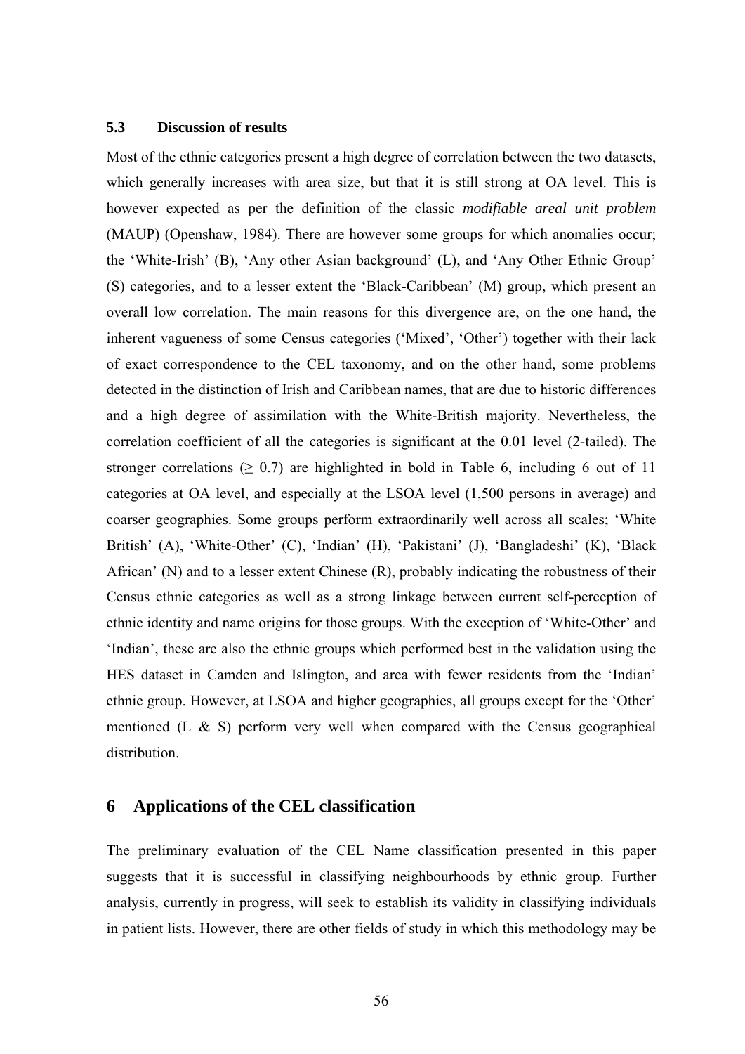### 5.3 Discussion of results

Most of the ethnic categories present a high degree of correlation between the two datasets, which generally increases with area size, but that it is still strong at OA level. This is however expected as per the definition of the classic *modifiable areal unit problem* (MAUP) (Openshaw, 1984). There are however some groups for which anomalies occur; the 'White-Irish' (B), 'Any other Asian background' (L), and 'Any Other Ethnic Group' (S) categories, and to a lesser extent the 'Black-Caribbean' (M) group, which present an overall low correlation. The main reasons for this divergence are, on the one hand, the inherent vagueness of some Census categories ('Mixed', 'Other') together with their lack of exact correspondence to the CEL taxonomy, and on the other hand, some problems detected in the distinction of Irish and Caribbean names, that are due to historic differences and a high degree of assimilation with the White-British majority. Nevertheless, the correlation coefficient of all the categories is significant at the 0.01 level (2-tailed). The stronger correlations ($\geq 0.7$) are highlighted in bold in Table 6, including 6 out of 11 categories at OA level, and especially at the LSOA level (1,500 persons in average) and coarser geographies. Some groups perform extraordinarily well across all scales; 'White British' (A), 'White-Other' (C), 'Indian' (H), 'Pakistani' (J), 'Bangladeshi' (K), 'Black African' (N) and to a lesser extent Chinese (R), probably indicating the robustness of their Census ethnic categories as well as a strong linkage between current self-perception of ethnic identity and name origins for those groups. With the exception of 'White-Other' and 'Indian', these are also the ethnic groups which performed best in the validation using the HES dataset in Camden and Islington, and area with fewer residents from the 'Indian' ethnic group. However, at LSOA and higher geographies, all groups except for the 'Other' mentioned (L & S) perform very well when compared with the Census geographical distribution.

# 6 Applications of the CEL classification

The preliminary evaluation of the CEL Name classification presented in this paper suggests that it is successful in classifying neighbourhoods by ethnic group. Further analysis, currently in progress, will seek to establish its validity in classifying individuals in patient lists. However, there are other fields of study in which this methodology may be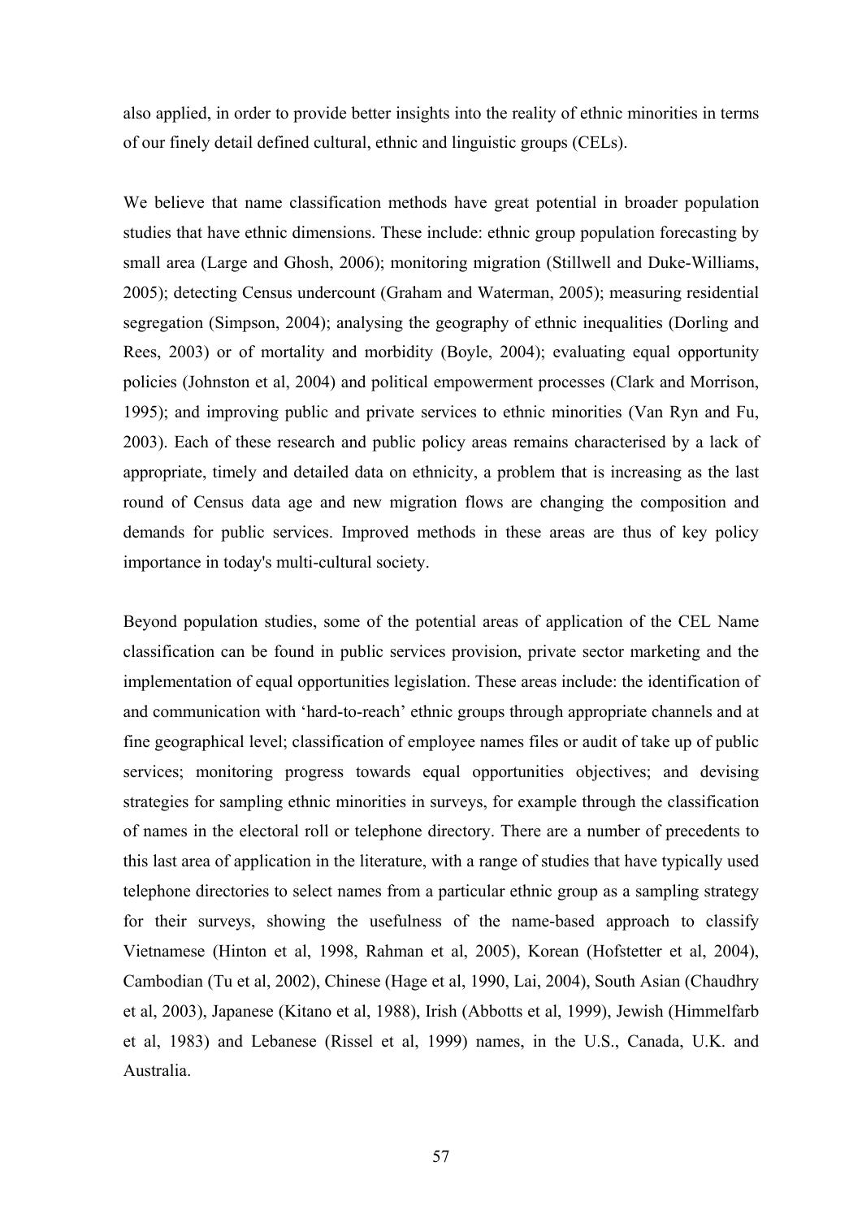also applied, in order to provide better insights into the reality of ethnic minorities in terms of our finely detail defined cultural, ethnic and linguistic groups (CELs).

We believe that name classification methods have great potential in broader population studies that have ethnic dimensions. These include: ethnic group population forecasting by small area (Large and Ghosh, 2006); monitoring migration (Stillwell and Duke-Williams, 2005); detecting Census undercount (Graham and Waterman, 2005); measuring residential segregation (Simpson, 2004); analysing the geography of ethnic inequalities (Dorling and Rees, 2003) or of mortality and morbidity (Boyle, 2004); evaluating equal opportunity policies (Johnston et al, 2004) and political empowerment processes (Clark and Morrison, 1995); and improving public and private services to ethnic minorities (Van Ryn and Fu, 2003). Each of these research and public policy areas remains characterised by a lack of appropriate, timely and detailed data on ethnicity, a problem that is increasing as the last round of Census data age and new migration flows are changing the composition and demands for public services. Improved methods in these areas are thus of key policy importance in today's multi-cultural society.

Beyond population studies, some of the potential areas of application of the CEL Name classification can be found in public services provision, private sector marketing and the implementation of equal opportunities legislation. These areas include: the identification of and communication with 'hard-to-reach' ethnic groups through appropriate channels and at fine geographical level; classification of employee names files or audit of take up of public services; monitoring progress towards equal opportunities objectives; and devising strategies for sampling ethnic minorities in surveys, for example through the classification of names in the electoral roll or telephone directory. There are a number of precedents to this last area of application in the literature, with a range of studies that have typically used telephone directories to select names from a particular ethnic group as a sampling strategy for their surveys, showing the usefulness of the name-based approach to classify Vietnamese (Hinton et al, 1998, Rahman et al, 2005), Korean (Hofstetter et al, 2004), Cambodian (Tu et al, 2002), Chinese (Hage et al, 1990, Lai, 2004), South Asian (Chaudhry et al, 2003), Japanese (Kitano et al, 1988), Irish (Abbotts et al, 1999), Jewish (Himmelfarb et al, 1983) and Lebanese (Rissel et al, 1999) names, in the U.S., Canada, U.K. and Australia.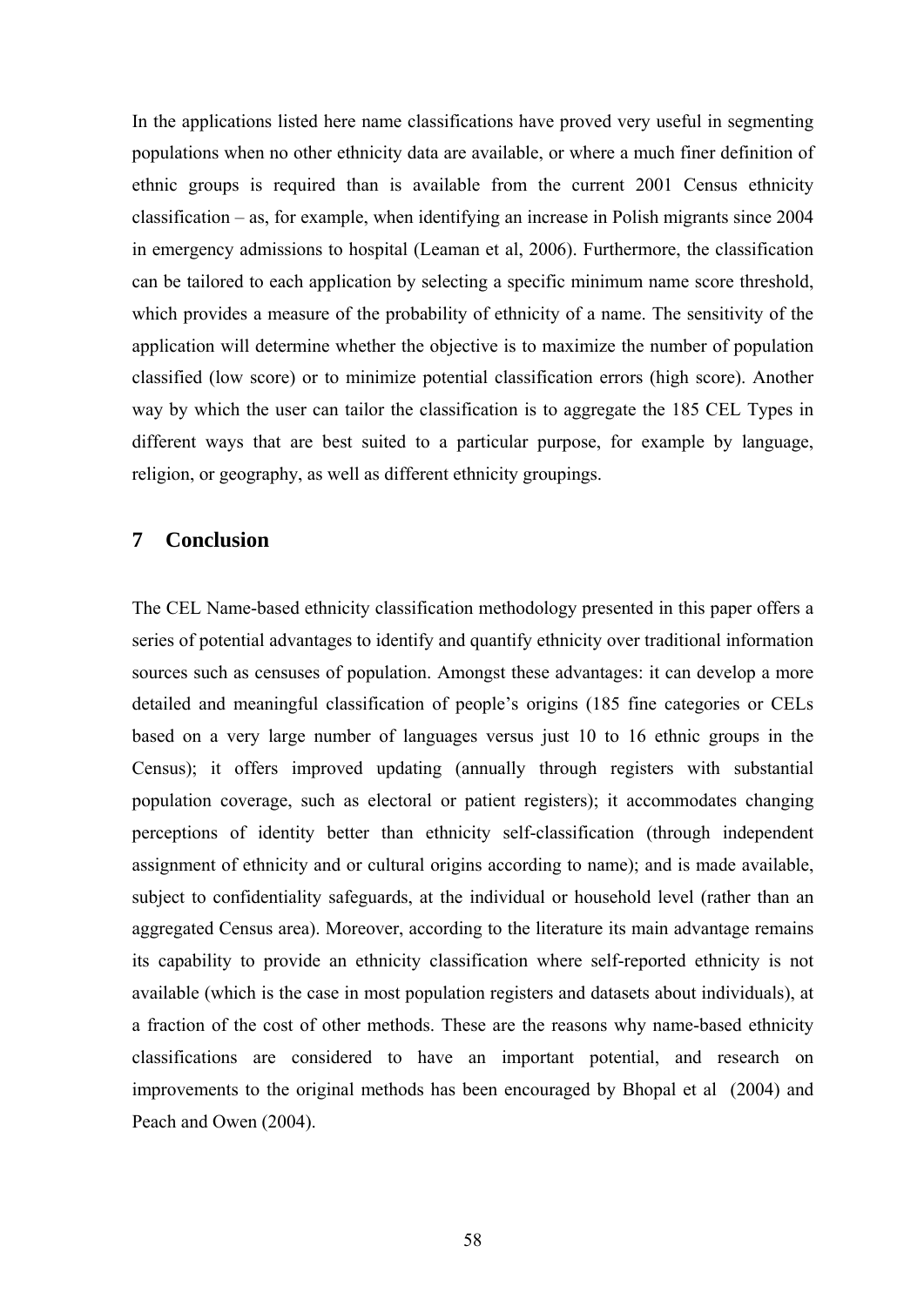In the applications listed here name classifications have proved very useful in segmenting populations when no other ethnicity data are available, or where a much finer definition of ethnic groups is required than is available from the current 2001 Census ethnicity classification – as, for example, when identifying an increase in Polish migrants since 2004 in emergency admissions to hospital (Leaman et al, 2006). Furthermore, the classification can be tailored to each application by selecting a specific minimum name score threshold, which provides a measure of the probability of ethnicity of a name. The sensitivity of the application will determine whether the objective is to maximize the number of population classified (low score) or to minimize potential classification errors (high score). Another way by which the user can tailor the classification is to aggregate the 185 CEL Types in different ways that are best suited to a particular purpose, for example by language, religion, or geography, as well as different ethnicity groupings.

## 7 Conclusion

The CEL Name-based ethnicity classification methodology presented in this paper offers a series of potential advantages to identify and quantify ethnicity over traditional information sources such as censuses of population. Amongst these advantages: it can develop a more detailed and meaningful classification of people's origins (185 fine categories or CELs based on a very large number of languages versus just 10 to 16 ethnic groups in the Census); it offers improved updating (annually through registers with substantial population coverage, such as electoral or patient registers); it accommodates changing perceptions of identity better than ethnicity self-classification (through independent assignment of ethnicity and or cultural origins according to name); and is made available, subject to confidentiality safeguards, at the individual or household level (rather than an aggregated Census area). Moreover, according to the literature its main advantage remains its capability to provide an ethnicity classification where self-reported ethnicity is not available (which is the case in most population registers and datasets about individuals), at a fraction of the cost of other methods. These are the reasons why name-based ethnicity classifications are considered to have an important potential, and research on improvements to the original methods has been encouraged by Bhopal et al (2004) and Peach and Owen (2004).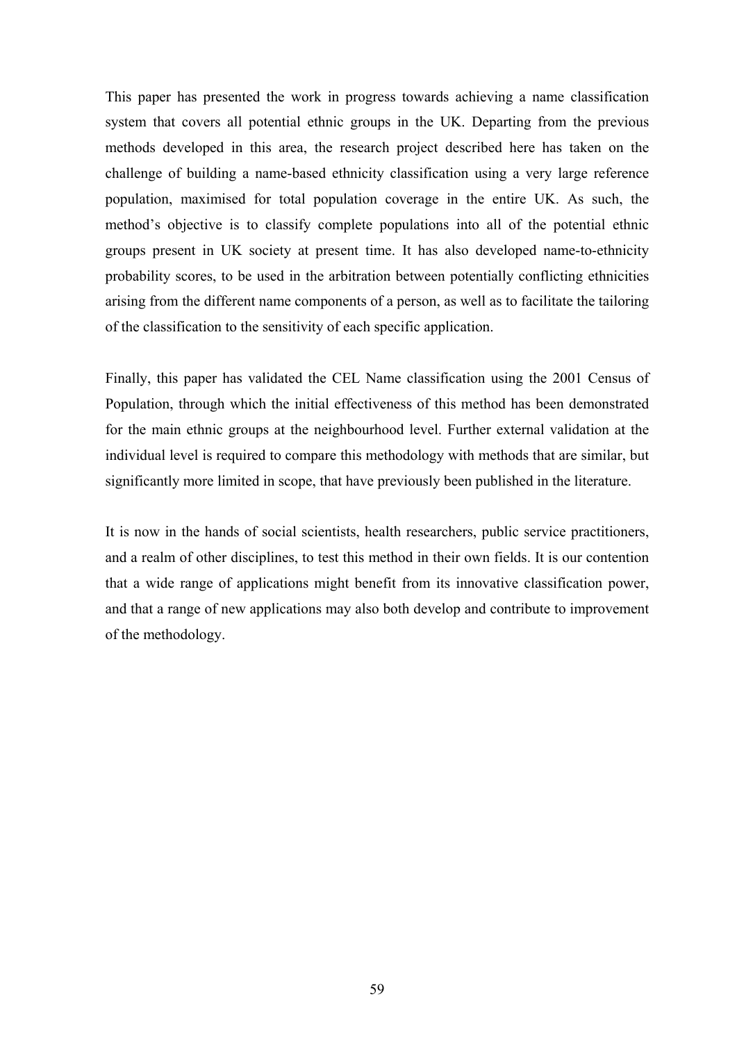This paper has presented the work in progress towards achieving a name classification system that covers all potential ethnic groups in the UK. Departing from the previous methods developed in this area, the research project described here has taken on the challenge of building a name-based ethnicity classification using a very large reference population, maximised for total population coverage in the entire UK. As such, the method's objective is to classify complete populations into all of the potential ethnic groups present in UK society at present time. It has also developed name-to-ethnicity probability scores, to be used in the arbitration between potentially conflicting ethnicities arising from the different name components of a person, as well as to facilitate the tailoring of the classification to the sensitivity of each specific application.

Finally, this paper has validated the CEL Name classification using the 2001 Census of Population, through which the initial effectiveness of this method has been demonstrated for the main ethnic groups at the neighbourhood level. Further external validation at the individual level is required to compare this methodology with methods that are similar, but significantly more limited in scope, that have previously been published in the literature.

It is now in the hands of social scientists, health researchers, public service practitioners, and a realm of other disciplines, to test this method in their own fields. It is our contention that a wide range of applications might benefit from its innovative classification power, and that a range of new applications may also both develop and contribute to improvement of the methodology.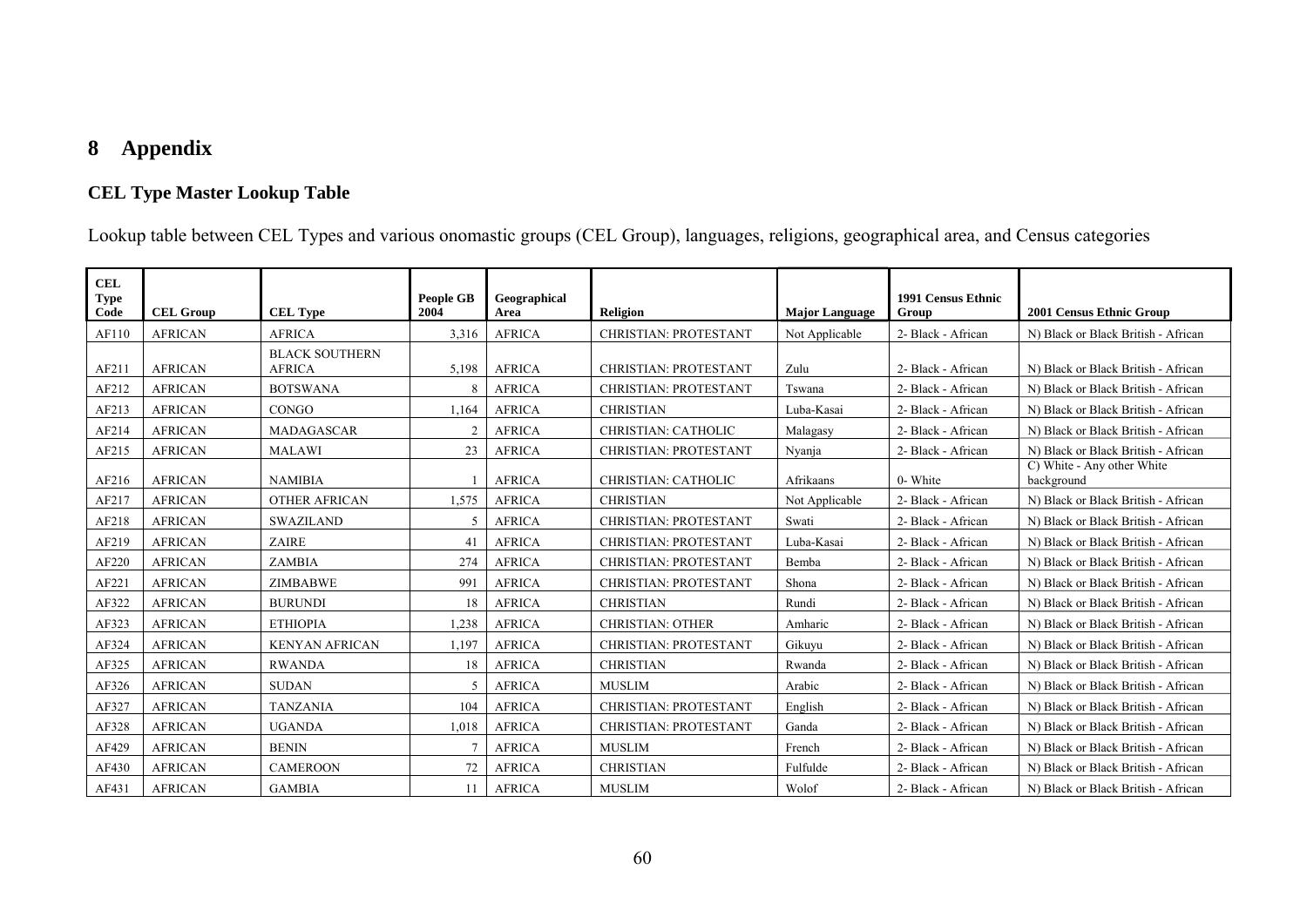# 8 Appendix

### CEL Type Master Lookup Table

Lookup table between CEL Types and various onomastic groups (CEL Group), languages, religions, geographical area, and Census categories

| CEL Type Code | CEL Group | CEL Type | People GB 2004 | Geographical Area | Religion | Major Language | 1991 Census Ethnic Group | 2001 Census Ethnic Group |
|---|---|---|---|---|---|---|---|---|
| AF110 | AFRICAN | AFRICA | 3,316 | AFRICA | CHRISTIAN: PROTESTANT | Not Applicable | 2- Black - African | N) Black or Black British - African |
| AF211 | AFRICAN | BLACK SOUTHERN AFRICA | 5,198 | AFRICA | CHRISTIAN: PROTESTANT | Zulu | 2- Black - African | N) Black or Black British - African |
| AF212 | AFRICAN | BOTSWANA | 8 | AFRICA | CHRISTIAN: PROTESTANT | Tswana | 2- Black - African | N) Black or Black British - African |
| AF213 | AFRICAN | CONGO | 1,164 | AFRICA | CHRISTIAN | Luba-Kasai | 2- Black - African | N) Black or Black British - African |
| AF214 | AFRICAN | MADAGASCAR | 2 | AFRICA | CHRISTIAN: CATHOLIC | Malagasy | 2- Black - African | N) Black or Black British - African |
| AF215 | AFRICAN | MALAWI | 23 | AFRICA | CHRISTIAN: PROTESTANT | Nyanja | 2- Black - African | N) Black or Black British - African |
| AF216 | AFRICAN | NAMIBIA | 1 | AFRICA | CHRISTIAN: CATHOLIC | Afrikaans | 0- White | C) White - Any other White background |
| AF217 | AFRICAN | OTHER AFRICAN | 1,575 | AFRICA | CHRISTIAN | Not Applicable | 2- Black - African | N) Black or Black British - African |
| AF218 | AFRICAN | SWAZILAND | 5 | AFRICA | CHRISTIAN: PROTESTANT | Swati | 2- Black - African | N) Black or Black British - African |
| AF219 | AFRICAN | ZAIRE | 41 | AFRICA | CHRISTIAN: PROTESTANT | Luba-Kasai | 2- Black - African | N) Black or Black British - African |
| AF220 | AFRICAN | ZAMBIA | 274 | AFRICA | CHRISTIAN: PROTESTANT | Bemba | 2- Black - African | N) Black or Black British - African |
| AF221 | AFRICAN | ZIMBABWE | 991 | AFRICA | CHRISTIAN: PROTESTANT | Shona | 2- Black - African | N) Black or Black British - African |
| AF322 | AFRICAN | BURUNDI | 18 | AFRICA | CHRISTIAN | Rundi | 2- Black - African | N) Black or Black British - African |
| AF323 | AFRICAN | ETHIOPIA | 1,238 | AFRICA | CHRISTIAN: OTHER | Amharic | 2- Black - African | N) Black or Black British - African |
| AF324 | AFRICAN | KENYAN AFRICAN | 1,197 | AFRICA | CHRISTIAN: PROTESTANT | Gikuyu | 2- Black - African | N) Black or Black British - African |
| AF325 | AFRICAN | RWANDA | 18 | AFRICA | CHRISTIAN | Rwanda | 2- Black - African | N) Black or Black British - African |
| AF326 | AFRICAN | SUDAN | 5 | AFRICA | MUSLIM | Arabic | 2- Black - African | N) Black or Black British - African |
| AF327 | AFRICAN | TANZANIA | 104 | AFRICA | CHRISTIAN: PROTESTANT | English | 2- Black - African | N) Black or Black British - African |
| AF328 | AFRICAN | UGANDA | 1,018 | AFRICA | CHRISTIAN: PROTESTANT | Ganda | 2- Black - African | N) Black or Black British - African |
| AF429 | AFRICAN | BENIN | 7 | AFRICA | MUSLIM | French | 2- Black - African | N) Black or Black British - African |
| AF430 | AFRICAN | CAMEROON | 72 | AFRICA | CHRISTIAN | Fulfulde | 2- Black - African | N) Black or Black British - African |
| AF431 | AFRICAN | GAMBIA | 11 | AFRICA | MUSLIM | Wolof | 2- Black - African | N) Black or Black British - African |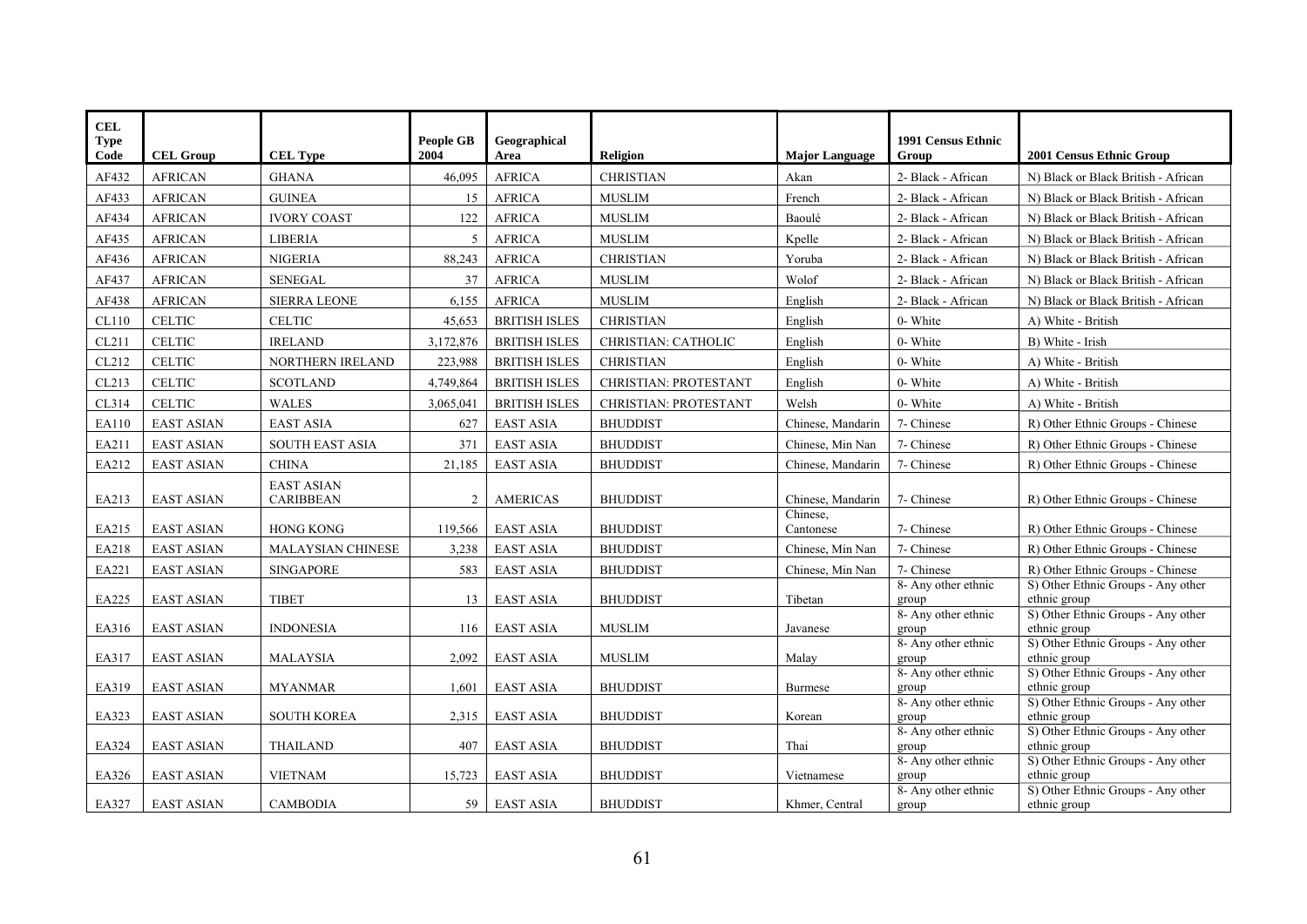| CEL Type Code | CEL Group | CEL Type | People GB 2004 | Geographical Area | Religion | Major Language | 1991 Census Ethnic Group | 2001 Census Ethnic Group |
|---|---|---|---|---|---|---|---|---|
| AF432 | AFRICAN | GHANA | 46,095 | AFRICA | CHRISTIAN | Akan | 2- Black - African | N) Black or Black British - African |
| AF433 | AFRICAN | GUINEA | 15 | AFRICA | MUSLIM | French | 2- Black - African | N) Black or Black British - African |
| AF434 | AFRICAN | IVORY COAST | 122 | AFRICA | MUSLIM | Baoulé | 2- Black - African | N) Black or Black British - African |
| AF435 | AFRICAN | LIBERIA | 5 | AFRICA | MUSLIM | Kpelle | 2- Black - African | N) Black or Black British - African |
| AF436 | AFRICAN | NIGERIA | 88,243 | AFRICA | CHRISTIAN | Yoruba | 2- Black - African | N) Black or Black British - African |
| AF437 | AFRICAN | SENEGAL | 37 | AFRICA | MUSLIM | Wolof | 2- Black - African | N) Black or Black British - African |
| AF438 | AFRICAN | SIERRA LEONE | 6,155 | AFRICA | MUSLIM | English | 2- Black - African | N) Black or Black British - African |
| CL110 | CELTIC | CELTIC | 45,653 | BRITISH ISLES | CHRISTIAN | English | 0- White | A) White - British |
| CL211 | CELTIC | IRELAND | 3,172,876 | BRITISH ISLES | CHRISTIAN: CATHOLIC | English | 0- White | B) White - Irish |
| CL212 | CELTIC | NORTHERN IRELAND | 223,988 | BRITISH ISLES | CHRISTIAN | English | 0- White | A) White - British |
| CL213 | CELTIC | SCOTLAND | 4,749,864 | BRITISH ISLES | CHRISTIAN: PROTESTANT | English | 0- White | A) White - British |
| CL314 | CELTIC | WALES | 3,065,041 | BRITISH ISLES | CHRISTIAN: PROTESTANT | Welsh | 0- White | A) White - British |
| EA110 | EAST ASIAN | EAST ASIA | 627 | EAST ASIA | BHUDDIST | Chinese, Mandarin | 7- Chinese | R) Other Ethnic Groups - Chinese |
| EA211 | EAST ASIAN | SOUTH EAST ASIA | 371 | EAST ASIA | BHUDDIST | Chinese, Min Nan | 7- Chinese | R) Other Ethnic Groups - Chinese |
| EA212 | EAST ASIAN | CHINA | 21,185 | EAST ASIA | BHUDDIST | Chinese, Mandarin | 7- Chinese | R) Other Ethnic Groups - Chinese |
| EA213 | EAST ASIAN | EAST ASIAN CARIBBEAN | 2 | AMERICAS | BHUDDIST | Chinese, Mandarin | 7- Chinese | R) Other Ethnic Groups - Chinese |
| EA215 | EAST ASIAN | HONG KONG | 119,566 | EAST ASIA | BHUDDIST | Chinese, Cantonese | 7- Chinese | R) Other Ethnic Groups - Chinese |
| EA218 | EAST ASIAN | MALAYSIAN CHINESE | 3,238 | EAST ASIA | BHUDDIST | Chinese, Min Nan | 7- Chinese | R) Other Ethnic Groups - Chinese |
| EA221 | EAST ASIAN | SINGAPORE | 583 | EAST ASIA | BHUDDIST | Chinese, Min Nan | 7- Chinese | R) Other Ethnic Groups - Chinese |
| EA225 | EAST ASIAN | TIBET | 13 | EAST ASIA | BHUDDIST | Tibetan | 8- Any other ethnic group | S) Other Ethnic Groups - Any other ethnic group |
| EA316 | EAST ASIAN | INDONESIA | 116 | EAST ASIA | MUSLIM | Javanese | 8- Any other ethnic group | S) Other Ethnic Groups - Any other ethnic group |
| EA317 | EAST ASIAN | MALAYSIA | 2,092 | EAST ASIA | MUSLIM | Malay | 8- Any other ethnic group | S) Other Ethnic Groups - Any other ethnic group |
| EA319 | EAST ASIAN | MYANMAR | 1,601 | EAST ASIA | BHUDDIST | Burmese | 8- Any other ethnic group | S) Other Ethnic Groups - Any other ethnic group |
| EA323 | EAST ASIAN | SOUTH KOREA | 2,315 | EAST ASIA | BHUDDIST | Korean | 8- Any other ethnic group | S) Other Ethnic Groups - Any other ethnic group |
| EA324 | EAST ASIAN | THAILAND | 407 | EAST ASIA | BHUDDIST | Thai | 8- Any other ethnic group | S) Other Ethnic Groups - Any other ethnic group |
| EA326 | EAST ASIAN | VIETNAM | 15,723 | EAST ASIA | BHUDDIST | Vietnamese | 8- Any other ethnic group | S) Other Ethnic Groups - Any other ethnic group |
| EA327 | EAST ASIAN | CAMBODIA | 59 | EAST ASIA | BHUDDIST | Khmer, Central | 8- Any other ethnic group | S) Other Ethnic Groups - Any other ethnic group |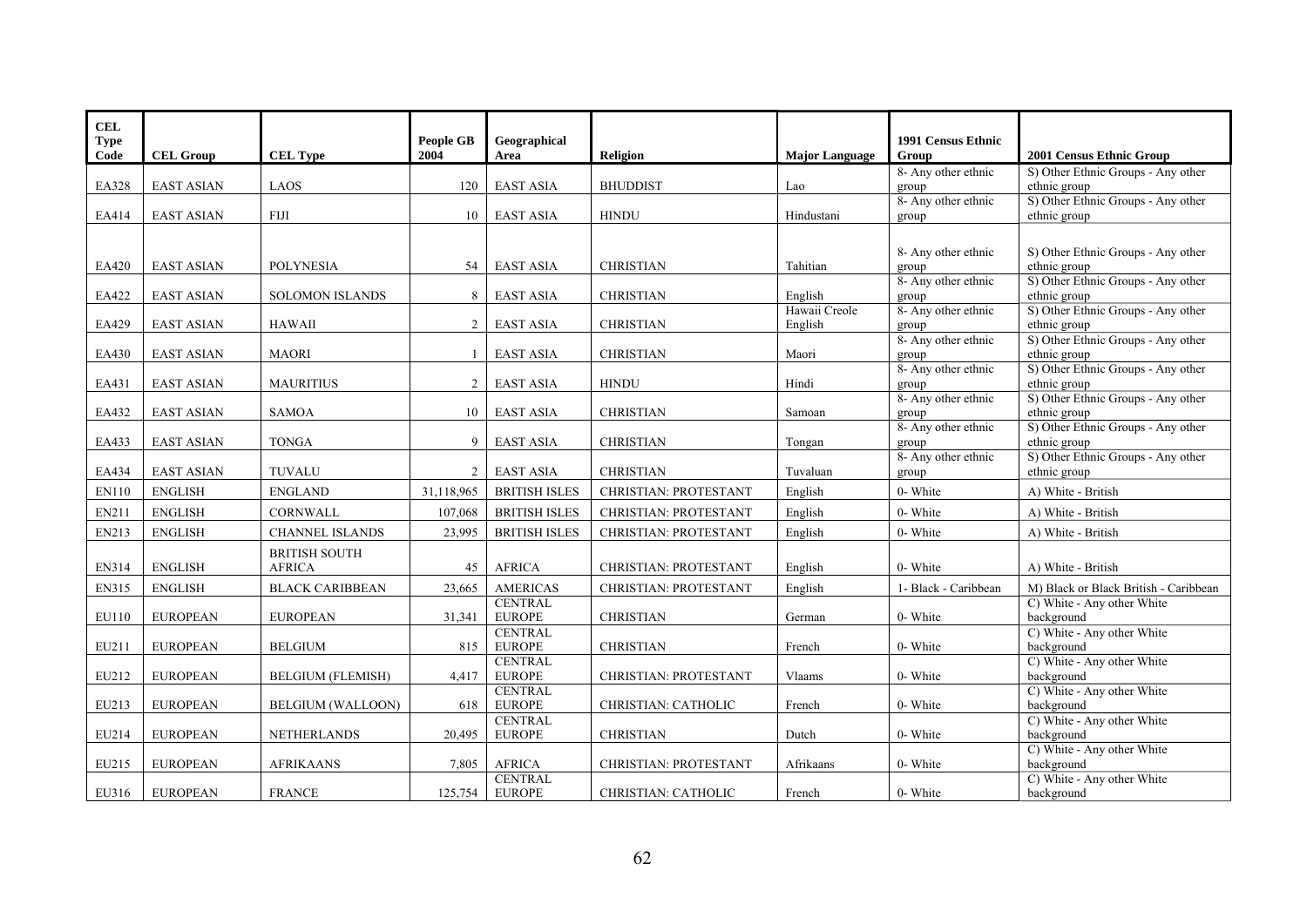| CEL Type Code | CEL Group | CEL Type | People GB 2004 | Geographical Area | Religion | Major Language | 1991 Census Ethnic Group | 2001 Census Ethnic Group |
|---|---|---|---|---|---|---|---|---|
| EA328 | EAST ASIAN | LAOS | 120 | EAST ASIA | BHUDDIST | Lao | 8- Any other ethnic group | S) Other Ethnic Groups - Any other ethnic group |
| EA414 | EAST ASIAN | FIJI | 10 | EAST ASIA | HINDU | Hindustani | 8- Any other ethnic group | S) Other Ethnic Groups - Any other ethnic group |
| EA420 | EAST ASIAN | POLYNESIA | 54 | EAST ASIA | CHRISTIAN | Tahitian | 8- Any other ethnic group | S) Other Ethnic Groups - Any other ethnic group |
| EA422 | EAST ASIAN | SOLOMON ISLANDS | 8 | EAST ASIA | CHRISTIAN | English | 8- Any other ethnic group | S) Other Ethnic Groups - Any other ethnic group |
| EA429 | EAST ASIAN | HAWAII | 2 | EAST ASIA | CHRISTIAN | Hawaii Creole English | 8- Any other ethnic group | S) Other Ethnic Groups - Any other ethnic group |
| EA430 | EAST ASIAN | MAORI | 1 | EAST ASIA | CHRISTIAN | Maori | 8- Any other ethnic group | S) Other Ethnic Groups - Any other ethnic group |
| EA431 | EAST ASIAN | MAURITIUS | 2 | EAST ASIA | HINDU | Hindi | 8- Any other ethnic group | S) Other Ethnic Groups - Any other ethnic group |
| EA432 | EAST ASIAN | SAMOA | 10 | EAST ASIA | CHRISTIAN | Samoan | 8- Any other ethnic group | S) Other Ethnic Groups - Any other ethnic group |
| EA433 | EAST ASIAN | TONGA | 9 | EAST ASIA | CHRISTIAN | Tongan | 8- Any other ethnic group | S) Other Ethnic Groups - Any other ethnic group |
| EA434 | EAST ASIAN | TUVALU | 2 | EAST ASIA | CHRISTIAN | Tuvaluan | 8- Any other ethnic group | S) Other Ethnic Groups - Any other ethnic group |
| EN110 | ENGLISH | ENGLAND | 31,118,965 | BRITISH ISLES | CHRISTIAN: PROTESTANT | English | 0- White | A) White - British |
| EN211 | ENGLISH | CORNWALL | 107,068 | BRITISH ISLES | CHRISTIAN: PROTESTANT | English | 0- White | A) White - British |
| EN213 | ENGLISH | CHANNEL ISLANDS | 23,995 | BRITISH ISLES | CHRISTIAN: PROTESTANT | English | 0- White | A) White - British |
| EN314 | ENGLISH | BRITISH SOUTH AFRICA | 45 | AFRICA | CHRISTIAN: PROTESTANT | English | 0- White | A) White - British |
| EN315 | ENGLISH | BLACK CARIBBEAN | 23,665 | AMERICAS | CHRISTIAN: PROTESTANT | English | 1- Black - Caribbean | M) Black or Black British - Caribbean |
| EU110 | EUROPEAN | EUROPEAN | 31,341 | CENTRAL EUROPE | CHRISTIAN | German | 0- White | C) White - Any other White background |
| EU211 | EUROPEAN | BELGIUM | 815 | CENTRAL EUROPE | CHRISTIAN | French | 0- White | C) White - Any other White background |
| EU212 | EUROPEAN | BELGIUM (FLEMISH) | 4,417 | CENTRAL EUROPE | CHRISTIAN: PROTESTANT | Vlaams | 0- White | C) White - Any other White background |
| EU213 | EUROPEAN | BELGIUM (WALLOON) | 618 | CENTRAL EUROPE | CHRISTIAN: CATHOLIC | French | 0- White | C) White - Any other White background |
| EU214 | EUROPEAN | NETHERLANDS | 20,495 | CENTRAL EUROPE | CHRISTIAN | Dutch | 0- White | C) White - Any other White background |
| EU215 | EUROPEAN | AFRIKAANS | 7,805 | AFRICA | CHRISTIAN: PROTESTANT | Afrikaans | 0- White | C) White - Any other White background |
| EU316 | EUROPEAN | FRANCE | 125,754 | CENTRAL EUROPE | CHRISTIAN: CATHOLIC | French | 0- White | C) White - Any other White background |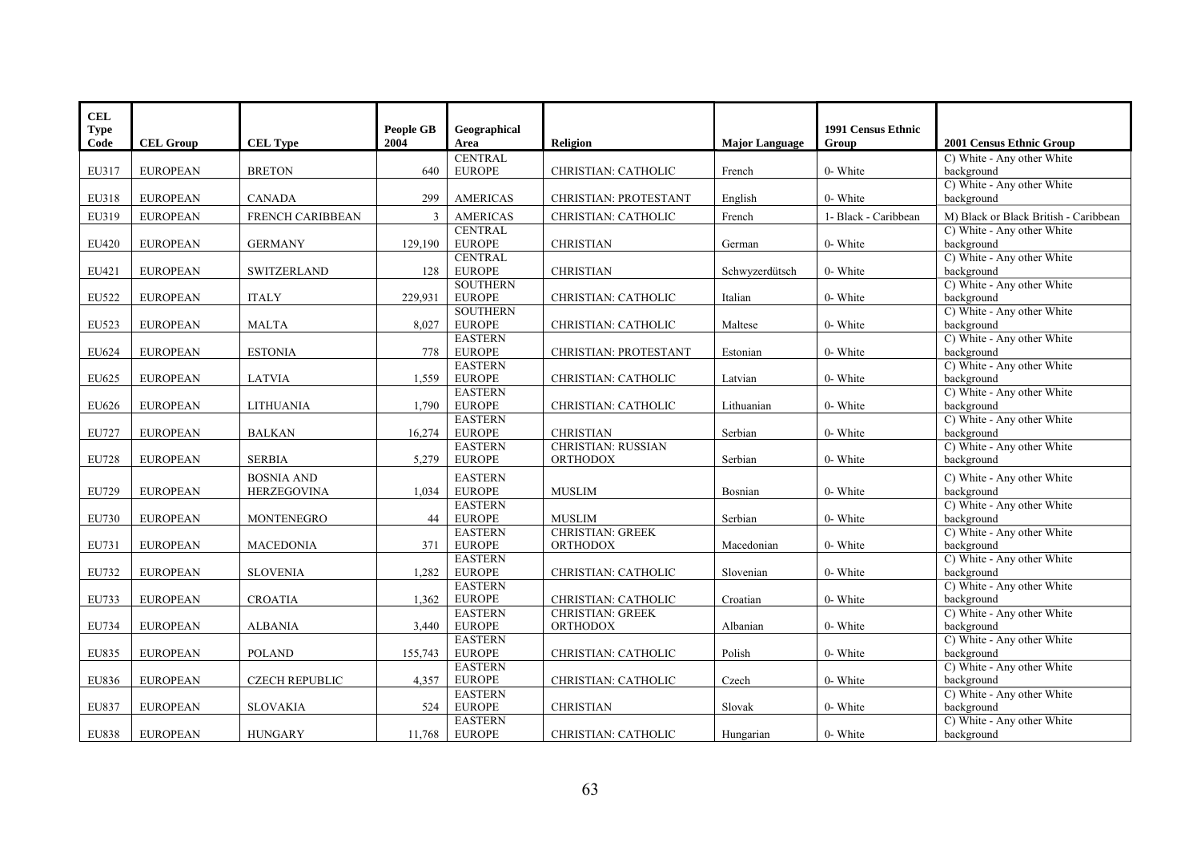| CEL Type Code | CEL Group | CEL Type | People GB 2004 | Geographical Area | Religion | Major Language | 1991 Census Ethnic Group | 2001 Census Ethnic Group |
|---|---|---|---|---|---|---|---|---|
| EU317 | EUROPEAN | BRETON | 640 | CENTRAL EUROPE | CHRISTIAN: CATHOLIC | French | 0- White | C) White - Any other White background |
| EU318 | EUROPEAN | CANADA | 299 | AMERICAS | CHRISTIAN: PROTESTANT | English | 0- White | C) White - Any other White background |
| EU319 | EUROPEAN | FRENCH CARIBBEAN | 3 | AMERICAS | CHRISTIAN: CATHOLIC | French | 1- Black - Caribbean | M) Black or Black British - Caribbean |
| EU420 | EUROPEAN | GERMANY | 129,190 | CENTRAL EUROPE | CHRISTIAN | German | 0- White | C) White - Any other White background |
| EU421 | EUROPEAN | SWITZERLAND | 128 | CENTRAL EUROPE | CHRISTIAN | Schwyzerdütsch | 0- White | C) White - Any other White background |
| EU522 | EUROPEAN | ITALY | 229,931 | SOUTHERN EUROPE | CHRISTIAN: CATHOLIC | Italian | 0- White | C) White - Any other White background |
| EU523 | EUROPEAN | MALTA | 8,027 | SOUTHERN EUROPE | CHRISTIAN: CATHOLIC | Maltese | 0- White | C) White - Any other White background |
| EU624 | EUROPEAN | ESTONIA | 778 | EASTERN EUROPE | CHRISTIAN: PROTESTANT | Estonian | 0- White | C) White - Any other White background |
| EU625 | EUROPEAN | LATVIA | 1,559 | EASTERN EUROPE | CHRISTIAN: CATHOLIC | Latvian | 0- White | C) White - Any other White background |
| EU626 | EUROPEAN | LITHUANIA | 1,790 | EASTERN EUROPE | CHRISTIAN: CATHOLIC | Lithuanian | 0- White | C) White - Any other White background |
| EU727 | EUROPEAN | BALKAN | 16,274 | EASTERN EUROPE | CHRISTIAN | Serbian | 0- White | C) White - Any other White background |
| EU728 | EUROPEAN | SERBIA | 5,279 | EASTERN EUROPE | CHRISTIAN: RUSSIAN ORTHODOX | Serbian | 0- White | C) White - Any other White background |
| EU729 | EUROPEAN | BOSNIA AND HERZEGOVINA | 1,034 | EASTERN EUROPE | MUSLIM | Bosnian | 0- White | C) White - Any other White background |
| EU730 | EUROPEAN | MONTENEGRO | 44 | EASTERN EUROPE | MUSLIM | Serbian | 0- White | C) White - Any other White background |
| EU731 | EUROPEAN | MACEDONIA | 371 | EASTERN EUROPE | CHRISTIAN: GREEK ORTHODOX | Macedonian | 0- White | C) White - Any other White background |
| EU732 | EUROPEAN | SLOVENIA | 1,282 | EASTERN EUROPE | CHRISTIAN: CATHOLIC | Slovenian | 0- White | C) White - Any other White background |
| EU733 | EUROPEAN | CROATIA | 1,362 | EASTERN EUROPE | CHRISTIAN: CATHOLIC | Croatian | 0- White | C) White - Any other White background |
| EU734 | EUROPEAN | ALBANIA | 3,440 | EASTERN EUROPE | CHRISTIAN: GREEK ORTHODOX | Albanian | 0- White | C) White - Any other White background |
| EU835 | EUROPEAN | POLAND | 155,743 | EASTERN EUROPE | CHRISTIAN: CATHOLIC | Polish | 0- White | C) White - Any other White background |
| EU836 | EUROPEAN | CZECH REPUBLIC | 4,357 | EASTERN EUROPE | CHRISTIAN: CATHOLIC | Czech | 0- White | C) White - Any other White background |
| EU837 | EUROPEAN | SLOVAKIA | 524 | EASTERN EUROPE | CHRISTIAN | Slovak | 0- White | C) White - Any other White background |
| EU838 | EUROPEAN | HUNGARY | 11,768 | EASTERN EUROPE | CHRISTIAN: CATHOLIC | Hungarian | 0- White | C) White - Any other White background |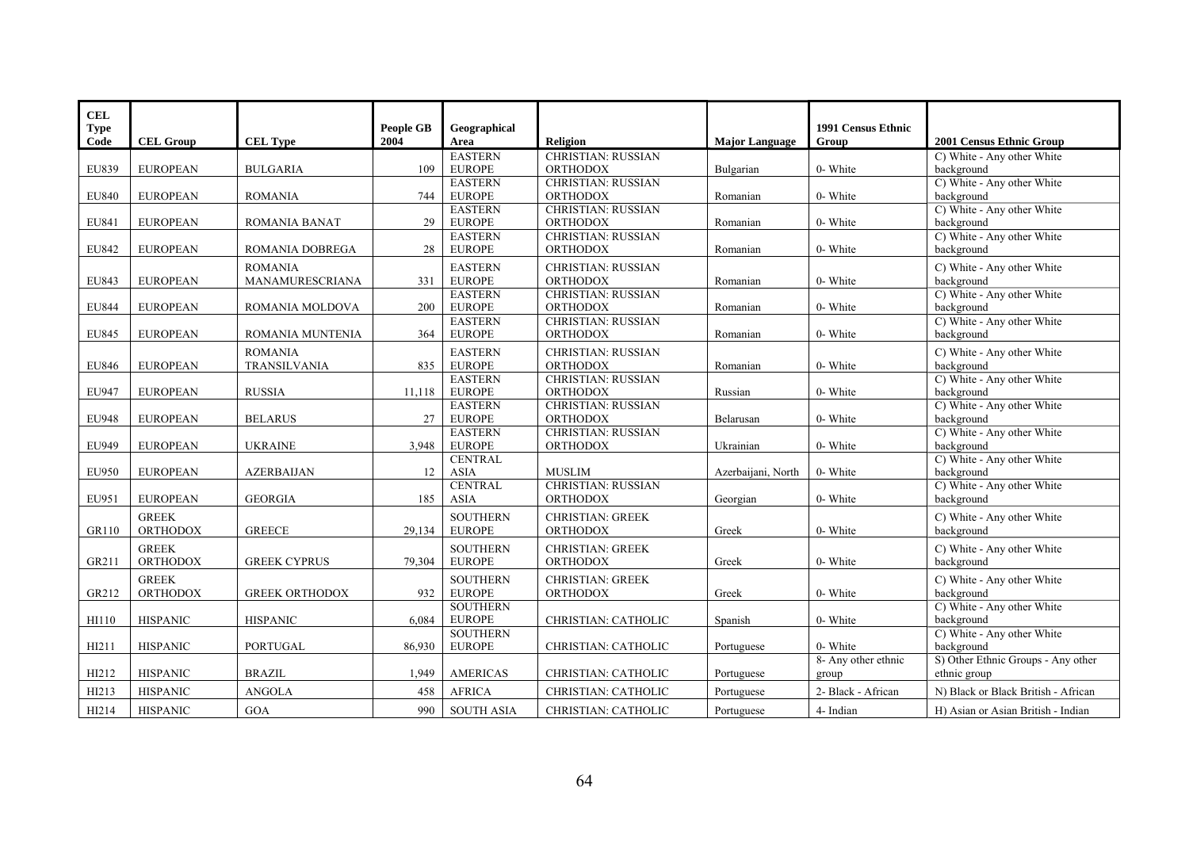| CEL Type Code | CEL Group | CEL Type | People GB 2004 | Geographical Area | Religion | Major Language | 1991 Census Ethnic Group | 2001 Census Ethnic Group |
|---|---|---|---|---|---|---|---|---|
| EU839 | EUROPEAN | BULGARIA | 109 | EASTERN EUROPE | CHRISTIAN: RUSSIAN ORTHODOX | Bulgarian | 0- White | C) White - Any other White background |
| EU840 | EUROPEAN | ROMANIA | 744 | EASTERN EUROPE | CHRISTIAN: RUSSIAN ORTHODOX | Romanian | 0- White | C) White - Any other White background |
| EU841 | EUROPEAN | ROMANIA BANAT | 29 | EASTERN EUROPE | CHRISTIAN: RUSSIAN ORTHODOX | Romanian | 0- White | C) White - Any other White background |
| EU842 | EUROPEAN | ROMANIA DOBREGA | 28 | EASTERN EUROPE | CHRISTIAN: RUSSIAN ORTHODOX | Romanian | 0- White | C) White - Any other White background |
| EU843 | EUROPEAN | ROMANIA MANAMURESCRIANA | 331 | EASTERN EUROPE | CHRISTIAN: RUSSIAN ORTHODOX | Romanian | 0- White | C) White - Any other White background |
| EU844 | EUROPEAN | ROMANIA MOLDOVA | 200 | EASTERN EUROPE | CHRISTIAN: RUSSIAN ORTHODOX | Romanian | 0- White | C) White - Any other White background |
| EU845 | EUROPEAN | ROMANIA MUNTENIA | 364 | EASTERN EUROPE | CHRISTIAN: RUSSIAN ORTHODOX | Romanian | 0- White | C) White - Any other White background |
| EU846 | EUROPEAN | ROMANIA TRANSILVANIA | 835 | EASTERN EUROPE | CHRISTIAN: RUSSIAN ORTHODOX | Romanian | 0- White | C) White - Any other White background |
| EU947 | EUROPEAN | RUSSIA | 11,118 | EASTERN EUROPE | CHRISTIAN: RUSSIAN ORTHODOX | Russian | 0- White | C) White - Any other White background |
| EU948 | EUROPEAN | BELARUS | 27 | EASTERN EUROPE | CHRISTIAN: RUSSIAN ORTHODOX | Belarusan | 0- White | C) White - Any other White background |
| EU949 | EUROPEAN | UKRAINE | 3,948 | EASTERN EUROPE | CHRISTIAN: RUSSIAN ORTHODOX | Ukrainian | 0- White | C) White - Any other White background |
| EU950 | EUROPEAN | AZERBAIJAN | 12 | CENTRAL ASIA | MUSLIM | Azerbaijani, North | 0- White | C) White - Any other White background |
| EU951 | EUROPEAN | GEORGIA | 185 | CENTRAL ASIA | CHRISTIAN: RUSSIAN ORTHODOX | Georgian | 0- White | C) White - Any other White background |
| GR110 | GREEK ORTHODOX | GREECE | 29,134 | SOUTHERN EUROPE | CHRISTIAN: GREEK ORTHODOX | Greek | 0- White | C) White - Any other White background |
| GR211 | GREEK ORTHODOX | GREEK CYPRUS | 79,304 | SOUTHERN EUROPE | CHRISTIAN: GREEK ORTHODOX | Greek | 0- White | C) White - Any other White background |
| GR212 | GREEK ORTHODOX | GREEK ORTHODOX | 932 | SOUTHERN EUROPE | CHRISTIAN: GREEK ORTHODOX | Greek | 0- White | C) White - Any other White background |
| HI110 | HISPANIC | HISPANIC | 6,084 | SOUTHERN EUROPE | CHRISTIAN: CATHOLIC | Spanish | 0- White | C) White - Any other White background |
| HI211 | HISPANIC | PORTUGAL | 86,930 | SOUTHERN EUROPE | CHRISTIAN: CATHOLIC | Portuguese | 0- White | C) White - Any other White background |
| HI212 | HISPANIC | BRAZIL | 1,949 | AMERICAS | CHRISTIAN: CATHOLIC | Portuguese | 8- Any other ethnic group | S) Other Ethnic Groups - Any other ethnic group |
| HI213 | HISPANIC | ANGOLA | 458 | AFRICA | CHRISTIAN: CATHOLIC | Portuguese | 2- Black - African | N) Black or Black British - African |
| HI214 | HISPANIC | GOA | 990 | SOUTH ASIA | CHRISTIAN: CATHOLIC | Portuguese | 4- Indian | H) Asian or Asian British - Indian |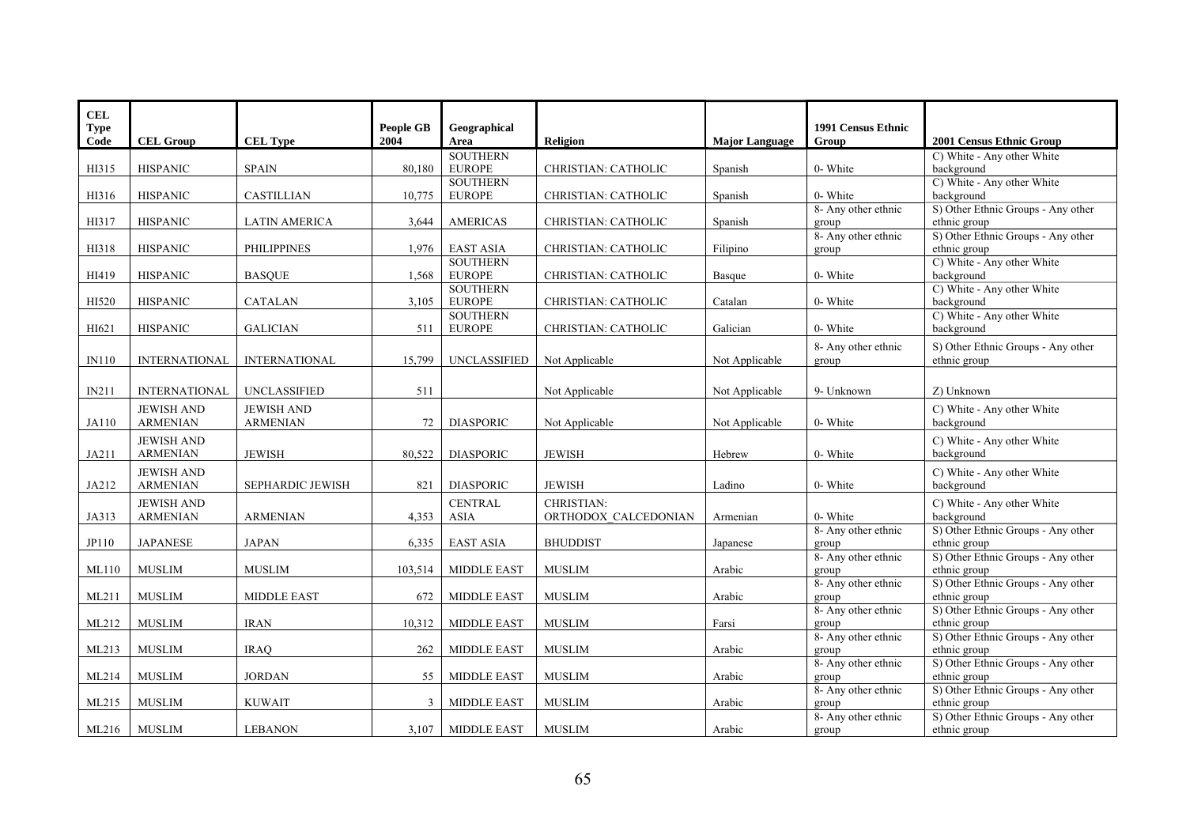| CEL Type Code | CEL Group | CEL Type | People GB 2004 | Geographical Area | Religion | Major Language | 1991 Census Ethnic Group | 2001 Census Ethnic Group |
|---|---|---|---|---|---|---|---|---|
| HI315 | HISPANIC | SPAIN | 80,180 | SOUTHERN EUROPE | CHRISTIAN: CATHOLIC | Spanish | 0- White | C) White - Any other White background |
| HI316 | HISPANIC | CASTILLIAN | 10,775 | SOUTHERN EUROPE | CHRISTIAN: CATHOLIC | Spanish | 0- White | C) White - Any other White background |
| HI317 | HISPANIC | LATIN AMERICA | 3,644 | AMERICAS | CHRISTIAN: CATHOLIC | Spanish | 8- Any other ethnic group | S) Other Ethnic Groups - Any other ethnic group |
| HI318 | HISPANIC | PHILIPPINES | 1,976 | EAST ASIA | CHRISTIAN: CATHOLIC | Filipino | 8- Any other ethnic group | S) Other Ethnic Groups - Any other ethnic group |
| HI419 | HISPANIC | BASQUE | 1,568 | SOUTHERN EUROPE | CHRISTIAN: CATHOLIC | Basque | 0- White | C) White - Any other White background |
| HI520 | HISPANIC | CATALAN | 3,105 | SOUTHERN EUROPE | CHRISTIAN: CATHOLIC | Catalan | 0- White | C) White - Any other White background |
| HI621 | HISPANIC | GALICIAN | 511 | SOUTHERN EUROPE | CHRISTIAN: CATHOLIC | Galician | 0- White | C) White - Any other White background |
| IN110 | INTERNATIONAL | INTERNATIONAL | 15,799 | UNCLASSIFIED | Not Applicable | Not Applicable | 8- Any other ethnic group | S) Other Ethnic Groups - Any other ethnic group |
| IN211 | INTERNATIONAL | UNCLASSIFIED | 511 | | Not Applicable | Not Applicable | 9- Unknown | Z) Unknown |
| JA110 | JEWISH AND ARMENIAN | JEWISH AND ARMENIAN | 72 | DIASPORIC | Not Applicable | Not Applicable | 0- White | C) White - Any other White background |
| JA211 | JEWISH AND ARMENIAN | JEWISH | 80,522 | DIASPORIC | JEWISH | Hebrew | 0- White | C) White - Any other White background |
| JA212 | JEWISH AND ARMENIAN | SEPHARDIC JEWISH | 821 | DIASPORIC | JEWISH | Ladino | 0- White | C) White - Any other White background |
| JA313 | JEWISH AND ARMENIAN | ARMENIAN | 4,353 | CENTRAL ASIA | CHRISTIAN: ORTHODOX_CALCEDONIAN | Armenian | 0- White | C) White - Any other White background |
| JP110 | JAPANESE | JAPAN | 6,335 | EAST ASIA | BHUDDIST | Japanese | 8- Any other ethnic group | S) Other Ethnic Groups - Any other ethnic group |
| ML110 | MUSLIM | MUSLIM | 103,514 | MIDDLE EAST | MUSLIM | Arabic | 8- Any other ethnic group | S) Other Ethnic Groups - Any other ethnic group |
| ML211 | MUSLIM | MIDDLE EAST | 672 | MIDDLE EAST | MUSLIM | Arabic | 8- Any other ethnic group | S) Other Ethnic Groups - Any other ethnic group |
| ML212 | MUSLIM | IRAN | 10,312 | MIDDLE EAST | MUSLIM | Farsi | 8- Any other ethnic group | S) Other Ethnic Groups - Any other ethnic group |
| ML213 | MUSLIM | IRAQ | 262 | MIDDLE EAST | MUSLIM | Arabic | 8- Any other ethnic group | S) Other Ethnic Groups - Any other ethnic group |
| ML214 | MUSLIM | JORDAN | 55 | MIDDLE EAST | MUSLIM | Arabic | 8- Any other ethnic group | S) Other Ethnic Groups - Any other ethnic group |
| ML215 | MUSLIM | KUWAIT | 3 | MIDDLE EAST | MUSLIM | Arabic | 8- Any other ethnic group | S) Other Ethnic Groups - Any other ethnic group |
| ML216 | MUSLIM | LEBANON | 3,107 | MIDDLE EAST | MUSLIM | Arabic | 8- Any other ethnic group | S) Other Ethnic Groups - Any other ethnic group |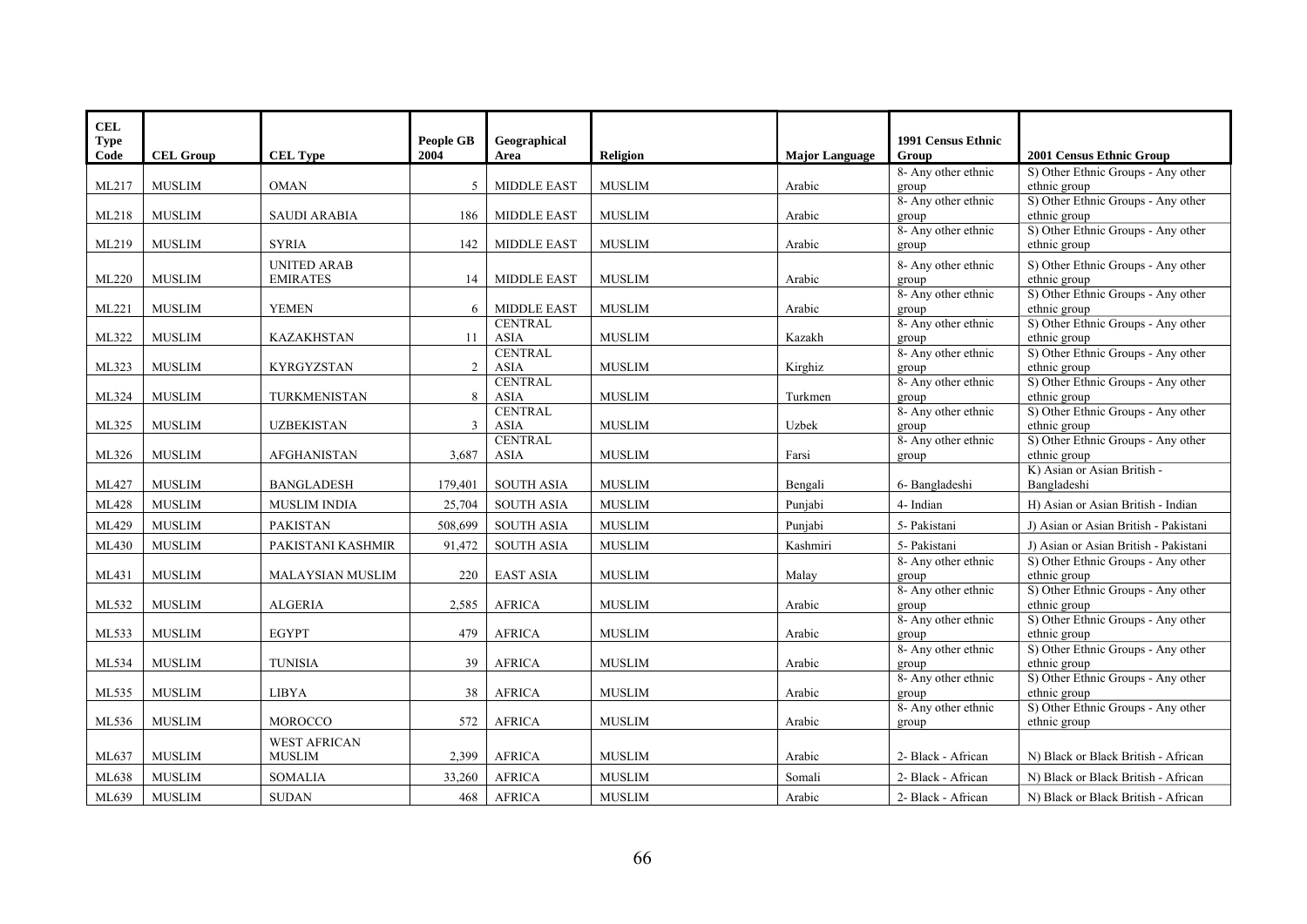| CEL Type Code | CEL Group | CEL Type | People GB 2004 | Geographical Area | Religion | Major Language | 1991 Census Ethnic Group | 2001 Census Ethnic Group |
|---|---|---|---|---|---|---|---|---|
| ML217 | MUSLIM | OMAN | 5 | MIDDLE EAST | MUSLIM | Arabic | 8- Any other ethnic group | S) Other Ethnic Groups - Any other ethnic group |
| ML218 | MUSLIM | SAUDI ARABIA | 186 | MIDDLE EAST | MUSLIM | Arabic | 8- Any other ethnic group | S) Other Ethnic Groups - Any other ethnic group |
| ML219 | MUSLIM | SYRIA | 142 | MIDDLE EAST | MUSLIM | Arabic | 8- Any other ethnic group | S) Other Ethnic Groups - Any other ethnic group |
| ML220 | MUSLIM | UNITED ARAB EMIRATES | 14 | MIDDLE EAST | MUSLIM | Arabic | 8- Any other ethnic group | S) Other Ethnic Groups - Any other ethnic group |
| ML221 | MUSLIM | YEMEN | 6 | MIDDLE EAST | MUSLIM | Arabic | 8- Any other ethnic group | S) Other Ethnic Groups - Any other ethnic group |
| ML322 | MUSLIM | KAZAKHSTAN | 11 | CENTRAL ASIA | MUSLIM | Kazakh | 8- Any other ethnic group | S) Other Ethnic Groups - Any other ethnic group |
| ML323 | MUSLIM | KYRGYZSTAN | 2 | CENTRAL ASIA | MUSLIM | Kirghiz | 8- Any other ethnic group | S) Other Ethnic Groups - Any other ethnic group |
| ML324 | MUSLIM | TURKMENISTAN | 8 | CENTRAL ASIA | MUSLIM | Turkmen | 8- Any other ethnic group | S) Other Ethnic Groups - Any other ethnic group |
| ML325 | MUSLIM | UZBEKISTAN | 3 | CENTRAL ASIA | MUSLIM | Uzbek | 8- Any other ethnic group | S) Other Ethnic Groups - Any other ethnic group |
| ML326 | MUSLIM | AFGHANISTAN | 3,687 | CENTRAL ASIA | MUSLIM | Farsi | 8- Any other ethnic group | S) Other Ethnic Groups - Any other ethnic group |
| ML427 | MUSLIM | BANGLADESH | 179,401 | SOUTH ASIA | MUSLIM | Bengali | 6- Bangladeshi | K) Asian or Asian British - Bangladeshi |
| ML428 | MUSLIM | MUSLIM INDIA | 25,704 | SOUTH ASIA | MUSLIM | Punjabi | 4- Indian | H) Asian or Asian British - Indian |
| ML429 | MUSLIM | PAKISTAN | 508,699 | SOUTH ASIA | MUSLIM | Punjabi | 5- Pakistani | J) Asian or Asian British - Pakistani |
| ML430 | MUSLIM | PAKISTANI KASHMIR | 91,472 | SOUTH ASIA | MUSLIM | Kashmiri | 5- Pakistani | J) Asian or Asian British - Pakistani |
| ML431 | MUSLIM | MALAYSIAN MUSLIM | 220 | EAST ASIA | MUSLIM | Malay | 8- Any other ethnic group | S) Other Ethnic Groups - Any other ethnic group |
| ML532 | MUSLIM | ALGERIA | 2,585 | AFRICA | MUSLIM | Arabic | 8- Any other ethnic group | S) Other Ethnic Groups - Any other ethnic group |
| ML533 | MUSLIM | EGYPT | 479 | AFRICA | MUSLIM | Arabic | 8- Any other ethnic group | S) Other Ethnic Groups - Any other ethnic group |
| ML534 | MUSLIM | TUNISIA | 39 | AFRICA | MUSLIM | Arabic | 8- Any other ethnic group | S) Other Ethnic Groups - Any other ethnic group |
| ML535 | MUSLIM | LIBYA | 38 | AFRICA | MUSLIM | Arabic | 8- Any other ethnic group | S) Other Ethnic Groups - Any other ethnic group |
| ML536 | MUSLIM | MOROCCO | 572 | AFRICA | MUSLIM | Arabic | 8- Any other ethnic group | S) Other Ethnic Groups - Any other ethnic group |
| ML637 | MUSLIM | WEST AFRICAN MUSLIM | 2,399 | AFRICA | MUSLIM | Arabic | 2- Black - African | N) Black or Black British - African |
| ML638 | MUSLIM | SOMALIA | 33,260 | AFRICA | MUSLIM | Somali | 2- Black - African | N) Black or Black British - African |
| ML639 | MUSLIM | SUDAN | 468 | AFRICA | MUSLIM | Arabic | 2- Black - African | N) Black or Black British - African |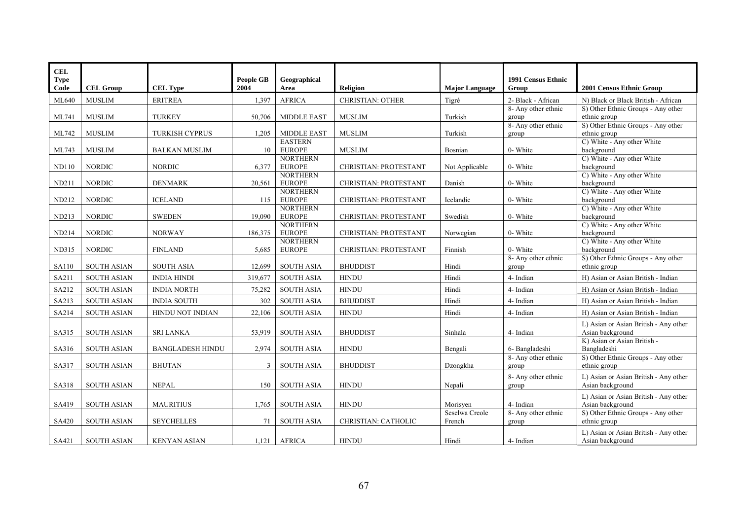| CEL Type Code | CEL Group | CEL Type | People GB 2004 | Geographical Area | Religion | Major Language | 1991 Census Ethnic Group | 2001 Census Ethnic Group |
|---|---|---|---|---|---|---|---|---|
| ML640 | MUSLIM | ERITREA | 1,397 | AFRICA | CHRISTIAN: OTHER | Tigré | 2- Black - African | N) Black or Black British - African |
| ML741 | MUSLIM | TURKEY | 50,706 | MIDDLE EAST | MUSLIM | Turkish | 8- Any other ethnic group | S) Other Ethnic Groups - Any other ethnic group |
| ML742 | MUSLIM | TURKISH CYPRUS | 1,205 | MIDDLE EAST | MUSLIM | Turkish | 8- Any other ethnic group | S) Other Ethnic Groups - Any other ethnic group |
| ML743 | MUSLIM | BALKAN MUSLIM | 10 | EASTERN EUROPE | MUSLIM | Bosnian | 0- White | C) White - Any other White background |
| ND110 | NORDIC | NORDIC | 6,377 | NORTHERN EUROPE | CHRISTIAN: PROTESTANT | Not Applicable | 0- White | C) White - Any other White background |
| ND211 | NORDIC | DENMARK | 20,561 | NORTHERN EUROPE | CHRISTIAN: PROTESTANT | Danish | 0- White | C) White - Any other White background |
| ND212 | NORDIC | ICELAND | 115 | NORTHERN EUROPE | CHRISTIAN: PROTESTANT | Icelandic | 0- White | C) White - Any other White background |
| ND213 | NORDIC | SWEDEN | 19,090 | NORTHERN EUROPE | CHRISTIAN: PROTESTANT | Swedish | 0- White | C) White - Any other White background |
| ND214 | NORDIC | NORWAY | 186,375 | NORTHERN EUROPE | CHRISTIAN: PROTESTANT | Norwegian | 0- White | C) White - Any other White background |
| ND315 | NORDIC | FINLAND | 5,685 | NORTHERN EUROPE | CHRISTIAN: PROTESTANT | Finnish | 0- White | C) White - Any other White background |
| SA110 | SOUTH ASIAN | SOUTH ASIA | 12,699 | SOUTH ASIA | BHUDDIST | Hindi | 8- Any other ethnic group | S) Other Ethnic Groups - Any other ethnic group |
| SA211 | SOUTH ASIAN | INDIA HINDI | 319,677 | SOUTH ASIA | HINDU | Hindi | 4- Indian | H) Asian or Asian British - Indian |
| SA212 | SOUTH ASIAN | INDIA NORTH | 75,282 | SOUTH ASIA | HINDU | Hindi | 4- Indian | H) Asian or Asian British - Indian |
| SA213 | SOUTH ASIAN | INDIA SOUTH | 302 | SOUTH ASIA | BHUDDIST | Hindi | 4- Indian | H) Asian or Asian British - Indian |
| SA214 | SOUTH ASIAN | HINDU NOT INDIAN | 22,106 | SOUTH ASIA | HINDU | Hindi | 4- Indian | H) Asian or Asian British - Indian |
| SA315 | SOUTH ASIAN | SRI LANKA | 53,919 | SOUTH ASIA | BHUDDIST | Sinhala | 4- Indian | L) Asian or Asian British - Any other Asian background |
| SA316 | SOUTH ASIAN | BANGLADESH HINDU | 2,974 | SOUTH ASIA | HINDU | Bengali | 6- Bangladeshi | K) Asian or Asian British - Bangladeshi |
| SA317 | SOUTH ASIAN | BHUTAN | 3 | SOUTH ASIA | BHUDDIST | Dzongkha | 8- Any other ethnic group | S) Other Ethnic Groups - Any other ethnic group |
| SA318 | SOUTH ASIAN | NEPAL | 150 | SOUTH ASIA | HINDU | Nepali | 8- Any other ethnic group | L) Asian or Asian British - Any other Asian background |
| SA419 | SOUTH ASIAN | MAURITIUS | 1,765 | SOUTH ASIA | HINDU | Morisyen | 4- Indian | L) Asian or Asian British - Any other Asian background |
| SA420 | SOUTH ASIAN | SEYCHELLES | 71 | SOUTH ASIA | CHRISTIAN: CATHOLIC | Seselwa Creole French | 8- Any other ethnic group | S) Other Ethnic Groups - Any other ethnic group |
| SA421 | SOUTH ASIAN | KENYAN ASIAN | 1,121 | AFRICA | HINDU | Hindi | 4- Indian | L) Asian or Asian British - Any other Asian background |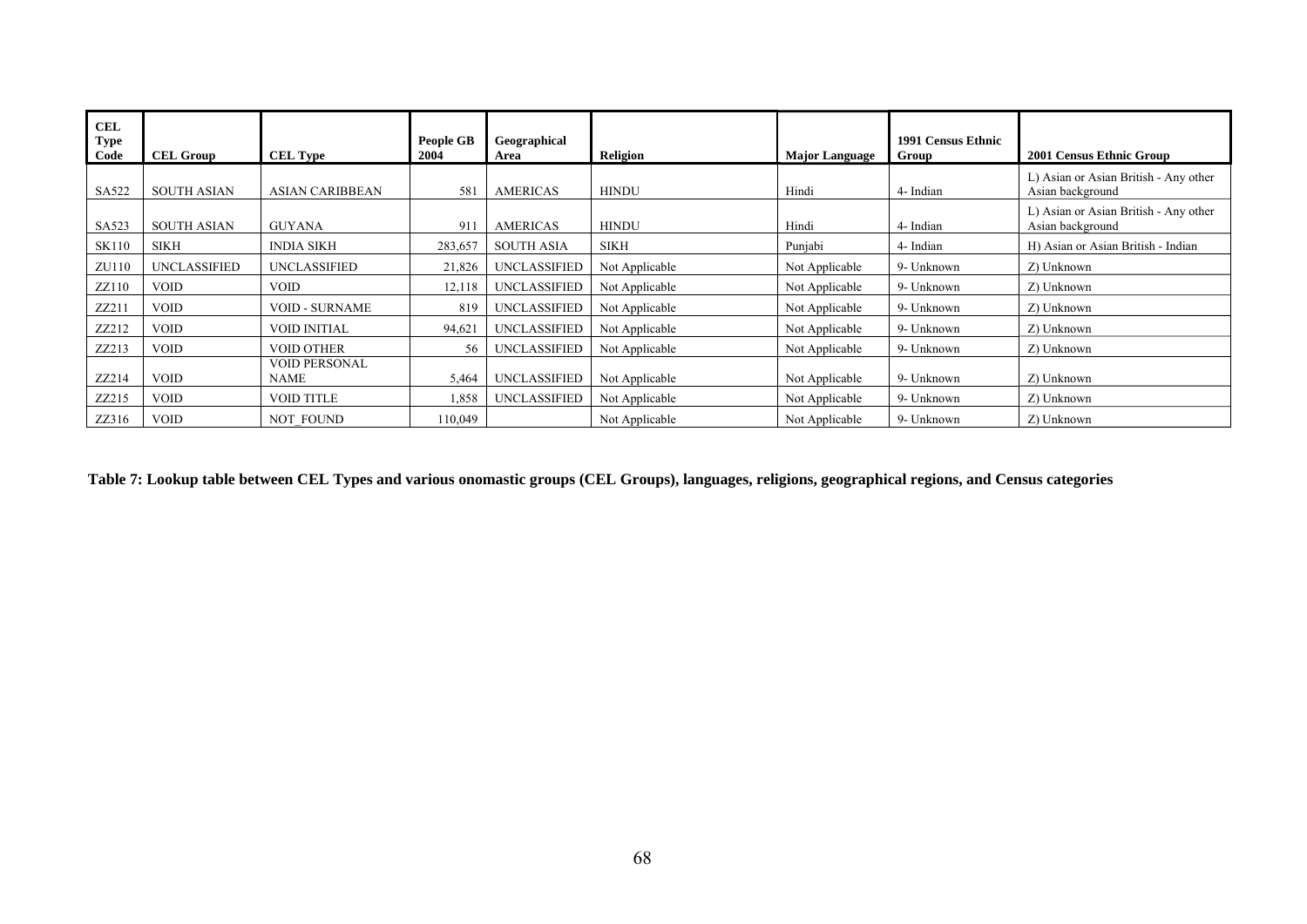| CEL Type Code | CEL Group | CEL Type | People GB 2004 | Geographical Area | Religion | Major Language | 1991 Census Ethnic Group | 2001 Census Ethnic Group |
|---|---|---|---|---|---|---|---|---|
| SA522 | SOUTH ASIAN | ASIAN CARIBBEAN | 581 | AMERICAS | HINDU | Hindi | 4- Indian | L) Asian or Asian British - Any other Asian background |
| SA523 | SOUTH ASIAN | GUYANA | 911 | AMERICAS | HINDU | Hindi | 4- Indian | L) Asian or Asian British - Any other Asian background |
| SK110 | SIKH | INDIA SIKH | 283,657 | SOUTH ASIA | SIKH | Punjabi | 4- Indian | H) Asian or Asian British - Indian |
| ZU110 | UNCLASSIFIED | UNCLASSIFIED | 21,826 | UNCLASSIFIED | Not Applicable | Not Applicable | 9- Unknown | Z) Unknown |
| ZZ110 | VOID | VOID | 12,118 | UNCLASSIFIED | Not Applicable | Not Applicable | 9- Unknown | Z) Unknown |
| ZZ211 | VOID | VOID - SURNAME | 819 | UNCLASSIFIED | Not Applicable | Not Applicable | 9- Unknown | Z) Unknown |
| ZZ212 | VOID | VOID INITIAL | 94,621 | UNCLASSIFIED | Not Applicable | Not Applicable | 9- Unknown | Z) Unknown |
| ZZ213 | VOID | VOID OTHER | 56 | UNCLASSIFIED | Not Applicable | Not Applicable | 9- Unknown | Z) Unknown |
| ZZ214 | VOID | VOID PERSONAL NAME | 5,464 | UNCLASSIFIED | Not Applicable | Not Applicable | 9- Unknown | Z) Unknown |
| ZZ215 | VOID | VOID TITLE | 1,858 | UNCLASSIFIED | Not Applicable | Not Applicable | 9- Unknown | Z) Unknown |
| ZZ316 | VOID | NOT_FOUND | 110,049 | | Not Applicable | Not Applicable | 9- Unknown | Z) Unknown |

**Table 7: Lookup table between CEL Types and various onomastic groups (CEL Groups), languages, religions, geographical regions, and Census categories**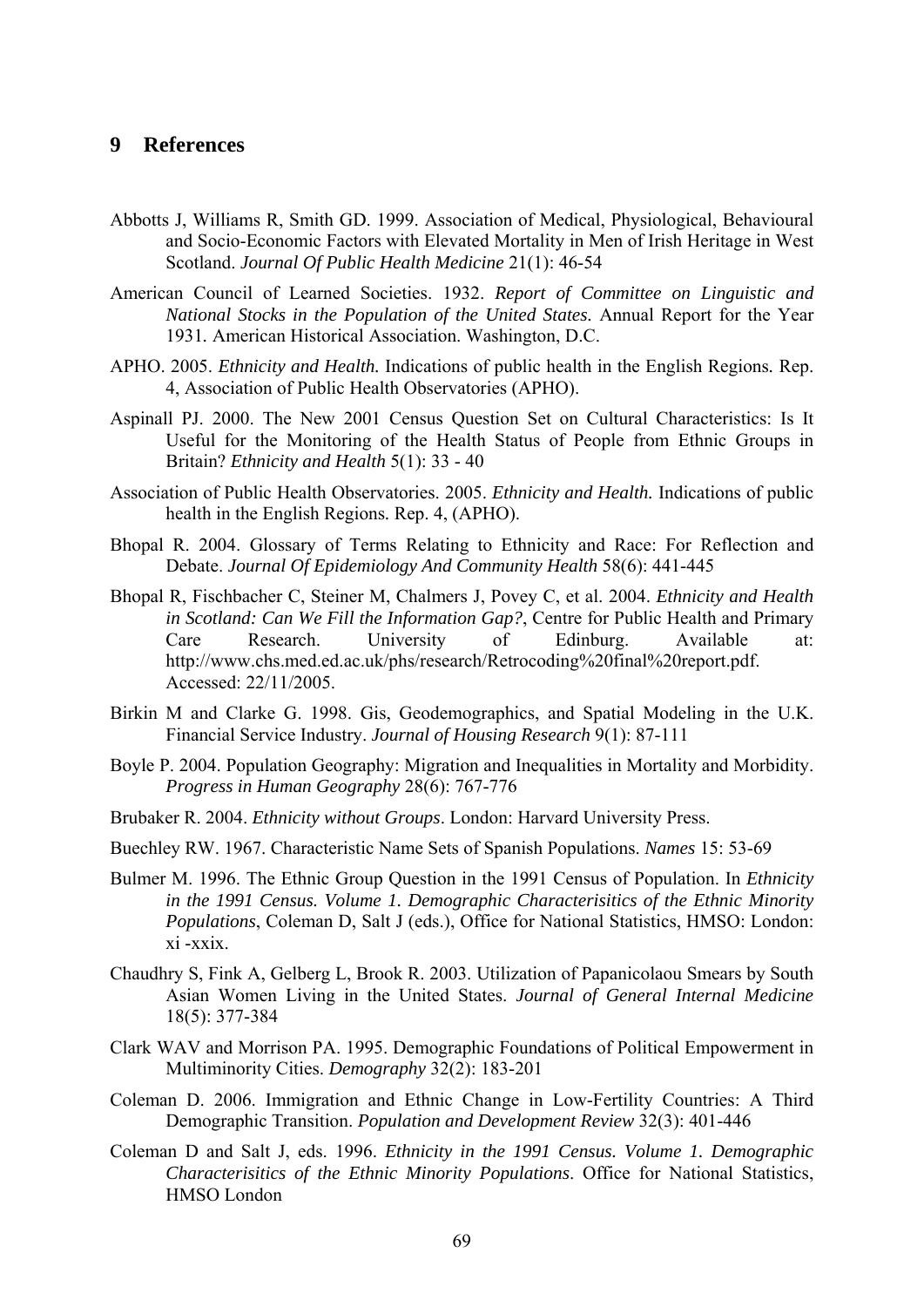## 9 References

Abbotts J, Williams R, Smith GD. 1999. Association of Medical, Physiological, Behavioural and Socio-Economic Factors with Elevated Mortality in Men of Irish Heritage in West Scotland. *Journal Of Public Health Medicine* 21(1): 46-54

American Council of Learned Societies. 1932. *Report of Committee on Linguistic and National Stocks in the Population of the United States.* Annual Report for the Year 1931. American Historical Association. Washington, D.C.

APHO. 2005. *Ethnicity and Health.* Indications of public health in the English Regions. Rep. 4, Association of Public Health Observatories (APHO).

Aspinall PJ. 2000. The New 2001 Census Question Set on Cultural Characteristics: Is It Useful for the Monitoring of the Health Status of People from Ethnic Groups in Britain? *Ethnicity and Health* 5(1): 33 - 40

Association of Public Health Observatories. 2005. *Ethnicity and Health.* Indications of public health in the English Regions. Rep. 4, (APHO).

Bhopal R. 2004. Glossary of Terms Relating to Ethnicity and Race: For Reflection and Debate. *Journal Of Epidemiology And Community Health* 58(6): 441-445

Bhopal R, Fischbacher C, Steiner M, Chalmers J, Povey C, et al. 2004. *Ethnicity and Health in Scotland: Can We Fill the Information Gap?*, Centre for Public Health and Primary Care Research. University of Edinburg. Available at: http://www.chs.med.ed.ac.uk/phs/research/Retrocoding%20final%20report.pdf. Accessed: 22/11/2005.

Birkin M and Clarke G. 1998. Gis, Geodemographics, and Spatial Modeling in the U.K. Financial Service Industry. *Journal of Housing Research* 9(1): 87-111

Boyle P. 2004. Population Geography: Migration and Inequalities in Mortality and Morbidity. *Progress in Human Geography* 28(6): 767-776

Brubaker R. 2004. *Ethnicity without Groups*. London: Harvard University Press.

Buechley RW. 1967. Characteristic Name Sets of Spanish Populations. *Names* 15: 53-69

Bulmer M. 1996. The Ethnic Group Question in the 1991 Census of Population. In *Ethnicity in the 1991 Census. Volume 1. Demographic Characterisitics of the Ethnic Minority Populations*, Coleman D, Salt J (eds.), Office for National Statistics, HMSO: London: xi -xxix.

Chaudhry S, Fink A, Gelberg L, Brook R. 2003. Utilization of Papanicolaou Smears by South Asian Women Living in the United States. *Journal of General Internal Medicine* 18(5): 377-384

Clark WAV and Morrison PA. 1995. Demographic Foundations of Political Empowerment in Multiminority Cities. *Demography* 32(2): 183-201

Coleman D. 2006. Immigration and Ethnic Change in Low-Fertility Countries: A Third Demographic Transition. *Population and Development Review* 32(3): 401-446

Coleman D and Salt J, eds. 1996. *Ethnicity in the 1991 Census. Volume 1. Demographic Characterisitics of the Ethnic Minority Populations*. Office for National Statistics, HMSO London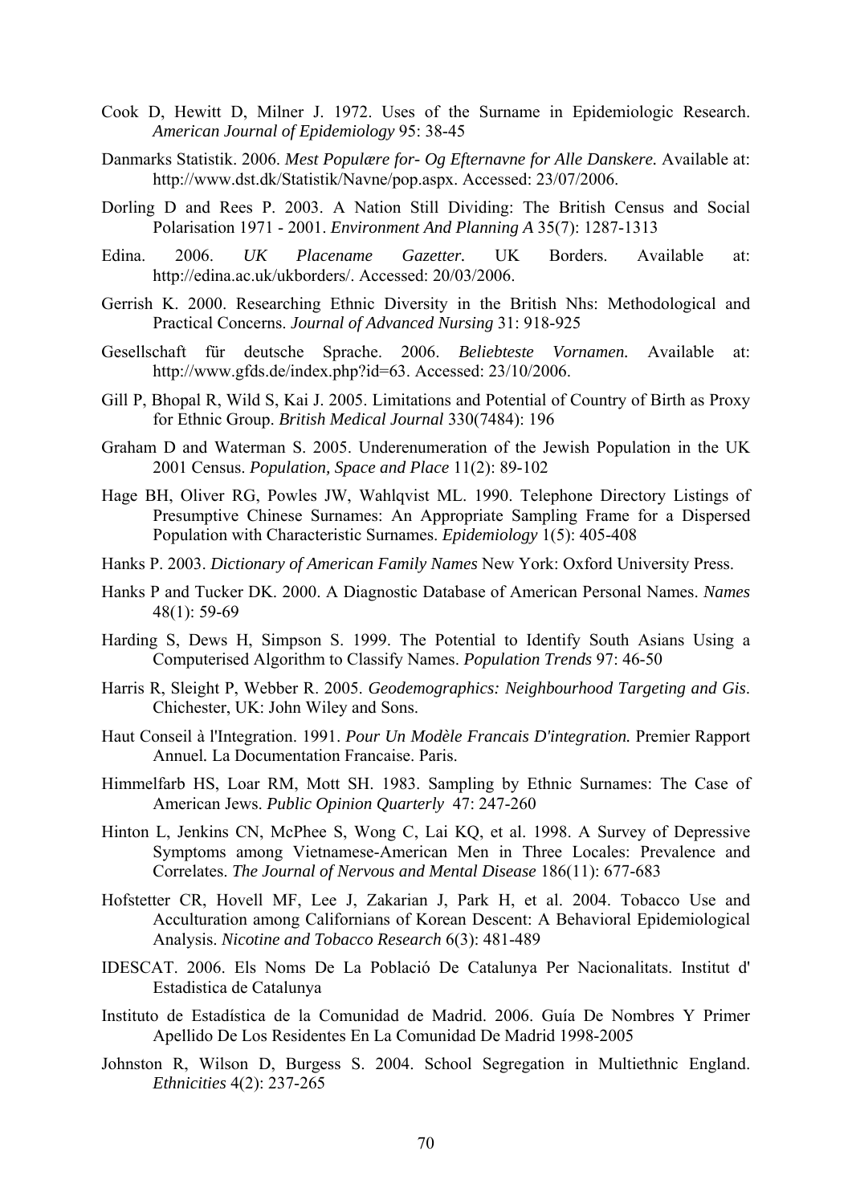Cook D, Hewitt D, Milner J. 1972. Uses of the Surname in Epidemiologic Research. *American Journal of Epidemiology* 95: 38-45

Danmarks Statistik. 2006. *Mest Populære for- Og Efternavne for Alle Danskere.* Available at: http://www.dst.dk/Statistik/Navne/pop.aspx. Accessed: 23/07/2006.

Dorling D and Rees P. 2003. A Nation Still Dividing: The British Census and Social Polarisation 1971 - 2001. *Environment And Planning A* 35(7): 1287-1313

Edina. 2006. *UK Placename Gazetter.* UK Borders. Available at: http://edina.ac.uk/ukborders/. Accessed: 20/03/2006.

Gerrish K. 2000. Researching Ethnic Diversity in the British Nhs: Methodological and Practical Concerns. *Journal of Advanced Nursing* 31: 918-925

Gesellschaft für deutsche Sprache. 2006. *Beliebteste Vornamen.* Available at: http://www.gfds.de/index.php?id=63. Accessed: 23/10/2006.

Gill P, Bhopal R, Wild S, Kai J. 2005. Limitations and Potential of Country of Birth as Proxy for Ethnic Group. *British Medical Journal* 330(7484): 196

Graham D and Waterman S. 2005. Underenumeration of the Jewish Population in the UK 2001 Census. *Population, Space and Place* 11(2): 89-102

Hage BH, Oliver RG, Powles JW, Wahlqvist ML. 1990. Telephone Directory Listings of Presumptive Chinese Surnames: An Appropriate Sampling Frame for a Dispersed Population with Characteristic Surnames. *Epidemiology* 1(5): 405-408

Hanks P. 2003. *Dictionary of American Family Names* New York: Oxford University Press.

Hanks P and Tucker DK. 2000. A Diagnostic Database of American Personal Names. *Names* 48(1): 59-69

Harding S, Dews H, Simpson S. 1999. The Potential to Identify South Asians Using a Computerised Algorithm to Classify Names. *Population Trends* 97: 46-50

Harris R, Sleight P, Webber R. 2005. *Geodemographics: Neighbourhood Targeting and Gis*. Chichester, UK: John Wiley and Sons.

Haut Conseil à l'Integration. 1991. *Pour Un Modèle Francais D'integration.* Premier Rapport Annuel*.* La Documentation Francaise. Paris.

Himmelfarb HS, Loar RM, Mott SH. 1983. Sampling by Ethnic Surnames: The Case of American Jews. *Public Opinion Quarterly* 47: 247-260

Hinton L, Jenkins CN, McPhee S, Wong C, Lai KQ, et al. 1998. A Survey of Depressive Symptoms among Vietnamese-American Men in Three Locales: Prevalence and Correlates. *The Journal of Nervous and Mental Disease* 186(11): 677-683

Hofstetter CR, Hovell MF, Lee J, Zakarian J, Park H, et al. 2004. Tobacco Use and Acculturation among Californians of Korean Descent: A Behavioral Epidemiological Analysis. *Nicotine and Tobacco Research* 6(3): 481-489

IDESCAT. 2006. Els Noms De La Població De Catalunya Per Nacionalitats. Institut d' Estadistica de Catalunya

Instituto de Estadística de la Comunidad de Madrid. 2006. Guía De Nombres Y Primer Apellido De Los Residentes En La Comunidad De Madrid 1998-2005

Johnston R, Wilson D, Burgess S. 2004. School Segregation in Multiethnic England. *Ethnicities* 4(2): 237-265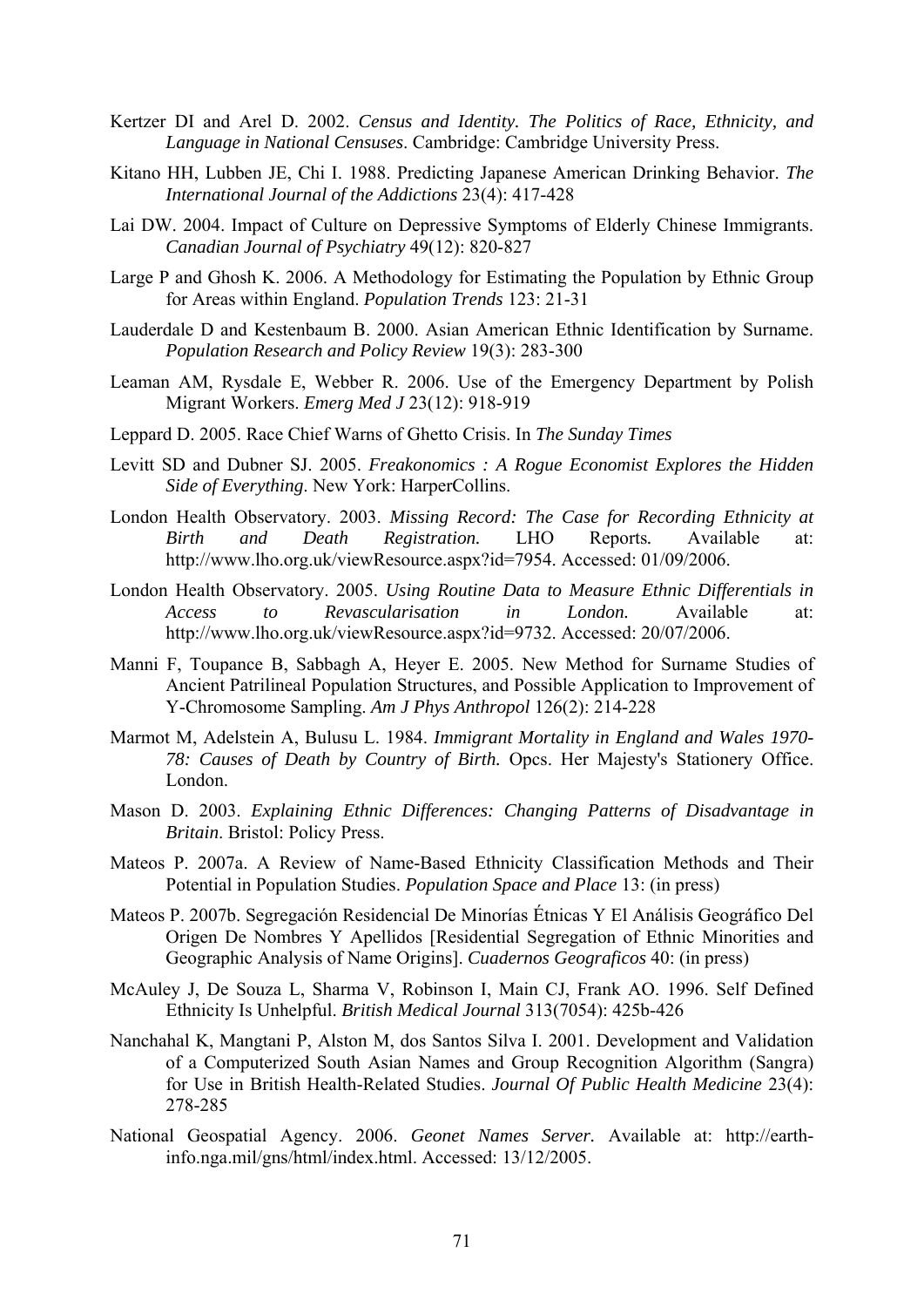Kertzer DI and Arel D. 2002. *Census and Identity. The Politics of Race, Ethnicity, and Language in National Censuses*. Cambridge: Cambridge University Press.

Kitano HH, Lubben JE, Chi I. 1988. Predicting Japanese American Drinking Behavior. *The International Journal of the Addictions* 23(4): 417-428

Lai DW. 2004. Impact of Culture on Depressive Symptoms of Elderly Chinese Immigrants. *Canadian Journal of Psychiatry* 49(12): 820-827

Large P and Ghosh K. 2006. A Methodology for Estimating the Population by Ethnic Group for Areas within England. *Population Trends* 123: 21-31

Lauderdale D and Kestenbaum B. 2000. Asian American Ethnic Identification by Surname. *Population Research and Policy Review* 19(3): 283-300

Leaman AM, Rysdale E, Webber R. 2006. Use of the Emergency Department by Polish Migrant Workers. *Emerg Med J* 23(12): 918-919

Leppard D. 2005. Race Chief Warns of Ghetto Crisis. In *The Sunday Times*

Levitt SD and Dubner SJ. 2005. *Freakonomics : A Rogue Economist Explores the Hidden Side of Everything*. New York: HarperCollins.

London Health Observatory. 2003. *Missing Record: The Case for Recording Ethnicity at Birth and Death Registration.* LHO Reports*.* Available at: http://www.lho.org.uk/viewResource.aspx?id=7954. Accessed: 01/09/2006.

London Health Observatory. 2005. *Using Routine Data to Measure Ethnic Differentials in Access to Revascularisation in London.* Available at: http://www.lho.org.uk/viewResource.aspx?id=9732. Accessed: 20/07/2006.

Manni F, Toupance B, Sabbagh A, Heyer E. 2005. New Method for Surname Studies of Ancient Patrilineal Population Structures, and Possible Application to Improvement of Y-Chromosome Sampling. *Am J Phys Anthropol* 126(2): 214-228

Marmot M, Adelstein A, Bulusu L. 1984. *Immigrant Mortality in England and Wales 1970-78: Causes of Death by Country of Birth.* Opcs. Her Majesty's Stationery Office. London.

Mason D. 2003. *Explaining Ethnic Differences: Changing Patterns of Disadvantage in Britain*. Bristol: Policy Press.

Mateos P. 2007a. A Review of Name-Based Ethnicity Classification Methods and Their Potential in Population Studies. *Population Space and Place* 13: (in press)

Mateos P. 2007b. Segregación Residencial De Minorías Étnicas Y El Análisis Geográfico Del Origen De Nombres Y Apellidos [Residential Segregation of Ethnic Minorities and Geographic Analysis of Name Origins]. *Cuadernos Geograficos* 40: (in press)

McAuley J, De Souza L, Sharma V, Robinson I, Main CJ, Frank AO. 1996. Self Defined Ethnicity Is Unhelpful. *British Medical Journal* 313(7054): 425b-426

Nanchahal K, Mangtani P, Alston M, dos Santos Silva I. 2001. Development and Validation of a Computerized South Asian Names and Group Recognition Algorithm (Sangra) for Use in British Health-Related Studies. *Journal Of Public Health Medicine* 23(4): 278-285

National Geospatial Agency. 2006. *Geonet Names Server.* Available at: http://earth-info.nga.mil/gns/html/index.html. Accessed: 13/12/2005.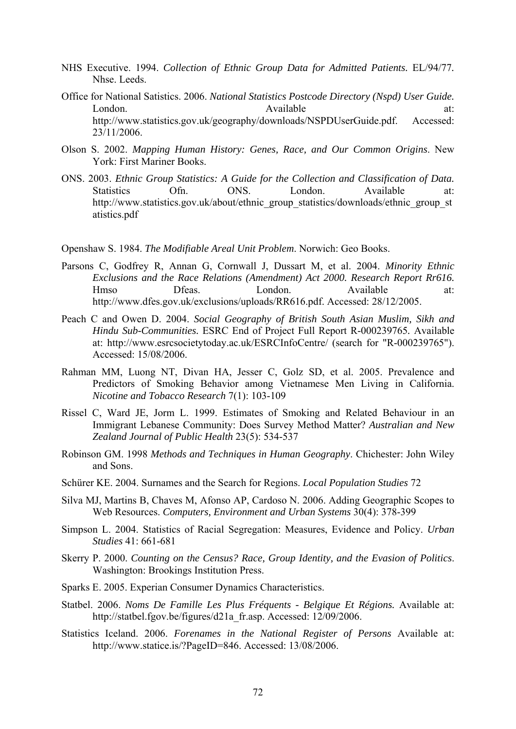NHS Executive. 1994. *Collection of Ethnic Group Data for Admitted Patients*. EL/94/77. Nhse. Leeds.

Office for National Satistics. 2006. *National Statistics Postcode Directory (Nspd) User Guide.* London. Available at: http://www.statistics.gov.uk/geography/downloads/NSPDUserGuide.pdf. Accessed: 23/11/2006.

Olson S. 2002. *Mapping Human History: Genes, Race, and Our Common Origins*. New York: First Mariner Books.

ONS. 2003. *Ethnic Group Statistics: A Guide for the Collection and Classification of Data.* Statistics Ofn. ONS. London. Available at: http://www.statistics.gov.uk/about/ethnic_group_statistics/downloads/ethnic_group_statistics.pdf

Openshaw S. 1984. *The Modifiable Areal Unit Problem*. Norwich: Geo Books.

Parsons C, Godfrey R, Annan G, Cornwall J, Dussart M, et al. 2004. *Minority Ethnic Exclusions and the Race Relations (Amendment) Act 2000. Research Report Rr616.* Hmso Dfeas. London. Available at: http://www.dfes.gov.uk/exclusions/uploads/RR616.pdf. Accessed: 28/12/2005.

Peach C and Owen D. 2004. *Social Geography of British South Asian Muslim, Sikh and Hindu Sub-Communities.* ESRC End of Project Full Report R-000239765. Available at: http://www.esrcsocietytoday.ac.uk/ESRCInfoCentre/ (search for "R-000239765"). Accessed: 15/08/2006.

Rahman MM, Luong NT, Divan HA, Jesser C, Golz SD, et al. 2005. Prevalence and Predictors of Smoking Behavior among Vietnamese Men Living in California. *Nicotine and Tobacco Research* 7(1): 103-109

Rissel C, Ward JE, Jorm L. 1999. Estimates of Smoking and Related Behaviour in an Immigrant Lebanese Community: Does Survey Method Matter? *Australian and New Zealand Journal of Public Health* 23(5): 534-537

Robinson GM. 1998 *Methods and Techniques in Human Geography*. Chichester: John Wiley and Sons.

Schürer KE. 2004. Surnames and the Search for Regions. *Local Population Studies* 72

Silva MJ, Martins B, Chaves M, Afonso AP, Cardoso N. 2006. Adding Geographic Scopes to Web Resources. *Computers, Environment and Urban Systems* 30(4): 378-399

Simpson L. 2004. Statistics of Racial Segregation: Measures, Evidence and Policy. *Urban Studies* 41: 661-681

Skerry P. 2000. *Counting on the Census? Race, Group Identity, and the Evasion of Politics*. Washington: Brookings Institution Press.

Sparks E. 2005. Experian Consumer Dynamics Characteristics.

Statbel. 2006. *Noms De Famille Les Plus Fréquents - Belgique Et Régions.* Available at: http://statbel.fgov.be/figures/d21a_fr.asp. Accessed: 12/09/2006.

Statistics Iceland. 2006. *Forenames in the National Register of Persons* Available at: http://www.statice.is/?PageID=846. Accessed: 13/08/2006.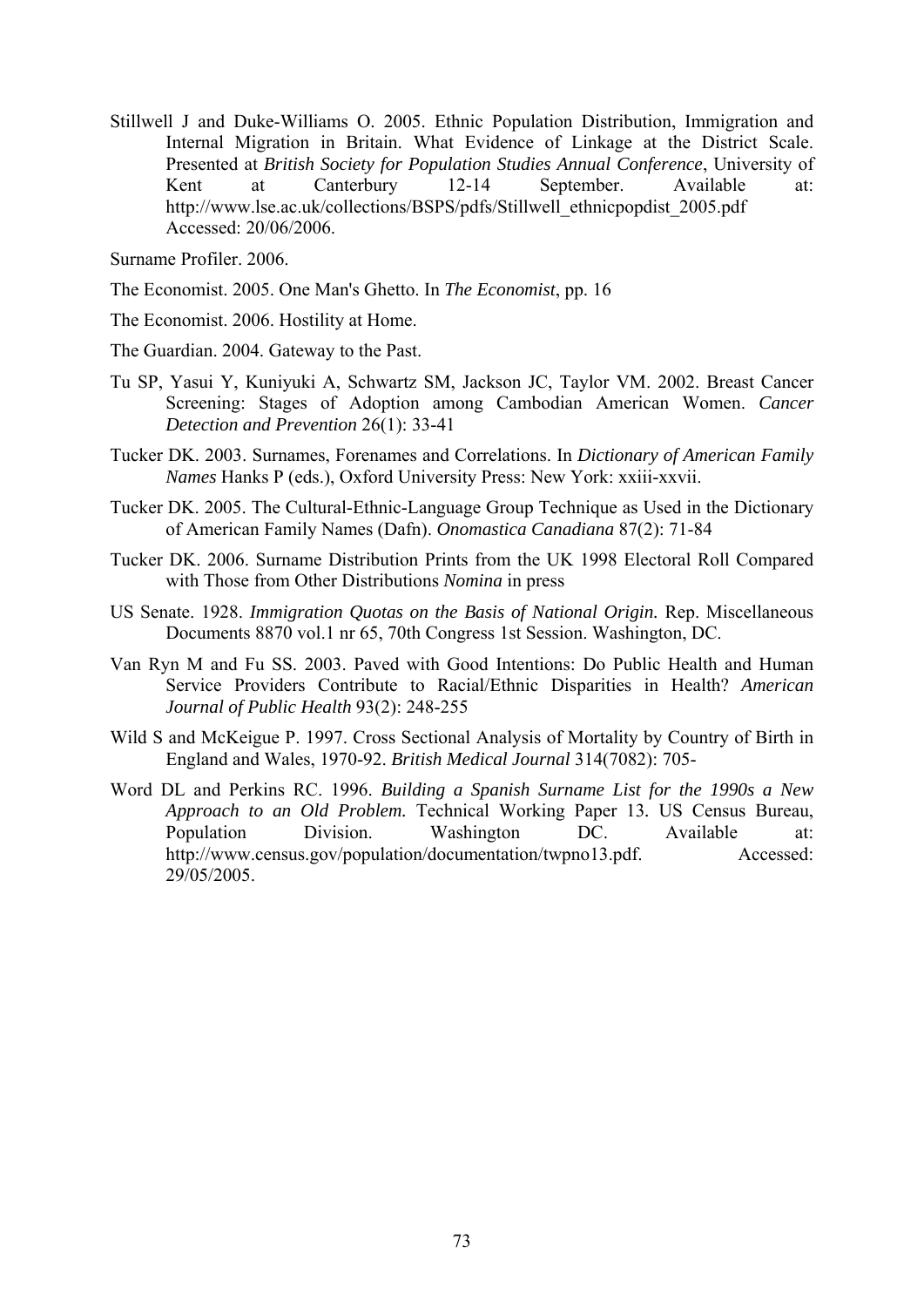Stillwell J and Duke-Williams O. 2005. Ethnic Population Distribution, Immigration and Internal Migration in Britain. What Evidence of Linkage at the District Scale. Presented at *British Society for Population Studies Annual Conference*, University of Kent at Canterbury 12-14 September. Available at: http://www.lse.ac.uk/collections/BSPS/pdfs/Stillwell_ethnicpopdist_2005.pdf Accessed: 20/06/2006.

Surname Profiler. 2006.

The Economist. 2005. One Man's Ghetto. In *The Economist*, pp. 16

The Economist. 2006. Hostility at Home.

The Guardian. 2004. Gateway to the Past.

Tu SP, Yasui Y, Kuniyuki A, Schwartz SM, Jackson JC, Taylor VM. 2002. Breast Cancer Screening: Stages of Adoption among Cambodian American Women. *Cancer Detection and Prevention* 26(1): 33-41

Tucker DK. 2003. Surnames, Forenames and Correlations. In *Dictionary of American Family Names* Hanks P (eds.), Oxford University Press: New York: xxiii-xxvii.

Tucker DK. 2005. The Cultural-Ethnic-Language Group Technique as Used in the Dictionary of American Family Names (Dafn). *Onomastica Canadiana* 87(2): 71-84

Tucker DK. 2006. Surname Distribution Prints from the UK 1998 Electoral Roll Compared with Those from Other Distributions *Nomina* in press

US Senate. 1928. *Immigration Quotas on the Basis of National Origin.* Rep. Miscellaneous Documents 8870 vol.1 nr 65, 70th Congress 1st Session. Washington, DC.

Van Ryn M and Fu SS. 2003. Paved with Good Intentions: Do Public Health and Human Service Providers Contribute to Racial/Ethnic Disparities in Health? *American Journal of Public Health* 93(2): 248-255

Wild S and McKeigue P. 1997. Cross Sectional Analysis of Mortality by Country of Birth in England and Wales, 1970-92. *British Medical Journal* 314(7082): 705-

Word DL and Perkins RC. 1996. *Building a Spanish Surname List for the 1990s a New Approach to an Old Problem.* Technical Working Paper 13. US Census Bureau, Population Division. Washington DC. Available at: http://www.census.gov/population/documentation/twpno13.pdf. Accessed: 29/05/2005.